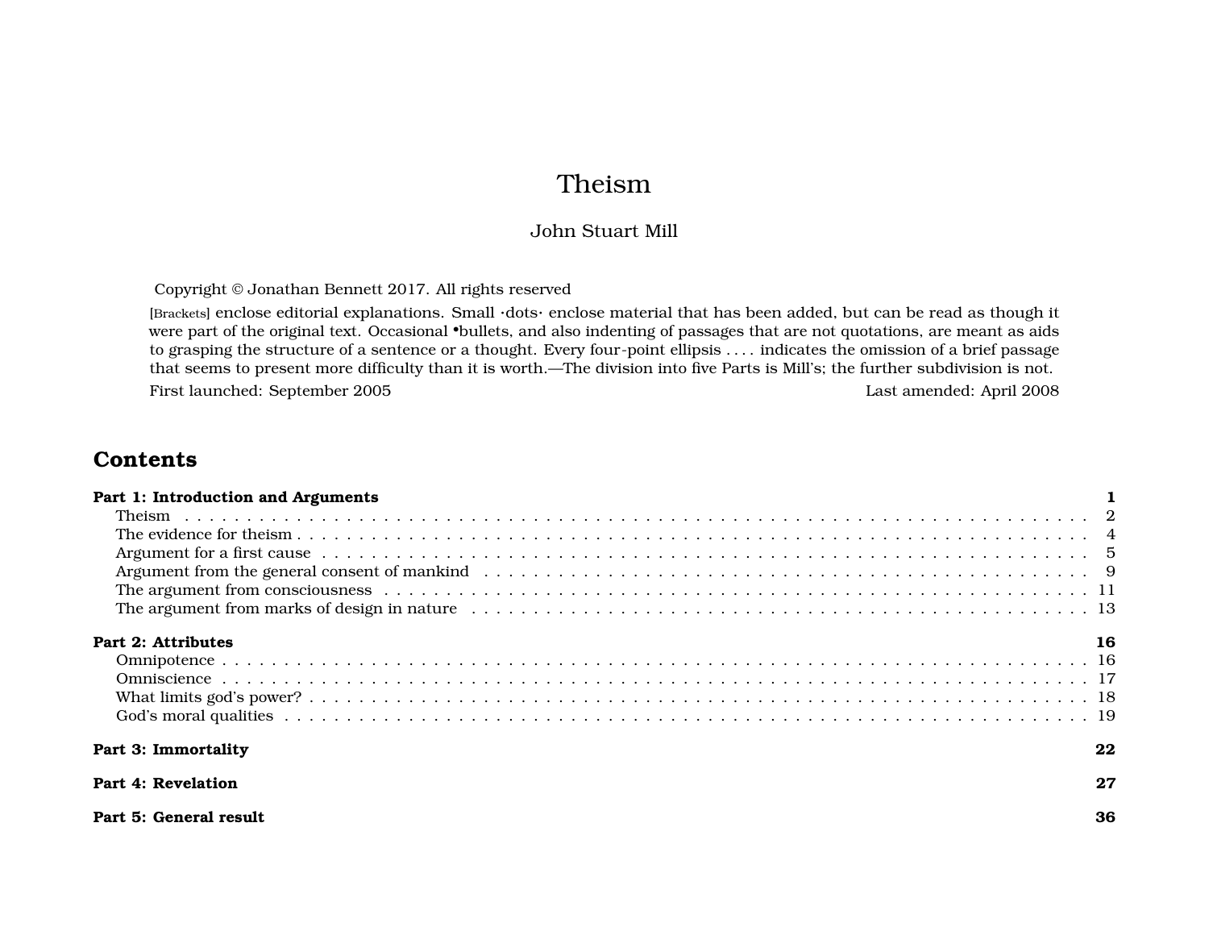# Theism

John Stuart Mill

Copyright © Jonathan Bennett 2017. All rights reserved

[Brackets] enclose editorial explanations. Small ·dots· enclose material that has been added, but can be read as though it were part of the original text. Occasional •bullets, and also indenting of passages that are not quotations, are meant as aids to grasping the structure of a sentence or a thought. Every four-point ellipsis . . . . indicates the omission of a brief passage that seems to present more difficulty than it is worth.—The division into five Parts is Mill's; the further subdivision is not.

First launched: September 2005 Last amended: April 2008

## Contents

**Part 1: Introduction and Arguments** **1**
- Theism 2
- The evidence for theism 4
- Argument for a first cause 5
- Argument from the general consent of mankind 9
- The argument from consciousness 11
- The argument from marks of design in nature 13

**Part 2: Attributes** **16**
- Omnipotence 16
- Omniscience 17
- What limits god's power? 18
- God's moral qualities 19

**Part 3: Immortality** **22**

**Part 4: Revelation** **27**

**Part 5: General result** **36**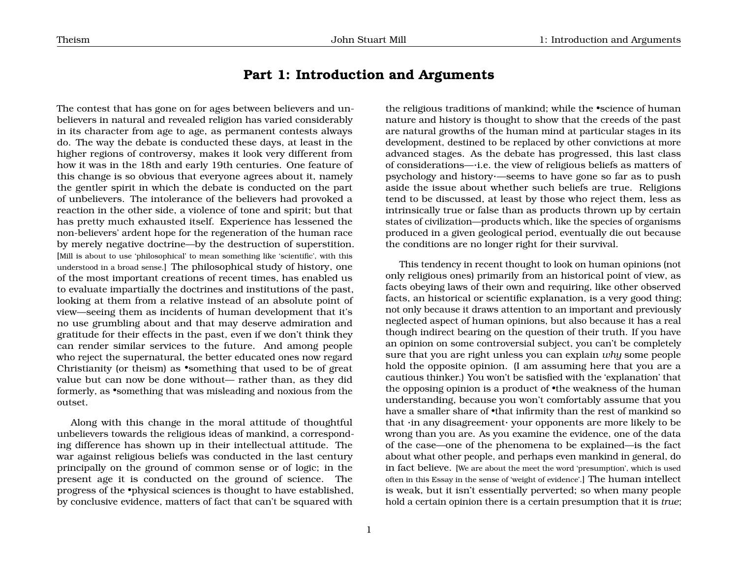# Part 1: Introduction and Arguments

The contest that has gone on for ages between believers and unbelievers in natural and revealed religion has varied considerably in its character from age to age, as permanent contests always do. The way the debate is conducted these days, at least in the higher regions of controversy, makes it look very different from how it was in the 18th and early 19th centuries. One feature of this change is so obvious that everyone agrees about it, namely the gentler spirit in which the debate is conducted on the part of unbelievers. The intolerance of the believers had provoked a reaction in the other side, a violence of tone and spirit; but that has pretty much exhausted itself. Experience has lessened the non-believers' ardent hope for the regeneration of the human race by merely negative doctrine—by the destruction of superstition. [Mill is about to use 'philosophical' to mean something like 'scientific', with this understood in a broad sense.] The philosophical study of history, one of the most important creations of recent times, has enabled us to evaluate impartially the doctrines and institutions of the past, looking at them from a relative instead of an absolute point of view—seeing them as incidents of human development that it's no use grumbling about and that may deserve admiration and gratitude for their effects in the past, even if we don't think they can render similar services to the future. And among people who reject the supernatural, the better educated ones now regard Christianity (or theism) as •something that used to be of great value but can now be done without— rather than, as they did formerly, as •something that was misleading and noxious from the outset.

Along with this change in the moral attitude of thoughtful unbelievers towards the religious ideas of mankind, a corresponding difference has shown up in their intellectual attitude. The war against religious beliefs was conducted in the last century principally on the ground of common sense or of logic; in the present age it is conducted on the ground of science. The progress of the •physical sciences is thought to have established, by conclusive evidence, matters of fact that can't be squared with the religious traditions of mankind; while the •science of human nature and history is thought to show that the creeds of the past are natural growths of the human mind at particular stages in its development, destined to be replaced by other convictions at more advanced stages. As the debate has progressed, this last class of considerations—·i.e. the view of religious beliefs as matters of psychology and history·—seems to have gone so far as to push aside the issue about whether such beliefs are true. Religions tend to be discussed, at least by those who reject them, less as intrinsically true or false than as products thrown up by certain states of civilization—products which, like the species of organisms produced in a given geological period, eventually die out because the conditions are no longer right for their survival.

This tendency in recent thought to look on human opinions (not only religious ones) primarily from an historical point of view, as facts obeying laws of their own and requiring, like other observed facts, an historical or scientific explanation, is a very good thing; not only because it draws attention to an important and previously neglected aspect of human opinions, but also because it has a real though indirect bearing on the question of their truth. If you have an opinion on some controversial subject, you can't be completely sure that you are right unless you can explain *why* some people hold the opposite opinion. (I am assuming here that you are a cautious thinker.) You won't be satisfied with the 'explanation' that the opposing opinion is a product of •the weakness of the human understanding, because you won't comfortably assume that you have a smaller share of •that infirmity than the rest of mankind so that ·in any disagreement· your opponents are more likely to be wrong than you are. As you examine the evidence, one of the data of the case—one of the phenomena to be explained—is the fact about what other people, and perhaps even mankind in general, do in fact believe. [We are about the meet the word 'presumption', which is used often in this Essay in the sense of 'weight of evidence'.] The human intellect is weak, but it isn't essentially perverted; so when many people hold a certain opinion there is a certain presumption that it is *true*;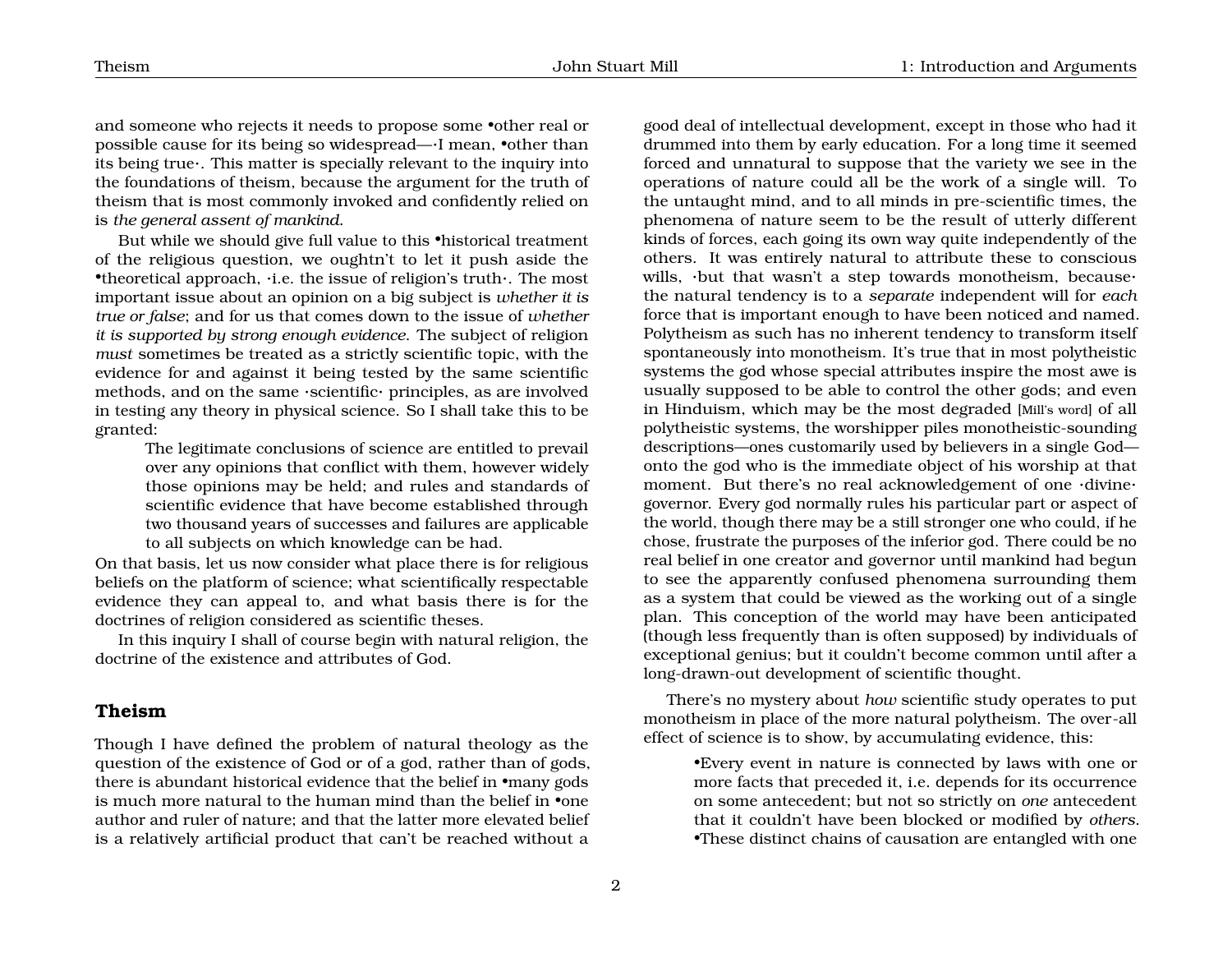and someone who rejects it needs to propose some •other real or possible cause for its being so widespread—·I mean, •other than its being true·. This matter is specially relevant to the inquiry into the foundations of theism, because the argument for the truth of theism that is most commonly invoked and confidently relied on is *the general assent of mankind*.

But while we should give full value to this •historical treatment of the religious question, we oughtn't to let it push aside the •theoretical approach, ·i.e. the issue of religion's truth·. The most important issue about an opinion on a big subject is *whether it is true or false*; and for us that comes down to the issue of *whether it is supported by strong enough evidence*. The subject of religion *must* sometimes be treated as a strictly scientific topic, with the evidence for and against it being tested by the same scientific methods, and on the same ·scientific· principles, as are involved in testing any theory in physical science. So I shall take this to be granted:

> The legitimate conclusions of science are entitled to prevail over any opinions that conflict with them, however widely those opinions may be held; and rules and standards of scientific evidence that have become established through two thousand years of successes and failures are applicable to all subjects on which knowledge can be had.

On that basis, let us now consider what place there is for religious beliefs on the platform of science; what scientifically respectable evidence they can appeal to, and what basis there is for the doctrines of religion considered as scientific theses.

In this inquiry I shall of course begin with natural religion, the doctrine of the existence and attributes of God.

## Theism

Though I have defined the problem of natural theology as the question of the existence of God or of a god, rather than of gods, there is abundant historical evidence that the belief in •many gods is much more natural to the human mind than the belief in •one author and ruler of nature; and that the latter more elevated belief is a relatively artificial product that can't be reached without a good deal of intellectual development, except in those who had it drummed into them by early education. For a long time it seemed forced and unnatural to suppose that the variety we see in the operations of nature could all be the work of a single will. To the untaught mind, and to all minds in pre-scientific times, the phenomena of nature seem to be the result of utterly different kinds of forces, each going its own way quite independently of the others. It was entirely natural to attribute these to conscious wills, ·but that wasn't a step towards monotheism, because· the natural tendency is to a *separate* independent will for *each* force that is important enough to have been noticed and named. Polytheism as such has no inherent tendency to transform itself spontaneously into monotheism. It's true that in most polytheistic systems the god whose special attributes inspire the most awe is usually supposed to be able to control the other gods; and even in Hinduism, which may be the most degraded [Mill's word] of all polytheistic systems, the worshipper piles monotheistic-sounding descriptions—ones customarily used by believers in a single God—onto the god who is the immediate object of his worship at that moment. But there's no real acknowledgement of one ·divine· governor. Every god normally rules his particular part or aspect of the world, though there may be a still stronger one who could, if he chose, frustrate the purposes of the inferior god. There could be no real belief in one creator and governor until mankind had begun to see the apparently confused phenomena surrounding them as a system that could be viewed as the working out of a single plan. This conception of the world may have been anticipated (though less frequently than is often supposed) by individuals of exceptional genius; but it couldn't become common until after a long-drawn-out development of scientific thought.

There's no mystery about *how* scientific study operates to put monotheism in place of the more natural polytheism. The over-all effect of science is to show, by accumulating evidence, this:

> •Every event in nature is connected by laws with one or more facts that preceded it, i.e. depends for its occurrence on some antecedent; but not so strictly on *one* antecedent that it couldn't have been blocked or modified by *others*.
> •These distinct chains of causation are entangled with one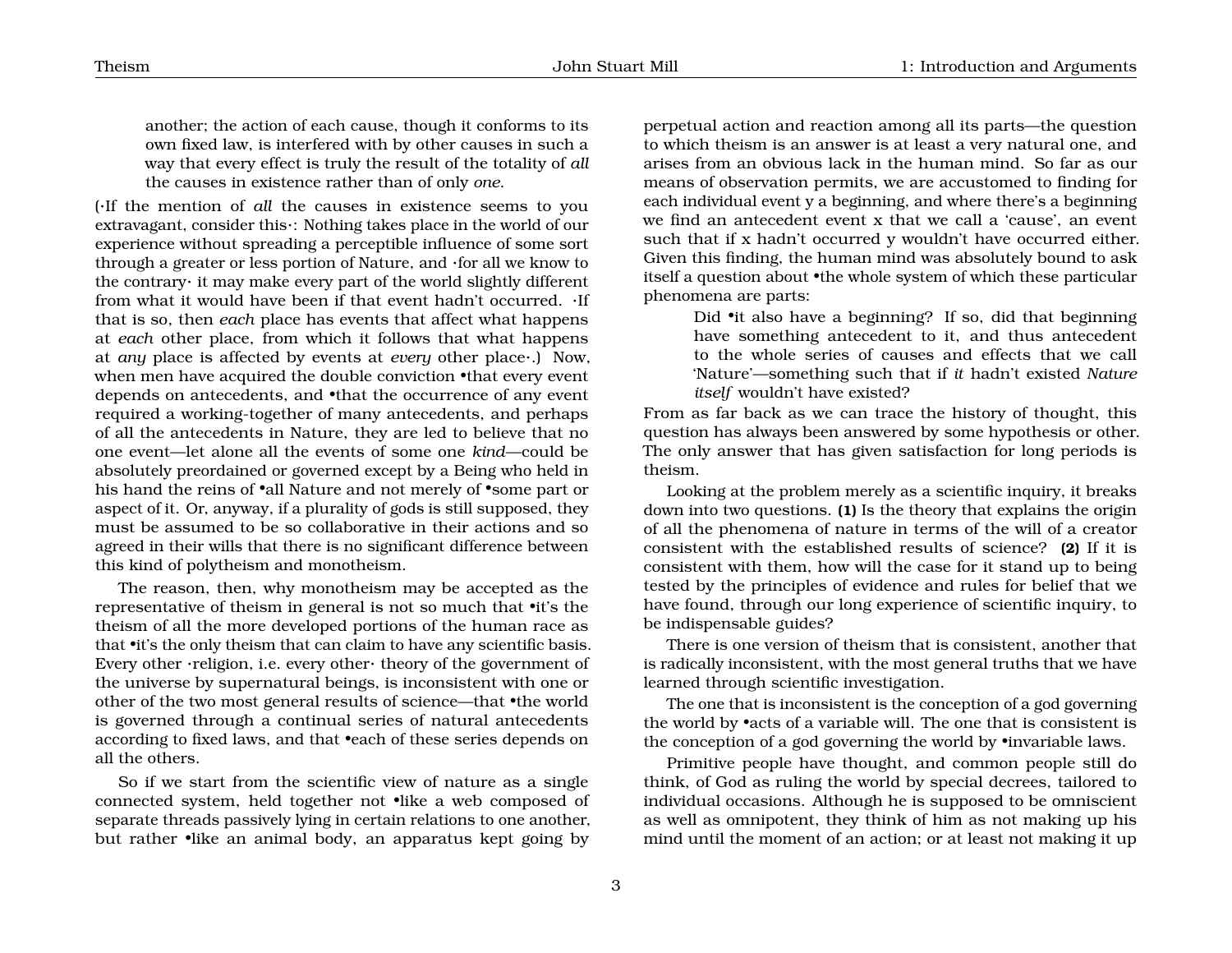> another; the action of each cause, though it conforms to its own fixed law, is interfered with by other causes in such a way that every effect is truly the result of the totality of *all* the causes in existence rather than of only *one*.

(·If the mention of *all* the causes in existence seems to you extravagant, consider this·: Nothing takes place in the world of our experience without spreading a perceptible influence of some sort through a greater or less portion of Nature, and ·for all we know to the contrary· it may make every part of the world slightly different from what it would have been if that event hadn't occurred. ·If that is so, then *each* place has events that affect what happens at *each* other place, from which it follows that what happens at *any* place is affected by events at *every* other place·.) Now, when men have acquired the double conviction •that every event depends on antecedents, and •that the occurrence of any event required a working-together of many antecedents, and perhaps of all the antecedents in Nature, they are led to believe that no one event—let alone all the events of some one *kind*—could be absolutely preordained or governed except by a Being who held in his hand the reins of •all Nature and not merely of •some part or aspect of it. Or, anyway, if a plurality of gods is still supposed, they must be assumed to be so collaborative in their actions and so agreed in their wills that there is no significant difference between this kind of polytheism and monotheism.

The reason, then, why monotheism may be accepted as the representative of theism in general is not so much that •it's the theism of all the more developed portions of the human race as that •it's the only theism that can claim to have any scientific basis. Every other ·religion, i.e. every other· theory of the government of the universe by supernatural beings, is inconsistent with one or other of the two most general results of science—that •the world is governed through a continual series of natural antecedents according to fixed laws, and that •each of these series depends on all the others.

So if we start from the scientific view of nature as a single connected system, held together not •like a web composed of separate threads passively lying in certain relations to one another, but rather •like an animal body, an apparatus kept going by perpetual action and reaction among all its parts—the question to which theism is an answer is at least a very natural one, and arises from an obvious lack in the human mind. So far as our means of observation permits, we are accustomed to finding for each individual event y a beginning, and where there's a beginning we find an antecedent event x that we call a 'cause', an event such that if x hadn't occurred y wouldn't have occurred either. Given this finding, the human mind was absolutely bound to ask itself a question about •the whole system of which these particular phenomena are parts:

> Did •it also have a beginning? If so, did that beginning have something antecedent to it, and thus antecedent to the whole series of causes and effects that we call 'Nature'—something such that if *it* hadn't existed *Nature itself* wouldn't have existed?

From as far back as we can trace the history of thought, this question has always been answered by some hypothesis or other. The only answer that has given satisfaction for long periods is theism.

Looking at the problem merely as a scientific inquiry, it breaks down into two questions. **(1)** Is the theory that explains the origin of all the phenomena of nature in terms of the will of a creator consistent with the established results of science? **(2)** If it is consistent with them, how will the case for it stand up to being tested by the principles of evidence and rules for belief that we have found, through our long experience of scientific inquiry, to be indispensable guides?

There is one version of theism that is consistent, another that is radically inconsistent, with the most general truths that we have learned through scientific investigation.

The one that is inconsistent is the conception of a god governing the world by •acts of a variable will. The one that is consistent is the conception of a god governing the world by •invariable laws.

Primitive people have thought, and common people still do think, of God as ruling the world by special decrees, tailored to individual occasions. Although he is supposed to be omniscient as well as omnipotent, they think of him as not making up his mind until the moment of an action; or at least not making it up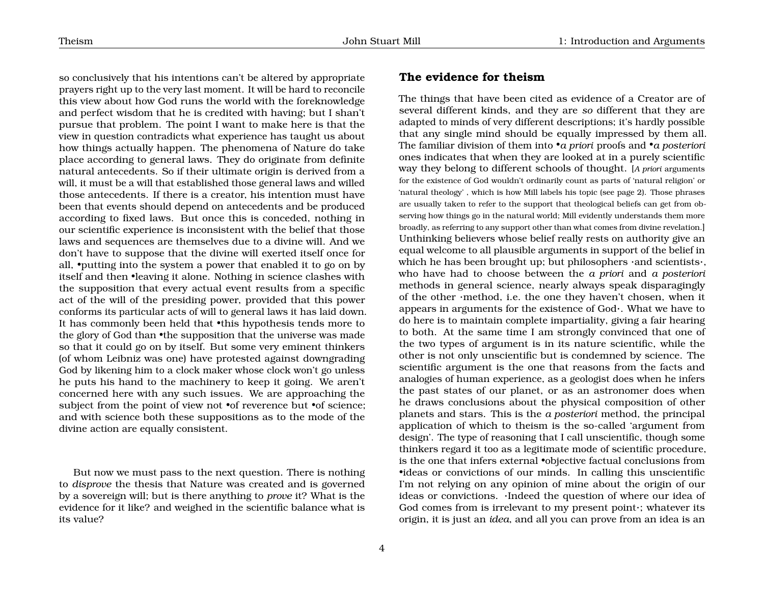so conclusively that his intentions can't be altered by appropriate prayers right up to the very last moment. It will be hard to reconcile this view about how God runs the world with the foreknowledge and perfect wisdom that he is credited with having; but I shan't pursue that problem. The point I want to make here is that the view in question contradicts what experience has taught us about how things actually happen. The phenomena of Nature do take place according to general laws. They do originate from definite natural antecedents. So if their ultimate origin is derived from a will, it must be a will that established those general laws and willed those antecedents. If there is a creator, his intention must have been that events should depend on antecedents and be produced according to fixed laws. But once this is conceded, nothing in our scientific experience is inconsistent with the belief that those laws and sequences are themselves due to a divine will. And we don't have to suppose that the divine will exerted itself once for all, •putting into the system a power that enabled it to go on by itself and then •leaving it alone. Nothing in science clashes with the supposition that every actual event results from a specific act of the will of the presiding power, provided that this power conforms its particular acts of will to general laws it has laid down. It has commonly been held that •this hypothesis tends more to the glory of God than •the supposition that the universe was made so that it could go on by itself. But some very eminent thinkers (of whom Leibniz was one) have protested against downgrading God by likening him to a clock maker whose clock won't go unless he puts his hand to the machinery to keep it going. We aren't concerned here with any such issues. We are approaching the subject from the point of view not •of reverence but •of science; and with science both these suppositions as to the mode of the divine action are equally consistent.

But now we must pass to the next question. There is nothing to *disprove* the thesis that Nature was created and is governed by a sovereign will; but is there anything to *prove* it? What is the evidence for it like? and weighed in the scientific balance what is its value?

## The evidence for theism

The things that have been cited as evidence of a Creator are of several different kinds, and they are *so* different that they are adapted to minds of very different descriptions; it's hardly possible that any single mind should be equally impressed by them all. The familiar division of them into •*a priori* proofs and •*a posteriori* ones indicates that when they are looked at in a purely scientific way they belong to different schools of thought. [*A priori* arguments for the existence of God wouldn't ordinarily count as parts of 'natural religion' or 'natural theology' , which is how Mill labels his topic (see page 2). Those phrases are usually taken to refer to the support that theological beliefs can get from observing how things go in the natural world; Mill evidently understands them more broadly, as referring to any support other than what comes from divine revelation.] Unthinking believers whose belief really rests on authority give an equal welcome to all plausible arguments in support of the belief in which he has been brought up; but philosophers ·and scientists·, who have had to choose between the *a priori* and *a posteriori* methods in general science, nearly always speak disparagingly of the other ·method, i.e. the one they haven't chosen, when it appears in arguments for the existence of God·. What we have to do here is to maintain complete impartiality, giving a fair hearing to both. At the same time I am strongly convinced that one of the two types of argument is in its nature scientific, while the other is not only unscientific but is condemned by science. The scientific argument is the one that reasons from the facts and analogies of human experience, as a geologist does when he infers the past states of our planet, or as an astronomer does when he draws conclusions about the physical composition of other planets and stars. This is the *a posteriori* method, the principal application of which to theism is the so-called 'argument from design'. The type of reasoning that I call unscientific, though some thinkers regard it too as a legitimate mode of scientific procedure, is the one that infers external •objective factual conclusions from •ideas or convictions of our minds. In calling this unscientific I'm not relying on any opinion of mine about the origin of our ideas or convictions. ·Indeed the question of where our idea of God comes from is irrelevant to my present point·; whatever its origin, it is just an *idea*, and all you can prove from an idea is an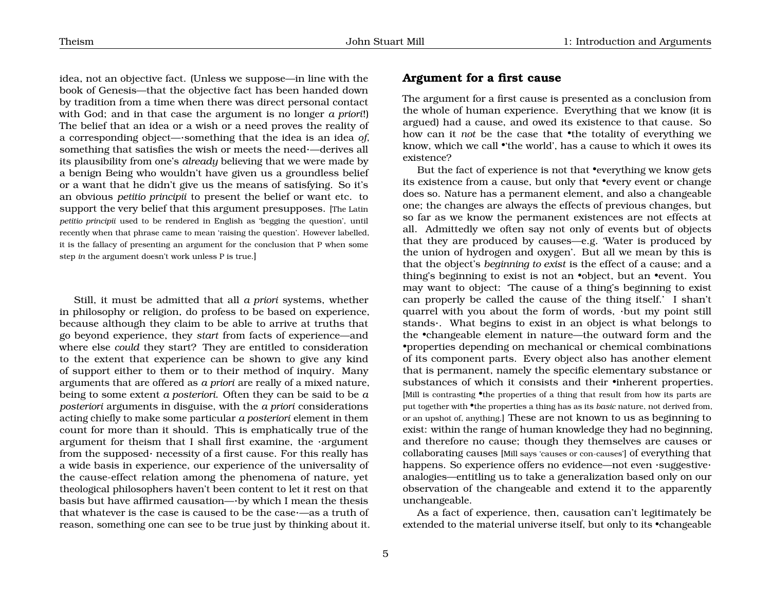idea, not an objective fact. (Unless we suppose—in line with the book of Genesis—that the objective fact has been handed down by tradition from a time when there was direct personal contact with God; and in that case the argument is no longer *a priori*!) The belief that an idea or a wish or a need proves the reality of a corresponding object—·something that the idea is an idea *of*, something that satisfies the wish or meets the need·—derives all its plausibility from one's *already* believing that we were made by a benign Being who wouldn't have given us a groundless belief or a want that he didn't give us the means of satisfying. So it's an obvious *petitio principii* to present the belief or want etc. to support the very belief that this argument presupposes. [The Latin *petitio principii* used to be rendered in English as 'begging the question', until recently when that phrase came to mean 'raising the question'. However labelled, it is the fallacy of presenting an argument for the conclusion that P when some step *in* the argument doesn't work unless P is true.]

Still, it must be admitted that all *a priori* systems, whether in philosophy or religion, do profess to be based on experience, because although they claim to be able to arrive at truths that go beyond experience, they *start* from facts of experience—and where else *could* they start? They are entitled to consideration to the extent that experience can be shown to give any kind of support either to them or to their method of inquiry. Many arguments that are offered as *a priori* are really of a mixed nature, being to some extent *a posteriori*. Often they can be said to be *a posteriori* arguments in disguise, with the *a priori* considerations acting chiefly to make some particular *a posteriori* element in them count for more than it should. This is emphatically true of the argument for theism that I shall first examine, the ·argument from the supposed· necessity of a first cause. For this really has a wide basis in experience, our experience of the universality of the cause-effect relation among the phenomena of nature, yet theological philosophers haven't been content to let it rest on that basis but have affirmed causation—·by which I mean the thesis that whatever is the case is caused to be the case·—as a truth of reason, something one can see to be true just by thinking about it.

## Argument for a first cause

The argument for a first cause is presented as a conclusion from the whole of human experience. Everything that we know (it is argued) had a cause, and owed its existence to that cause. So how can it *not* be the case that •the totality of everything we know, which we call •'the world', has a cause to which it owes its existence?

But the fact of experience is not that •everything we know gets its existence from a cause, but only that •every event or change does so. Nature has a permanent element, and also a changeable one; the changes are always the effects of previous changes, but so far as we know the permanent existences are not effects at all. Admittedly we often say not only of events but of objects that they are produced by causes—e.g. 'Water is produced by the union of hydrogen and oxygen'. But all we mean by this is that the object's *beginning to exist* is the effect of a cause; and a thing's beginning to exist is not an •object, but an •event. You may want to object: 'The cause of a thing's beginning to exist can properly be called the cause of the thing itself.' I shan't quarrel with you about the form of words, ·but my point still stands·. What begins to exist in an object is what belongs to the •changeable element in nature—the outward form and the •properties depending on mechanical or chemical combinations of its component parts. Every object also has another element that is permanent, namely the specific elementary substance or substances of which it consists and their •inherent properties. [Mill is contrasting •the properties of a thing that result from how its parts are put together with •the properties a thing has as its *basic* nature, not derived from, or an upshot of, anything.] These are not known to us as beginning to exist: within the range of human knowledge they had no beginning, and therefore no cause; though they themselves are causes or collaborating causes [Mill says 'causes or con-causes'] of everything that happens. So experience offers no evidence—not even ·suggestive· analogies—entitling us to take a generalization based only on our observation of the changeable and extend it to the apparently unchangeable.

As a fact of experience, then, causation can't legitimately be extended to the material universe itself, but only to its •changeable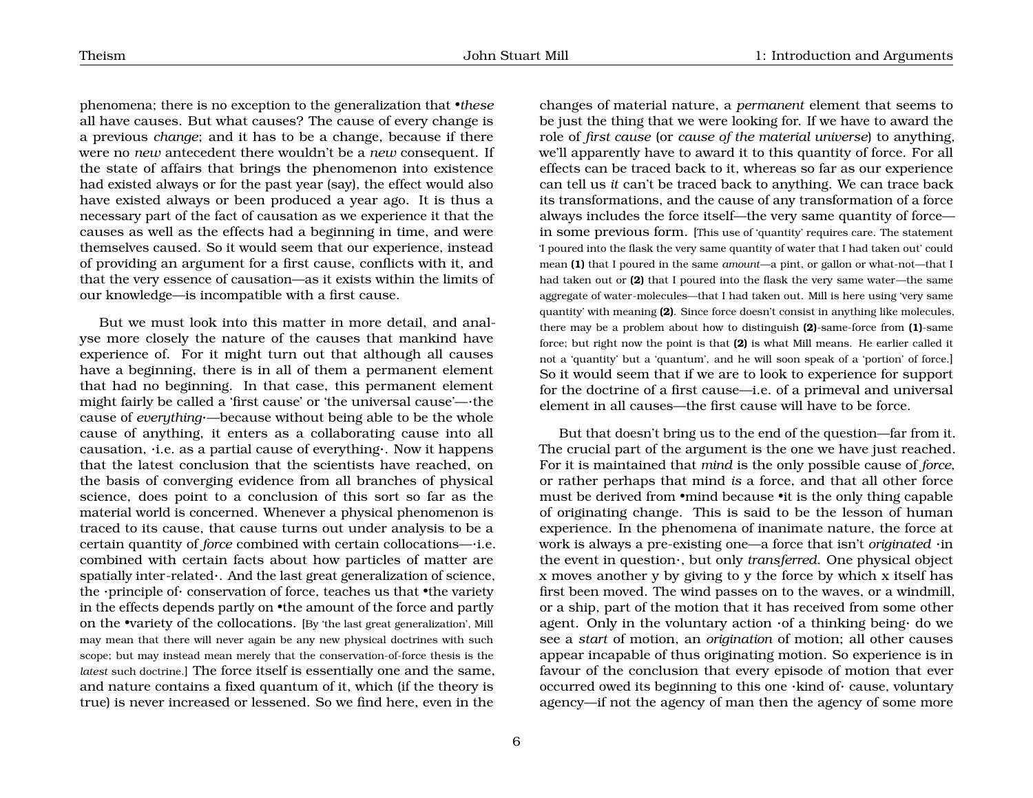phenomena; there is no exception to the generalization that •*these* all have causes. But what causes? The cause of every change is a previous *change*; and it has to be a change, because if there were no *new* antecedent there wouldn't be a *new* consequent. If the state of affairs that brings the phenomenon into existence had existed always or for the past year (say), the effect would also have existed always or been produced a year ago. It is thus a necessary part of the fact of causation as we experience it that the causes as well as the effects had a beginning in time, and were themselves caused. So it would seem that our experience, instead of providing an argument for a first cause, conflicts with it, and that the very essence of causation—as it exists within the limits of our knowledge—is incompatible with a first cause.

But we must look into this matter in more detail, and analyse more closely the nature of the causes that mankind have experience of. For it might turn out that although all causes have a beginning, there is in all of them a permanent element that had no beginning. In that case, this permanent element might fairly be called a 'first cause' or 'the universal cause'—·the cause of *everything*·—because without being able to be the whole cause of anything, it enters as a collaborating cause into all causation, ·i.e. as a partial cause of everything·. Now it happens that the latest conclusion that the scientists have reached, on the basis of converging evidence from all branches of physical science, does point to a conclusion of this sort so far as the material world is concerned. Whenever a physical phenomenon is traced to its cause, that cause turns out under analysis to be a certain quantity of *force* combined with certain collocations—·i.e. combined with certain facts about how particles of matter are spatially inter-related·. And the last great generalization of science, the ·principle of· conservation of force, teaches us that •the variety in the effects depends partly on •the amount of the force and partly on the •variety of the collocations. [By 'the last great generalization', Mill may mean that there will never again be any new physical doctrines with such scope; but may instead mean merely that the conservation-of-force thesis is the *latest* such doctrine.] The force itself is essentially one and the same, and nature contains a fixed quantum of it, which (if the theory is true) is never increased or lessened. So we find here, even in the changes of material nature, a *permanent* element that seems to be just the thing that we were looking for. If we have to award the role of *first cause* (or *cause of the material universe*) to anything, we'll apparently have to award it to this quantity of force. For all effects can be traced back to it, whereas so far as our experience can tell us *it* can't be traced back to anything. We can trace back its transformations, and the cause of any transformation of a force always includes the force itself—the very same quantity of force—in some previous form. [This use of 'quantity' requires care. The statement 'I poured into the flask the very same quantity of water that I had taken out' could mean **(1)** that I poured in the same *amount*—a pint, or gallon or what-not—that I had taken out or **(2)** that I poured into the flask the very same water—the same aggregate of water-molecules—that I had taken out. Mill is here using 'very same quantity' with meaning **(2)**. Since force doesn't consist in anything like molecules, there may be a problem about how to distinguish **(2)**-same-force from **(1)**-same force; but right now the point is that **(2)** is what Mill means. He earlier called it not a 'quantity' but a 'quantum', and he will soon speak of a 'portion' of force.] So it would seem that if we are to look to experience for support for the doctrine of a first cause—i.e. of a primeval and universal element in all causes—the first cause will have to be force.

But that doesn't bring us to the end of the question—far from it. The crucial part of the argument is the one we have just reached. For it is maintained that *mind* is the only possible cause of *force*, or rather perhaps that mind *is* a force, and that all other force must be derived from •mind because •it is the only thing capable of originating change. This is said to be the lesson of human experience. In the phenomena of inanimate nature, the force at work is always a pre-existing one—a force that isn't *originated* ·in the event in question·, but only *transferred*. One physical object x moves another y by giving to y the force by which x itself has first been moved. The wind passes on to the waves, or a windmill, or a ship, part of the motion that it has received from some other agent. Only in the voluntary action ·of a thinking being· do we see a *start* of motion, an *origination* of motion; all other causes appear incapable of thus originating motion. So experience is in favour of the conclusion that every episode of motion that ever occurred owed its beginning to this one ·kind of· cause, voluntary agency—if not the agency of man then the agency of some more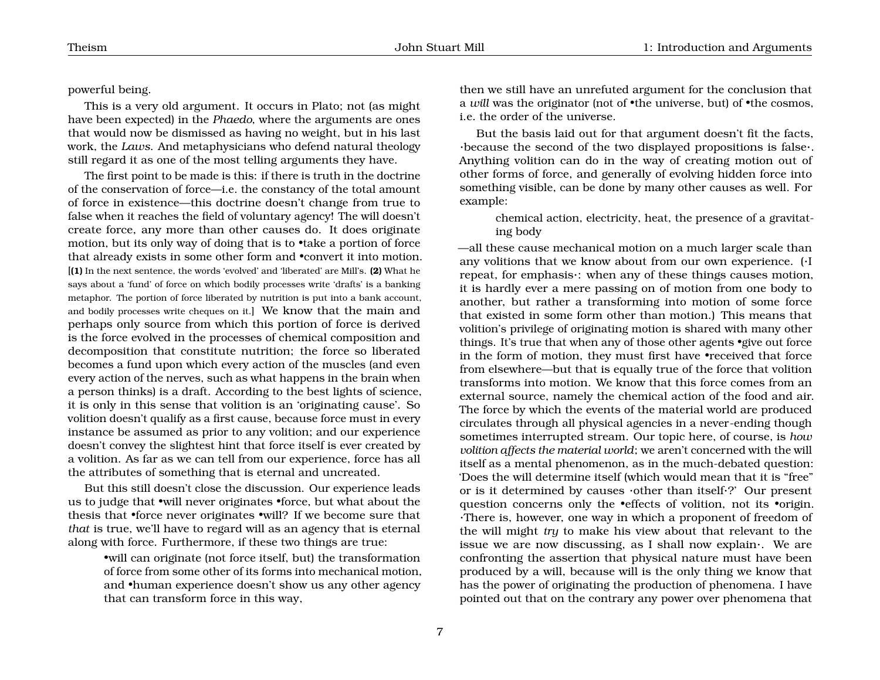powerful being.

This is a very old argument. It occurs in Plato; not (as might have been expected) in the *Phaedo*, where the arguments are ones that would now be dismissed as having no weight, but in his last work, the *Laws*. And metaphysicians who defend natural theology still regard it as one of the most telling arguments they have.

The first point to be made is this: if there is truth in the doctrine of the conservation of force—i.e. the constancy of the total amount of force in existence—this doctrine doesn't change from true to false when it reaches the field of voluntary agency! The will doesn't create force, any more than other causes do. It does originate motion, but its only way of doing that is to •take a portion of force that already exists in some other form and •convert it into motion. [**(1)** In the next sentence, the words 'evolved' and 'liberated' are Mill's. **(2)** What he says about a 'fund' of force on which bodily processes write 'drafts' is a banking metaphor. The portion of force liberated by nutrition is put into a bank account, and bodily processes write cheques on it.] We know that the main and perhaps only source from which this portion of force is derived is the force evolved in the processes of chemical composition and decomposition that constitute nutrition; the force so liberated becomes a fund upon which every action of the muscles (and even every action of the nerves, such as what happens in the brain when a person thinks) is a draft. According to the best lights of science, it is only in this sense that volition is an 'originating cause'. So volition doesn't qualify as a first cause, because force must in every instance be assumed as prior to any volition; and our experience doesn't convey the slightest hint that force itself is ever created by a volition. As far as we can tell from our experience, force has all the attributes of something that is eternal and uncreated.

But this still doesn't close the discussion. Our experience leads us to judge that •will never originates •force, but what about the thesis that •force never originates •will? If we become sure that *that* is true, we'll have to regard will as an agency that is eternal along with force. Furthermore, if these two things are true:

> •will can originate (not force itself, but) the transformation of force from some other of its forms into mechanical motion, and •human experience doesn't show us any other agency that can transform force in this way,

then we still have an unrefuted argument for the conclusion that a *will* was the originator (not of •the universe, but) of •the cosmos, i.e. the order of the universe.

But the basis laid out for that argument doesn't fit the facts, ·because the second of the two displayed propositions is false·. Anything volition can do in the way of creating motion out of other forms of force, and generally of evolving hidden force into something visible, can be done by many other causes as well. For example:

> chemical action, electricity, heat, the presence of a gravitating body

—all these cause mechanical motion on a much larger scale than any volitions that we know about from our own experience. (·I repeat, for emphasis·: when any of these things causes motion, it is hardly ever a mere passing on of motion from one body to another, but rather a transforming into motion of some force that existed in some form other than motion.) This means that volition's privilege of originating motion is shared with many other things. It's true that when any of those other agents •give out force in the form of motion, they must first have •received that force from elsewhere—but that is equally true of the force that volition transforms into motion. We know that this force comes from an external source, namely the chemical action of the food and air. The force by which the events of the material world are produced circulates through all physical agencies in a never-ending though sometimes interrupted stream. Our topic here, of course, is *how volition affects the material world*; we aren't concerned with the will itself as a mental phenomenon, as in the much-debated question: 'Does the will determine itself (which would mean that it is "free" or is it determined by causes ·other than itself·?' Our present question concerns only the •effects of volition, not its •origin. ·There is, however, one way in which a proponent of freedom of the will might *try* to make his view about that relevant to the issue we are now discussing, as I shall now explain·. We are confronting the assertion that physical nature must have been produced by a will, because will is the only thing we know that has the power of originating the production of phenomena. I have pointed out that on the contrary any power over phenomena that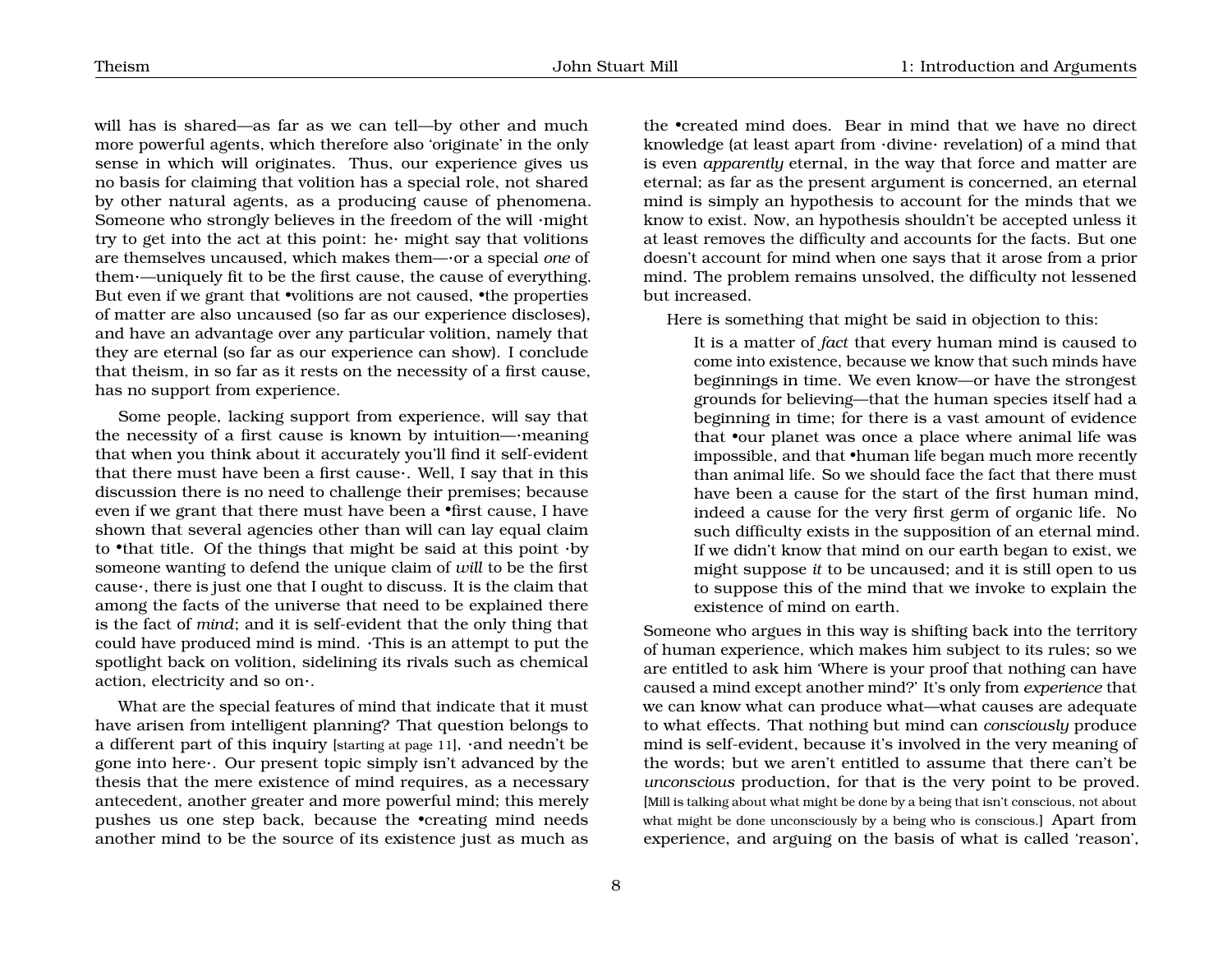will has is shared—as far as we can tell—by other and much more powerful agents, which therefore also 'originate' in the only sense in which will originates. Thus, our experience gives us no basis for claiming that volition has a special role, not shared by other natural agents, as a producing cause of phenomena. Someone who strongly believes in the freedom of the will ·might try to get into the act at this point: he· might say that volitions are themselves uncaused, which makes them—·or a special *one* of them·—uniquely fit to be the first cause, the cause of everything. But even if we grant that •volitions are not caused, •the properties of matter are also uncaused (so far as our experience discloses), and have an advantage over any particular volition, namely that they are eternal (so far as our experience can show). I conclude that theism, in so far as it rests on the necessity of a first cause, has no support from experience.

Some people, lacking support from experience, will say that the necessity of a first cause is known by intuition—·meaning that when you think about it accurately you'll find it self-evident that there must have been a first cause·. Well, I say that in this discussion there is no need to challenge their premises; because even if we grant that there must have been a •first cause, I have shown that several agencies other than will can lay equal claim to •that title. Of the things that might be said at this point ·by someone wanting to defend the unique claim of *will* to be the first cause·, there is just one that I ought to discuss. It is the claim that among the facts of the universe that need to be explained there is the fact of *mind*; and it is self-evident that the only thing that could have produced mind is mind. ·This is an attempt to put the spotlight back on volition, sidelining its rivals such as chemical action, electricity and so on·.

What are the special features of mind that indicate that it must have arisen from intelligent planning? That question belongs to a different part of this inquiry [starting at page 11], ·and needn't be gone into here·. Our present topic simply isn't advanced by the thesis that the mere existence of mind requires, as a necessary antecedent, another greater and more powerful mind; this merely pushes us one step back, because the •creating mind needs another mind to be the source of its existence just as much as the •created mind does. Bear in mind that we have no direct knowledge (at least apart from ·divine· revelation) of a mind that is even *apparently* eternal, in the way that force and matter are eternal; as far as the present argument is concerned, an eternal mind is simply an hypothesis to account for the minds that we know to exist. Now, an hypothesis shouldn't be accepted unless it at least removes the difficulty and accounts for the facts. But one doesn't account for mind when one says that it arose from a prior mind. The problem remains unsolved, the difficulty not lessened but increased.

Here is something that might be said in objection to this:

> It is a matter of *fact* that every human mind is caused to come into existence, because we know that such minds have beginnings in time. We even know—or have the strongest grounds for believing—that the human species itself had a beginning in time; for there is a vast amount of evidence that •our planet was once a place where animal life was impossible, and that •human life began much more recently than animal life. So we should face the fact that there must have been a cause for the start of the first human mind, indeed a cause for the very first germ of organic life. No such difficulty exists in the supposition of an eternal mind. If we didn't know that mind on our earth began to exist, we might suppose *it* to be uncaused; and it is still open to us to suppose this of the mind that we invoke to explain the existence of mind on earth.

Someone who argues in this way is shifting back into the territory of human experience, which makes him subject to its rules; so we are entitled to ask him 'Where is your proof that nothing can have caused a mind except another mind?' It's only from *experience* that we can know what can produce what—what causes are adequate to what effects. That nothing but mind can *consciously* produce mind is self-evident, because it's involved in the very meaning of the words; but we aren't entitled to assume that there can't be *unconscious* production, for that is the very point to be proved. [Mill is talking about what might be done by a being that isn't conscious, not about what might be done unconsciously by a being who is conscious.] Apart from experience, and arguing on the basis of what is called 'reason',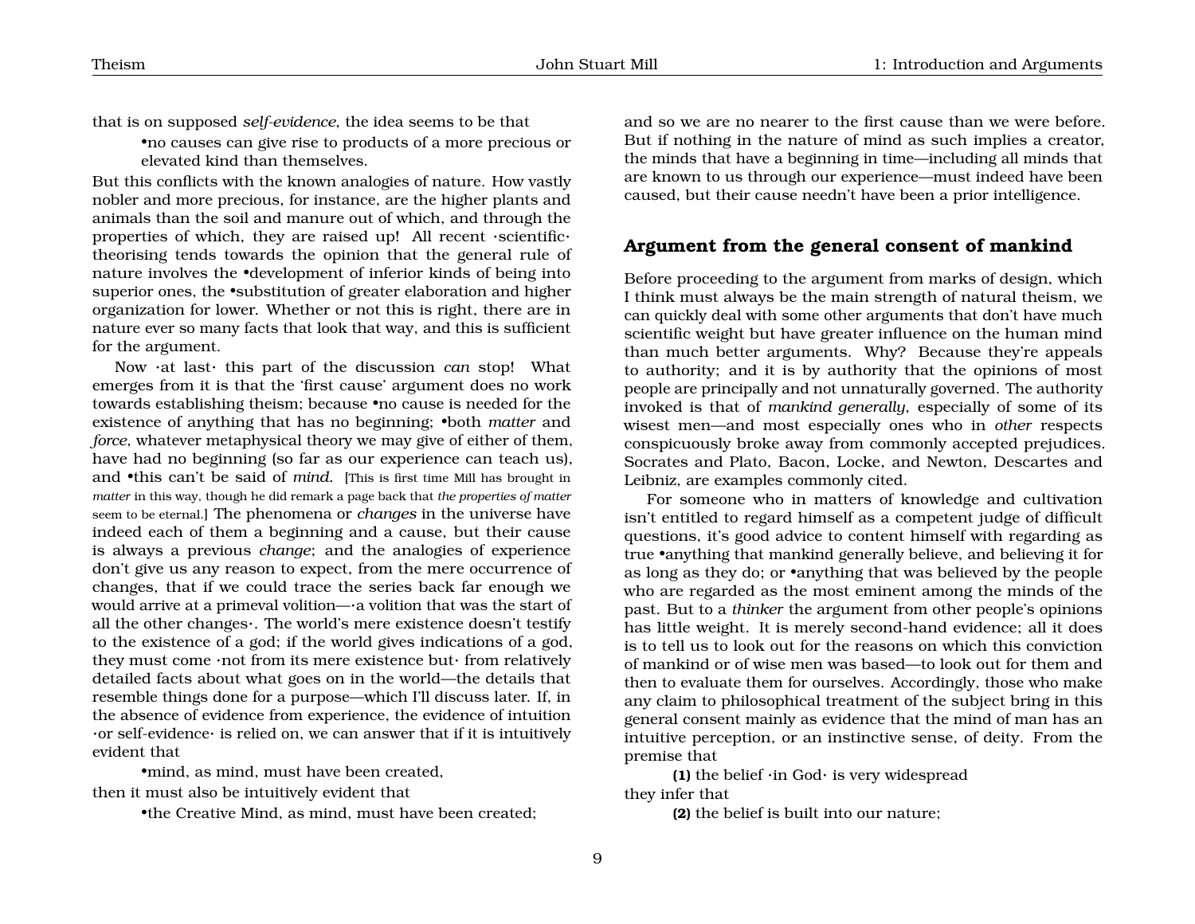that is on supposed *self-evidence*, the idea seems to be that

> •no causes can give rise to products of a more precious or elevated kind than themselves.

But this conflicts with the known analogies of nature. How vastly nobler and more precious, for instance, are the higher plants and animals than the soil and manure out of which, and through the properties of which, they are raised up! All recent ·scientific· theorising tends towards the opinion that the general rule of nature involves the •development of inferior kinds of being into superior ones, the •substitution of greater elaboration and higher organization for lower. Whether or not this is right, there are in nature ever so many facts that look that way, and this is sufficient for the argument.

Now ·at last· this part of the discussion *can* stop! What emerges from it is that the 'first cause' argument does no work towards establishing theism; because •no cause is needed for the existence of anything that has no beginning; •both *matter* and *force*, whatever metaphysical theory we may give of either of them, have had no beginning (so far as our experience can teach us), and •this can't be said of *mind*. [This is first time Mill has brought in *matter* in this way, though he did remark a page back that *the properties of matter* seem to be eternal.] The phenomena or *changes* in the universe have indeed each of them a beginning and a cause, but their cause is always a previous *change*; and the analogies of experience don't give us any reason to expect, from the mere occurrence of changes, that if we could trace the series back far enough we would arrive at a primeval volition—·a volition that was the start of all the other changes·. The world's mere existence doesn't testify to the existence of a god; if the world gives indications of a god, they must come ·not from its mere existence but· from relatively detailed facts about what goes on in the world—the details that resemble things done for a purpose—which I'll discuss later. If, in the absence of evidence from experience, the evidence of intuition ·or self-evidence· is relied on, we can answer that if it is intuitively evident that

> •mind, as mind, must have been created,

then it must also be intuitively evident that

> •the Creative Mind, as mind, must have been created;

and so we are no nearer to the first cause than we were before. But if nothing in the nature of mind as such implies a creator, the minds that have a beginning in time—including all minds that are known to us through our experience—must indeed have been caused, but their cause needn't have been a prior intelligence.

## Argument from the general consent of mankind

Before proceeding to the argument from marks of design, which I think must always be the main strength of natural theism, we can quickly deal with some other arguments that don't have much scientific weight but have greater influence on the human mind than much better arguments. Why? Because they're appeals to authority; and it is by authority that the opinions of most people are principally and not unnaturally governed. The authority invoked is that of *mankind generally*, especially of some of its wisest men—and most especially ones who in *other* respects conspicuously broke away from commonly accepted prejudices. Socrates and Plato, Bacon, Locke, and Newton, Descartes and Leibniz, are examples commonly cited.

For someone who in matters of knowledge and cultivation isn't entitled to regard himself as a competent judge of difficult questions, it's good advice to content himself with regarding as true •anything that mankind generally believe, and believing it for as long as they do; or •anything that was believed by the people who are regarded as the most eminent among the minds of the past. But to a *thinker* the argument from other people's opinions has little weight. It is merely second-hand evidence; all it does is to tell us to look out for the reasons on which this conviction of mankind or of wise men was based—to look out for them and then to evaluate them for ourselves. Accordingly, those who make any claim to philosophical treatment of the subject bring in this general consent mainly as evidence that the mind of man has an intuitive perception, or an instinctive sense, of deity. From the premise that

> **(1)** the belief ·in God· is very widespread

they infer that

> **(2)** the belief is built into our nature;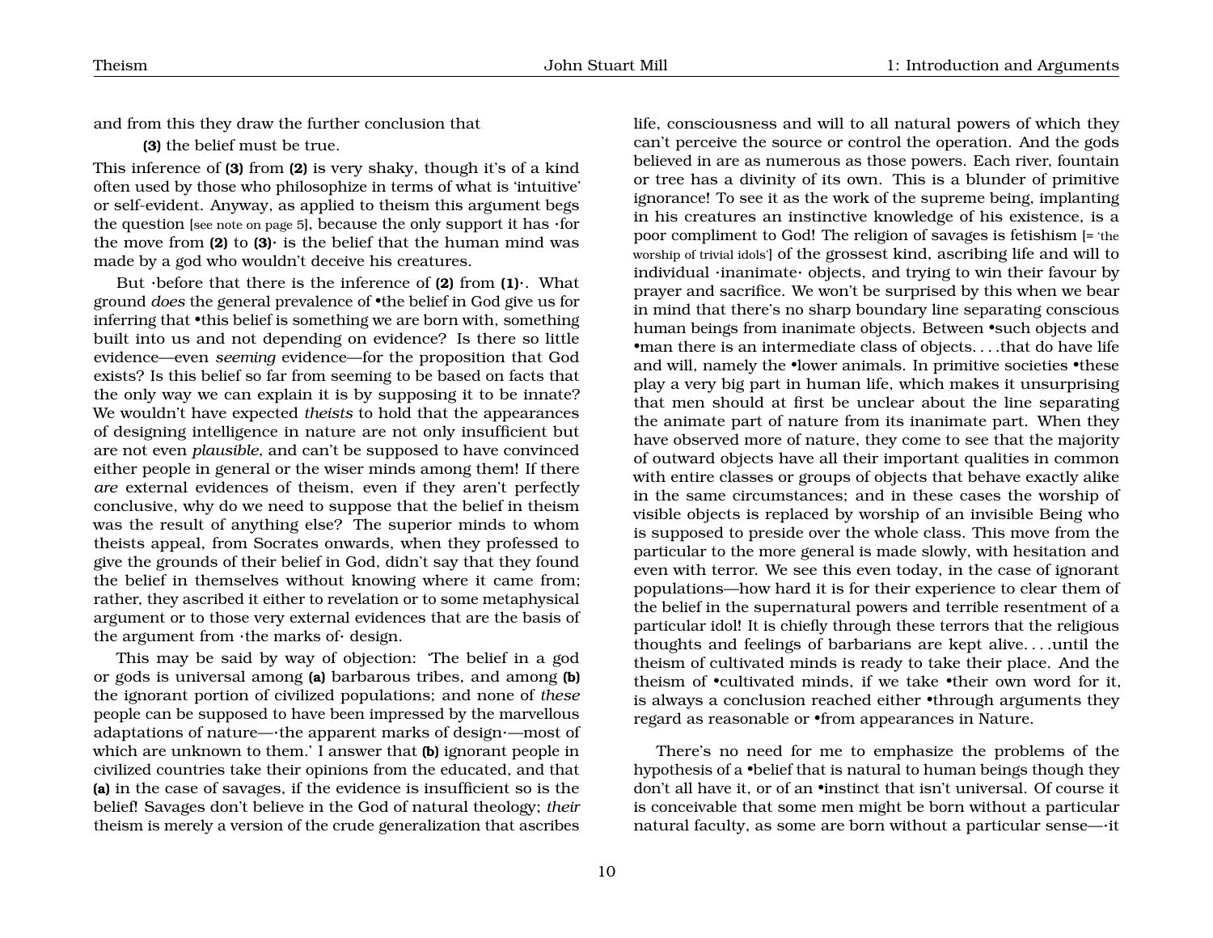and from this they draw the further conclusion that

> **(3)** the belief must be true.

This inference of **(3)** from **(2)** is very shaky, though it's of a kind often used by those who philosophize in terms of what is 'intuitive' or self-evident. Anyway, as applied to theism this argument begs the question [see note on page 5], because the only support it has ·for the move from **(2)** to **(3)**· is the belief that the human mind was made by a god who wouldn't deceive his creatures.

But ·before that there is the inference of **(2)** from **(1)**·. What ground *does* the general prevalence of •the belief in God give us for inferring that •this belief is something we are born with, something built into us and not depending on evidence? Is there so little evidence—even *seeming* evidence—for the proposition that God exists? Is this belief so far from seeming to be based on facts that the only way we can explain it is by supposing it to be innate? We wouldn't have expected *theists* to hold that the appearances of designing intelligence in nature are not only insufficient but are not even *plausible*, and can't be supposed to have convinced either people in general or the wiser minds among them! If there *are* external evidences of theism, even if they aren't perfectly conclusive, why do we need to suppose that the belief in theism was the result of anything else? The superior minds to whom theists appeal, from Socrates onwards, when they professed to give the grounds of their belief in God, didn't say that they found the belief in themselves without knowing where it came from; rather, they ascribed it either to revelation or to some metaphysical argument or to those very external evidences that are the basis of the argument from ·the marks of· design.

This may be said by way of objection: 'The belief in a god or gods is universal among **(a)** barbarous tribes, and among **(b)** the ignorant portion of civilized populations; and none of *these* people can be supposed to have been impressed by the marvellous adaptations of nature—·the apparent marks of design·—most of which are unknown to them.' I answer that **(b)** ignorant people in civilized countries take their opinions from the educated, and that **(a)** in the case of savages, if the evidence is insufficient so is the belief! Savages don't believe in the God of natural theology; *their* theism is merely a version of the crude generalization that ascribes life, consciousness and will to all natural powers of which they can't perceive the source or control the operation. And the gods believed in are as numerous as those powers. Each river, fountain or tree has a divinity of its own. This is a blunder of primitive ignorance! To see it as the work of the supreme being, implanting in his creatures an instinctive knowledge of his existence, is a poor compliment to God! The religion of savages is fetishism [= 'the worship of trivial idols'] of the grossest kind, ascribing life and will to individual ·inanimate· objects, and trying to win their favour by prayer and sacrifice. We won't be surprised by this when we bear in mind that there's no sharp boundary line separating conscious human beings from inanimate objects. Between •such objects and •man there is an intermediate class of objects. . . .that do have life and will, namely the •lower animals. In primitive societies •these play a very big part in human life, which makes it unsurprising that men should at first be unclear about the line separating the animate part of nature from its inanimate part. When they have observed more of nature, they come to see that the majority of outward objects have all their important qualities in common with entire classes or groups of objects that behave exactly alike in the same circumstances; and in these cases the worship of visible objects is replaced by worship of an invisible Being who is supposed to preside over the whole class. This move from the particular to the more general is made slowly, with hesitation and even with terror. We see this even today, in the case of ignorant populations—how hard it is for their experience to clear them of the belief in the supernatural powers and terrible resentment of a particular idol! It is chiefly through these terrors that the religious thoughts and feelings of barbarians are kept alive. . . .until the theism of cultivated minds is ready to take their place. And the theism of •cultivated minds, if we take •their own word for it, is always a conclusion reached either •through arguments they regard as reasonable or •from appearances in Nature.

There's no need for me to emphasize the problems of the hypothesis of a •belief that is natural to human beings though they don't all have it, or of an •instinct that isn't universal. Of course it is conceivable that some men might be born without a particular natural faculty, as some are born without a particular sense—·it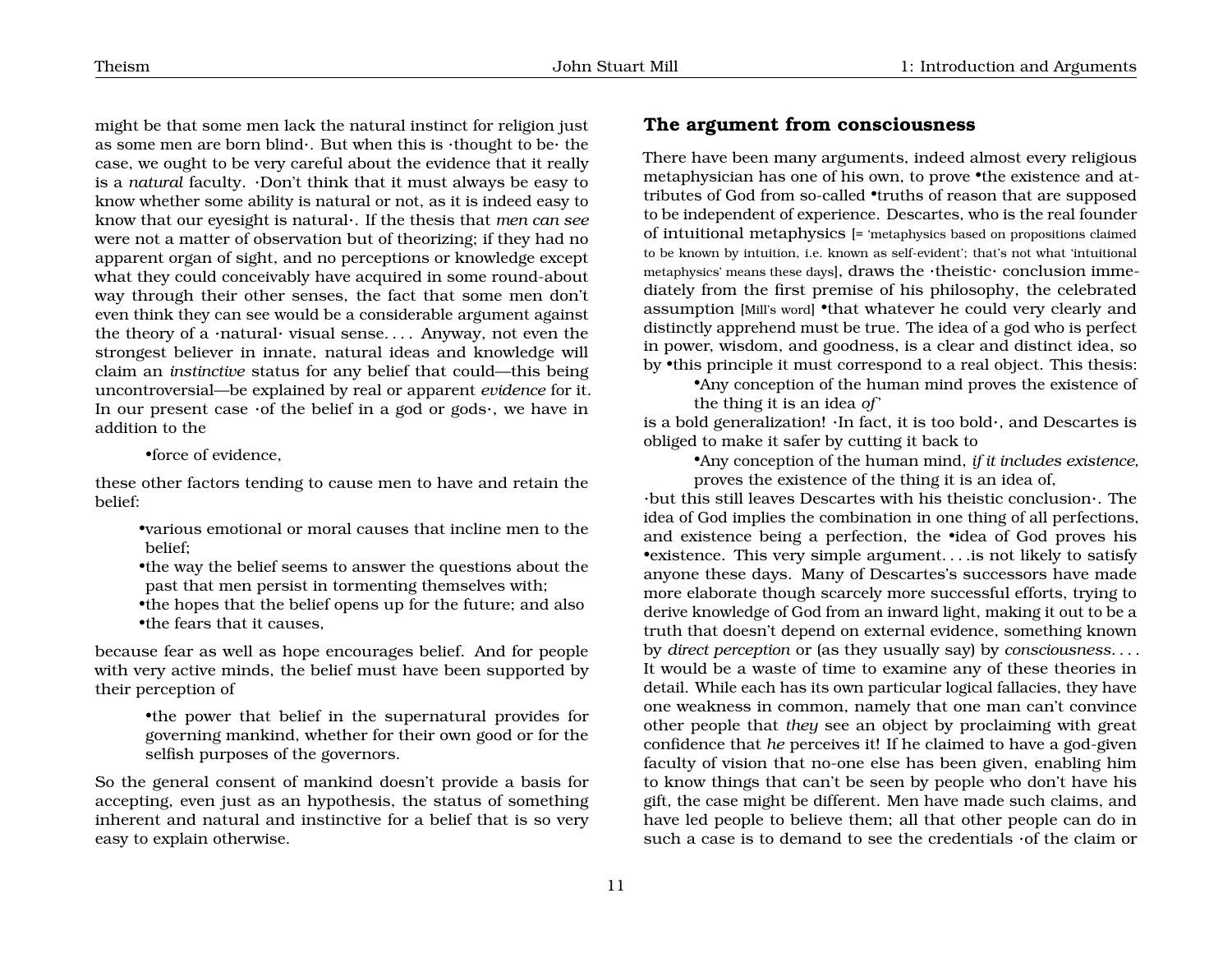might be that some men lack the natural instinct for religion just as some men are born blind·. But when this is ·thought to be· the case, we ought to be very careful about the evidence that it really is a *natural* faculty. ·Don't think that it must always be easy to know whether some ability is natural or not, as it is indeed easy to know that our eyesight is natural·. If the thesis that *men can see* were not a matter of observation but of theorizing; if they had no apparent organ of sight, and no perceptions or knowledge except what they could conceivably have acquired in some round-about way through their other senses, the fact that some men don't even think they can see would be a considerable argument against the theory of a ·natural· visual sense. . . . Anyway, not even the strongest believer in innate, natural ideas and knowledge will claim an *instinctive* status for any belief that could—this being uncontroversial—be explained by real or apparent *evidence* for it. In our present case ·of the belief in a god or gods·, we have in addition to the

- •force of evidence,

these other factors tending to cause men to have and retain the belief:

- •various emotional or moral causes that incline men to the belief;
- •the way the belief seems to answer the questions about the past that men persist in tormenting themselves with;
- •the hopes that the belief opens up for the future; and also
- •the fears that it causes,

because fear as well as hope encourages belief. And for people with very active minds, the belief must have been supported by their perception of

- •the power that belief in the supernatural provides for governing mankind, whether for their own good or for the selfish purposes of the governors.

So the general consent of mankind doesn't provide a basis for accepting, even just as an hypothesis, the status of something inherent and natural and instinctive for a belief that is so very easy to explain otherwise.

## The argument from consciousness

There have been many arguments, indeed almost every religious metaphysician has one of his own, to prove •the existence and attributes of God from so-called •truths of reason that are supposed to be independent of experience. Descartes, who is the real founder of intuitional metaphysics [= 'metaphysics based on propositions claimed to be known by intuition, i.e. known as self-evident'; that's not what 'intuitional metaphysics' means these days], draws the ·theistic· conclusion immediately from the first premise of his philosophy, the celebrated assumption [Mill's word] •that whatever he could very clearly and distinctly apprehend must be true. The idea of a god who is perfect in power, wisdom, and goodness, is a clear and distinct idea, so by •this principle it must correspond to a real object. This thesis:

> •Any conception of the human mind proves the existence of the thing it is an idea *of*'

is a bold generalization! ·In fact, it is too bold·, and Descartes is obliged to make it safer by cutting it back to

> •Any conception of the human mind, *if it includes existence*, proves the existence of the thing it is an idea of,

·but this still leaves Descartes with his theistic conclusion·. The idea of God implies the combination in one thing of all perfections, and existence being a perfection, the •idea of God proves his •existence. This very simple argument. . . .is not likely to satisfy anyone these days. Many of Descartes's successors have made more elaborate though scarcely more successful efforts, trying to derive knowledge of God from an inward light, making it out to be a truth that doesn't depend on external evidence, something known by *direct perception* or (as they usually say) by *consciousness*. . . . It would be a waste of time to examine any of these theories in detail. While each has its own particular logical fallacies, they have one weakness in common, namely that one man can't convince other people that *they* see an object by proclaiming with great confidence that *he* perceives it! If he claimed to have a god-given faculty of vision that no-one else has been given, enabling him to know things that can't be seen by people who don't have his gift, the case might be different. Men have made such claims, and have led people to believe them; all that other people can do in such a case is to demand to see the credentials ·of the claim or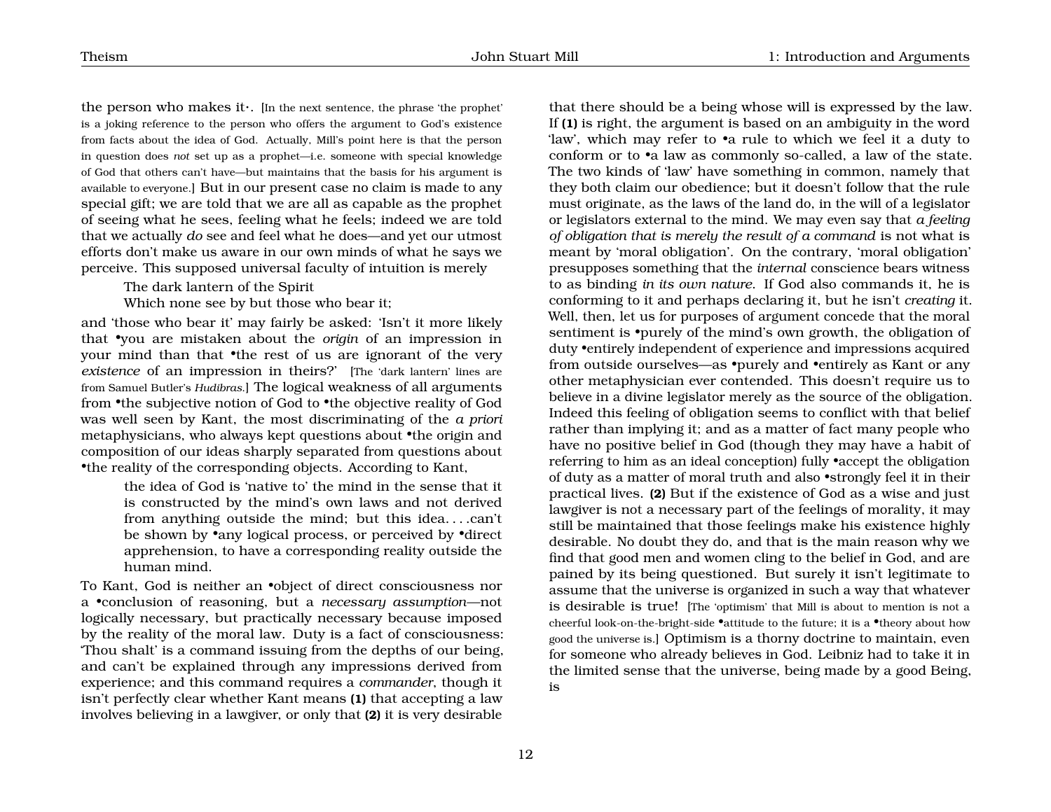the person who makes it·. [In the next sentence, the phrase 'the prophet' is a joking reference to the person who offers the argument to God's existence from facts about the idea of God. Actually, Mill's point here is that the person in question does *not* set up as a prophet—i.e. someone with special knowledge of God that others can't have—but maintains that the basis for his argument is available to everyone.] But in our present case no claim is made to any special gift; we are told that we are all as capable as the prophet of seeing what he sees, feeling what he feels; indeed we are told that we actually *do* see and feel what he does—and yet our utmost efforts don't make us aware in our own minds of what he says we perceive. This supposed universal faculty of intuition is merely

> The dark lantern of the Spirit
> Which none see by but those who bear it;

and 'those who bear it' may fairly be asked: 'Isn't it more likely that •you are mistaken about the *origin* of an impression in your mind than that •the rest of us are ignorant of the very *existence* of an impression in theirs?' [The 'dark lantern' lines are from Samuel Butler's *Hudibras*.] The logical weakness of all arguments from •the subjective notion of God to •the objective reality of God was well seen by Kant, the most discriminating of the *a priori* metaphysicians, who always kept questions about •the origin and composition of our ideas sharply separated from questions about •the reality of the corresponding objects. According to Kant,

> the idea of God is 'native to' the mind in the sense that it is constructed by the mind's own laws and not derived from anything outside the mind; but this idea. . . .can't be shown by •any logical process, or perceived by •direct apprehension, to have a corresponding reality outside the human mind.

To Kant, God is neither an •object of direct consciousness nor a •conclusion of reasoning, but a *necessary assumption*—not logically necessary, but practically necessary because imposed by the reality of the moral law. Duty is a fact of consciousness: 'Thou shalt' is a command issuing from the depths of our being, and can't be explained through any impressions derived from experience; and this command requires a *commander*, though it isn't perfectly clear whether Kant means **(1)** that accepting a law involves believing in a lawgiver, or only that **(2)** it is very desirable that there should be a being whose will is expressed by the law. If **(1)** is right, the argument is based on an ambiguity in the word 'law', which may refer to •a rule to which we feel it a duty to conform or to •a law as commonly so-called, a law of the state. The two kinds of 'law' have something in common, namely that they both claim our obedience; but it doesn't follow that the rule must originate, as the laws of the land do, in the will of a legislator or legislators external to the mind. We may even say that *a feeling of obligation that is merely the result of a command* is not what is meant by 'moral obligation'. On the contrary, 'moral obligation' presupposes something that the *internal* conscience bears witness to as binding *in its own nature*. If God also commands it, he is conforming to it and perhaps declaring it, but he isn't *creating* it. Well, then, let us for purposes of argument concede that the moral sentiment is •purely of the mind's own growth, the obligation of duty •entirely independent of experience and impressions acquired from outside ourselves—as •purely and •entirely as Kant or any other metaphysician ever contended. This doesn't require us to believe in a divine legislator merely as the source of the obligation. Indeed this feeling of obligation seems to conflict with that belief rather than implying it; and as a matter of fact many people who have no positive belief in God (though they may have a habit of referring to him as an ideal conception) fully •accept the obligation of duty as a matter of moral truth and also •strongly feel it in their practical lives. **(2)** But if the existence of God as a wise and just lawgiver is not a necessary part of the feelings of morality, it may still be maintained that those feelings make his existence highly desirable. No doubt they do, and that is the main reason why we find that good men and women cling to the belief in God, and are pained by its being questioned. But surely it isn't legitimate to assume that the universe is organized in such a way that whatever is desirable is true! [The 'optimism' that Mill is about to mention is not a cheerful look-on-the-bright-side •attitude to the future; it is a •theory about how good the universe is.] Optimism is a thorny doctrine to maintain, even for someone who already believes in God. Leibniz had to take it in the limited sense that the universe, being made by a good Being, is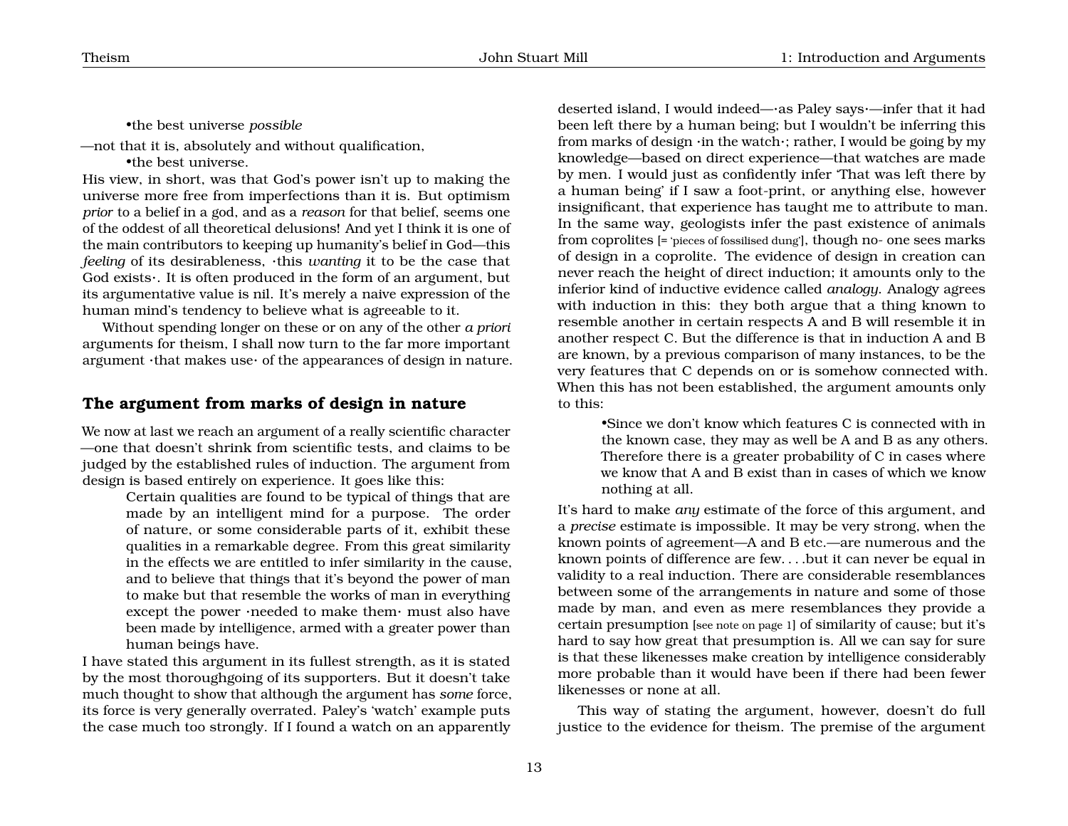•the best universe *possible*

—not that it is, absolutely and without qualification,

•the best universe.

His view, in short, was that God's power isn't up to making the universe more free from imperfections than it is. But optimism *prior* to a belief in a god, and as a *reason* for that belief, seems one of the oddest of all theoretical delusions! And yet I think it is one of the main contributors to keeping up humanity's belief in God—this *feeling* of its desirableness, ·this *wanting* it to be the case that God exists·. It is often produced in the form of an argument, but its argumentative value is nil. It's merely a naive expression of the human mind's tendency to believe what is agreeable to it.

Without spending longer on these or on any of the other *a priori* arguments for theism, I shall now turn to the far more important argument ·that makes use· of the appearances of design in nature.

## The argument from marks of design in nature

We now at last we reach an argument of a really scientific character—one that doesn't shrink from scientific tests, and claims to be judged by the established rules of induction. The argument from design is based entirely on experience. It goes like this:

> Certain qualities are found to be typical of things that are made by an intelligent mind for a purpose. The order of nature, or some considerable parts of it, exhibit these qualities in a remarkable degree. From this great similarity in the effects we are entitled to infer similarity in the cause, and to believe that things that it's beyond the power of man to make but that resemble the works of man in everything except the power ·needed to make them· must also have been made by intelligence, armed with a greater power than human beings have.

I have stated this argument in its fullest strength, as it is stated by the most thoroughgoing of its supporters. But it doesn't take much thought to show that although the argument has *some* force, its force is very generally overrated. Paley's 'watch' example puts the case much too strongly. If I found a watch on an apparently deserted island, I would indeed—·as Paley says·—infer that it had been left there by a human being; but I wouldn't be inferring this from marks of design ·in the watch·; rather, I would be going by my knowledge—based on direct experience—that watches are made by men. I would just as confidently infer 'That was left there by a human being' if I saw a foot-print, or anything else, however insignificant, that experience has taught me to attribute to man. In the same way, geologists infer the past existence of animals from coprolites [= 'pieces of fossilised dung'], though no- one sees marks of design in a coprolite. The evidence of design in creation can never reach the height of direct induction; it amounts only to the inferior kind of inductive evidence called *analogy*. Analogy agrees with induction in this: they both argue that a thing known to resemble another in certain respects A and B will resemble it in another respect C. But the difference is that in induction A and B are known, by a previous comparison of many instances, to be the very features that C depends on or is somehow connected with. When this has not been established, the argument amounts only to this:

> •Since we don't know which features C is connected with in the known case, they may as well be A and B as any others. Therefore there is a greater probability of C in cases where we know that A and B exist than in cases of which we know nothing at all.

It's hard to make *any* estimate of the force of this argument, and a *precise* estimate is impossible. It may be very strong, when the known points of agreement—A and B etc.—are numerous and the known points of difference are few. . . .but it can never be equal in validity to a real induction. There are considerable resemblances between some of the arrangements in nature and some of those made by man, and even as mere resemblances they provide a certain presumption [see note on page 1] of similarity of cause; but it's hard to say how great that presumption is. All we can say for sure is that these likenesses make creation by intelligence considerably more probable than it would have been if there had been fewer likenesses or none at all.

This way of stating the argument, however, doesn't do full justice to the evidence for theism. The premise of the argument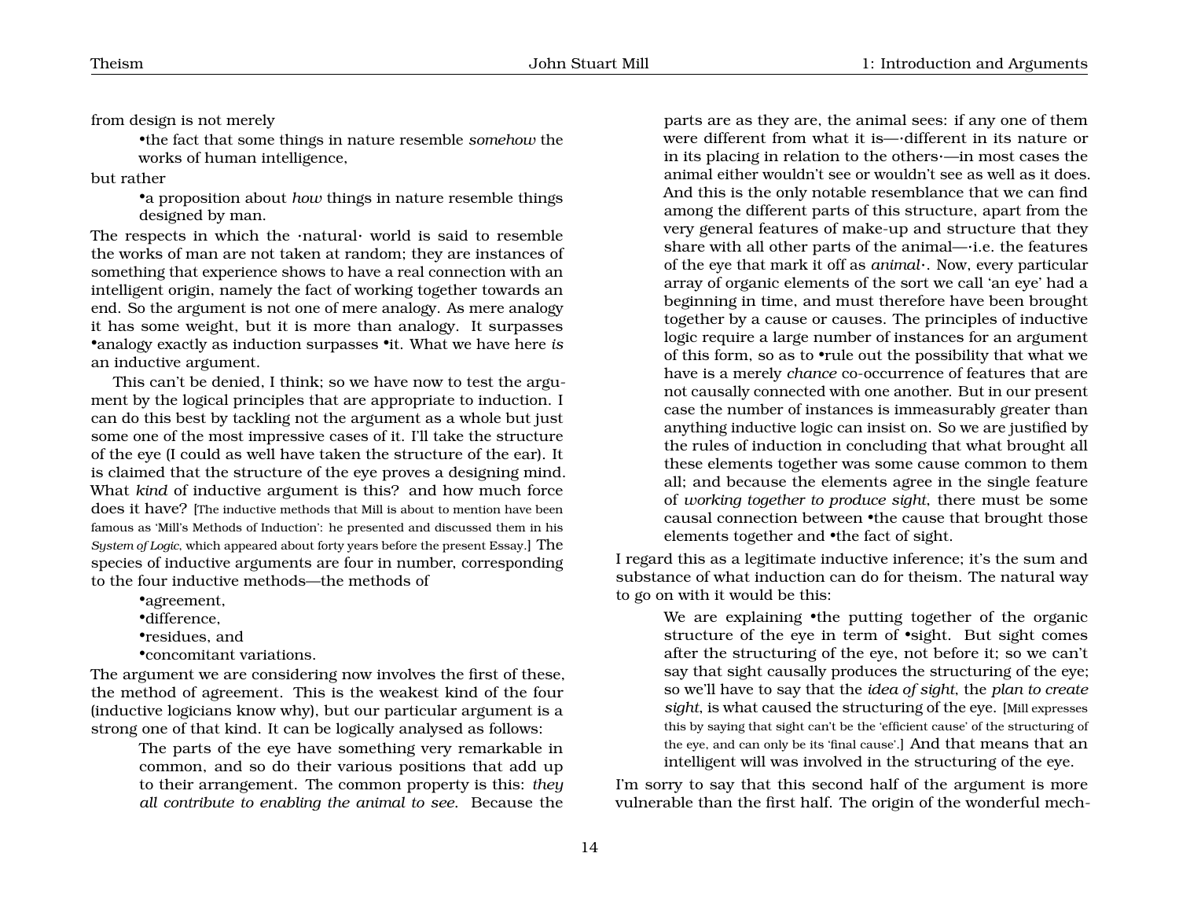from design is not merely

•the fact that some things in nature resemble *somehow* the works of human intelligence,

but rather

•a proposition about *how* things in nature resemble things designed by man.

The respects in which the ·natural· world is said to resemble the works of man are not taken at random; they are instances of something that experience shows to have a real connection with an intelligent origin, namely the fact of working together towards an end. So the argument is not one of mere analogy. As mere analogy it has some weight, but it is more than analogy. It surpasses •analogy exactly as induction surpasses •it. What we have here *is* an inductive argument.

This can't be denied, I think; so we have now to test the argument by the logical principles that are appropriate to induction. I can do this best by tackling not the argument as a whole but just some one of the most impressive cases of it. I'll take the structure of the eye (I could as well have taken the structure of the ear). It is claimed that the structure of the eye proves a designing mind. What *kind* of inductive argument is this? and how much force does it have? [The inductive methods that Mill is about to mention have been famous as 'Mill's Methods of Induction': he presented and discussed them in his *System of Logic*, which appeared about forty years before the present Essay.] The species of inductive arguments are four in number, corresponding to the four inductive methods—the methods of

•agreement,
•difference,
•residues, and
•concomitant variations.

The argument we are considering now involves the first of these, the method of agreement. This is the weakest kind of the four (inductive logicians know why), but our particular argument is a strong one of that kind. It can be logically analysed as follows:

> The parts of the eye have something very remarkable in common, and so do their various positions that add up to their arrangement. The common property is this: *they all contribute to enabling the animal to see*. Because the parts are as they are, the animal sees: if any one of them were different from what it is—·different in its nature or in its placing in relation to the others·—in most cases the animal either wouldn't see or wouldn't see as well as it does. And this is the only notable resemblance that we can find among the different parts of this structure, apart from the very general features of make-up and structure that they share with all other parts of the animal—·i.e. the features of the eye that mark it off as *animal*·. Now, every particular array of organic elements of the sort we call 'an eye' had a beginning in time, and must therefore have been brought together by a cause or causes. The principles of inductive logic require a large number of instances for an argument of this form, so as to •rule out the possibility that what we have is a merely *chance* co-occurrence of features that are not causally connected with one another. But in our present case the number of instances is immeasurably greater than anything inductive logic can insist on. So we are justified by the rules of induction in concluding that what brought all these elements together was some cause common to them all; and because the elements agree in the single feature of *working together to produce sight*, there must be some causal connection between •the cause that brought those elements together and •the fact of sight.

I regard this as a legitimate inductive inference; it's the sum and substance of what induction can do for theism. The natural way to go on with it would be this:

> We are explaining •the putting together of the organic structure of the eye in term of •sight. But sight comes after the structuring of the eye, not before it; so we can't say that sight causally produces the structuring of the eye; so we'll have to say that the *idea of sight*, the *plan to create sight*, is what caused the structuring of the eye. [Mill expresses this by saying that sight can't be the 'efficient cause' of the structuring of the eye, and can only be its 'final cause'.] And that means that an intelligent will was involved in the structuring of the eye.

I'm sorry to say that this second half of the argument is more vulnerable than the first half. The origin of the wonderful mech-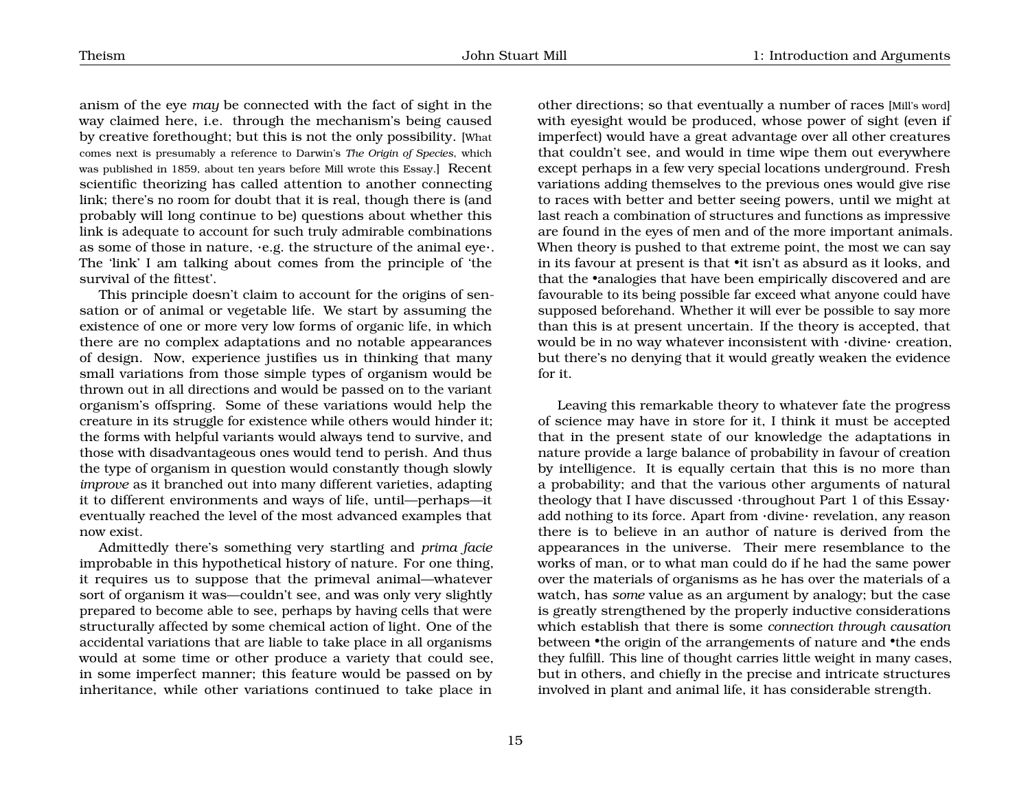anism of the eye *may* be connected with the fact of sight in the way claimed here, i.e. through the mechanism's being caused by creative forethought; but this is not the only possibility. [What comes next is presumably a reference to Darwin's *The Origin of Species*, which was published in 1859, about ten years before Mill wrote this Essay.] Recent scientific theorizing has called attention to another connecting link; there's no room for doubt that it is real, though there is (and probably will long continue to be) questions about whether this link is adequate to account for such truly admirable combinations as some of those in nature, ·e.g. the structure of the animal eye·. The 'link' I am talking about comes from the principle of 'the survival of the fittest'.

This principle doesn't claim to account for the origins of sensation or of animal or vegetable life. We start by assuming the existence of one or more very low forms of organic life, in which there are no complex adaptations and no notable appearances of design. Now, experience justifies us in thinking that many small variations from those simple types of organism would be thrown out in all directions and would be passed on to the variant organism's offspring. Some of these variations would help the creature in its struggle for existence while others would hinder it; the forms with helpful variants would always tend to survive, and those with disadvantageous ones would tend to perish. And thus the type of organism in question would constantly though slowly *improve* as it branched out into many different varieties, adapting it to different environments and ways of life, until—perhaps—it eventually reached the level of the most advanced examples that now exist.

Admittedly there's something very startling and *prima facie* improbable in this hypothetical history of nature. For one thing, it requires us to suppose that the primeval animal—whatever sort of organism it was—couldn't see, and was only very slightly prepared to become able to see, perhaps by having cells that were structurally affected by some chemical action of light. One of the accidental variations that are liable to take place in all organisms would at some time or other produce a variety that could see, in some imperfect manner; this feature would be passed on by inheritance, while other variations continued to take place in other directions; so that eventually a number of races [Mill's word] with eyesight would be produced, whose power of sight (even if imperfect) would have a great advantage over all other creatures that couldn't see, and would in time wipe them out everywhere except perhaps in a few very special locations underground. Fresh variations adding themselves to the previous ones would give rise to races with better and better seeing powers, until we might at last reach a combination of structures and functions as impressive are found in the eyes of men and of the more important animals. When theory is pushed to that extreme point, the most we can say in its favour at present is that •it isn't as absurd as it looks, and that the •analogies that have been empirically discovered and are favourable to its being possible far exceed what anyone could have supposed beforehand. Whether it will ever be possible to say more than this is at present uncertain. If the theory is accepted, that would be in no way whatever inconsistent with ·divine· creation, but there's no denying that it would greatly weaken the evidence for it.

Leaving this remarkable theory to whatever fate the progress of science may have in store for it, I think it must be accepted that in the present state of our knowledge the adaptations in nature provide a large balance of probability in favour of creation by intelligence. It is equally certain that this is no more than a probability; and that the various other arguments of natural theology that I have discussed ·throughout Part 1 of this Essay· add nothing to its force. Apart from ·divine· revelation, any reason there is to believe in an author of nature is derived from the appearances in the universe. Their mere resemblance to the works of man, or to what man could do if he had the same power over the materials of organisms as he has over the materials of a watch, has *some* value as an argument by analogy; but the case is greatly strengthened by the properly inductive considerations which establish that there is some *connection through causation* between •the origin of the arrangements of nature and •the ends they fulfill. This line of thought carries little weight in many cases, but in others, and chiefly in the precise and intricate structures involved in plant and animal life, it has considerable strength.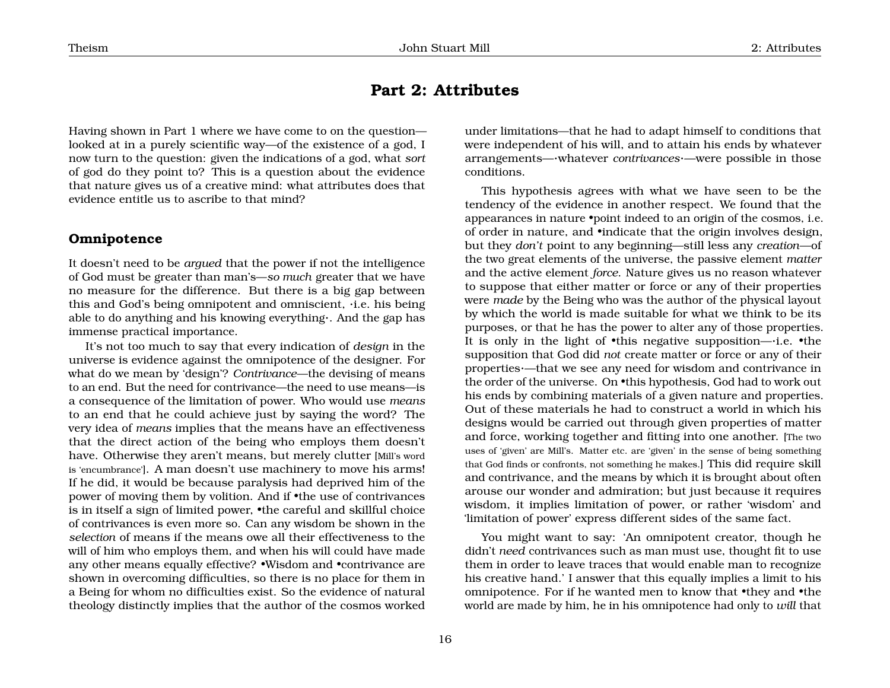# Part 2: Attributes

Having shown in Part 1 where we have come to on the question—looked at in a purely scientific way—of the existence of a god, I now turn to the question: given the indications of a god, what *sort* of god do they point to? This is a question about the evidence that nature gives us of a creative mind: what attributes does that evidence entitle us to ascribe to that mind?

## Omnipotence

It doesn't need to be *argued* that the power if not the intelligence of God must be greater than man's—*so much* greater that we have no measure for the difference. But there is a big gap between this and God's being omnipotent and omniscient, ·i.e. his being able to do anything and his knowing everything·. And the gap has immense practical importance.

It's not too much to say that every indication of *design* in the universe is evidence against the omnipotence of the designer. For what do we mean by 'design'? *Contrivance*—the devising of means to an end. But the need for contrivance—the need to use means—is a consequence of the limitation of power. Who would use *means* to an end that he could achieve just by saying the word? The very idea of *means* implies that the means have an effectiveness that the direct action of the being who employs them doesn't have. Otherwise they aren't means, but merely clutter [Mill's word is 'encumbrance']. A man doesn't use machinery to move his arms! If he did, it would be because paralysis had deprived him of the power of moving them by volition. And if •the use of contrivances is in itself a sign of limited power, •the careful and skillful choice of contrivances is even more so. Can any wisdom be shown in the *selection* of means if the means owe all their effectiveness to the will of him who employs them, and when his will could have made any other means equally effective? •Wisdom and •contrivance are shown in overcoming difficulties, so there is no place for them in a Being for whom no difficulties exist. So the evidence of natural theology distinctly implies that the author of the cosmos worked under limitations—that he had to adapt himself to conditions that were independent of his will, and to attain his ends by whatever arrangements—·whatever *contrivances*·—were possible in those conditions.

This hypothesis agrees with what we have seen to be the tendency of the evidence in another respect. We found that the appearances in nature •point indeed to an origin of the cosmos, i.e. of order in nature, and •indicate that the origin involves design, but they *don't* point to any beginning—still less any *creation*—of the two great elements of the universe, the passive element *matter* and the active element *force*. Nature gives us no reason whatever to suppose that either matter or force or any of their properties were *made* by the Being who was the author of the physical layout by which the world is made suitable for what we think to be its purposes, or that he has the power to alter any of those properties. It is only in the light of •this negative supposition—·i.e. •the supposition that God did *not* create matter or force or any of their properties·—that we see any need for wisdom and contrivance in the order of the universe. On •this hypothesis, God had to work out his ends by combining materials of a given nature and properties. Out of these materials he had to construct a world in which his designs would be carried out through given properties of matter and force, working together and fitting into one another. [The two uses of 'given' are Mill's. Matter etc. are 'given' in the sense of being something that God finds or confronts, not something he makes.] This did require skill and contrivance, and the means by which it is brought about often arouse our wonder and admiration; but just because it requires wisdom, it implies limitation of power, or rather 'wisdom' and 'limitation of power' express different sides of the same fact.

You might want to say: 'An omnipotent creator, though he didn't *need* contrivances such as man must use, thought fit to use them in order to leave traces that would enable man to recognize his creative hand.' I answer that this equally implies a limit to his omnipotence. For if he wanted men to know that •they and •the world are made by him, he in his omnipotence had only to *will* that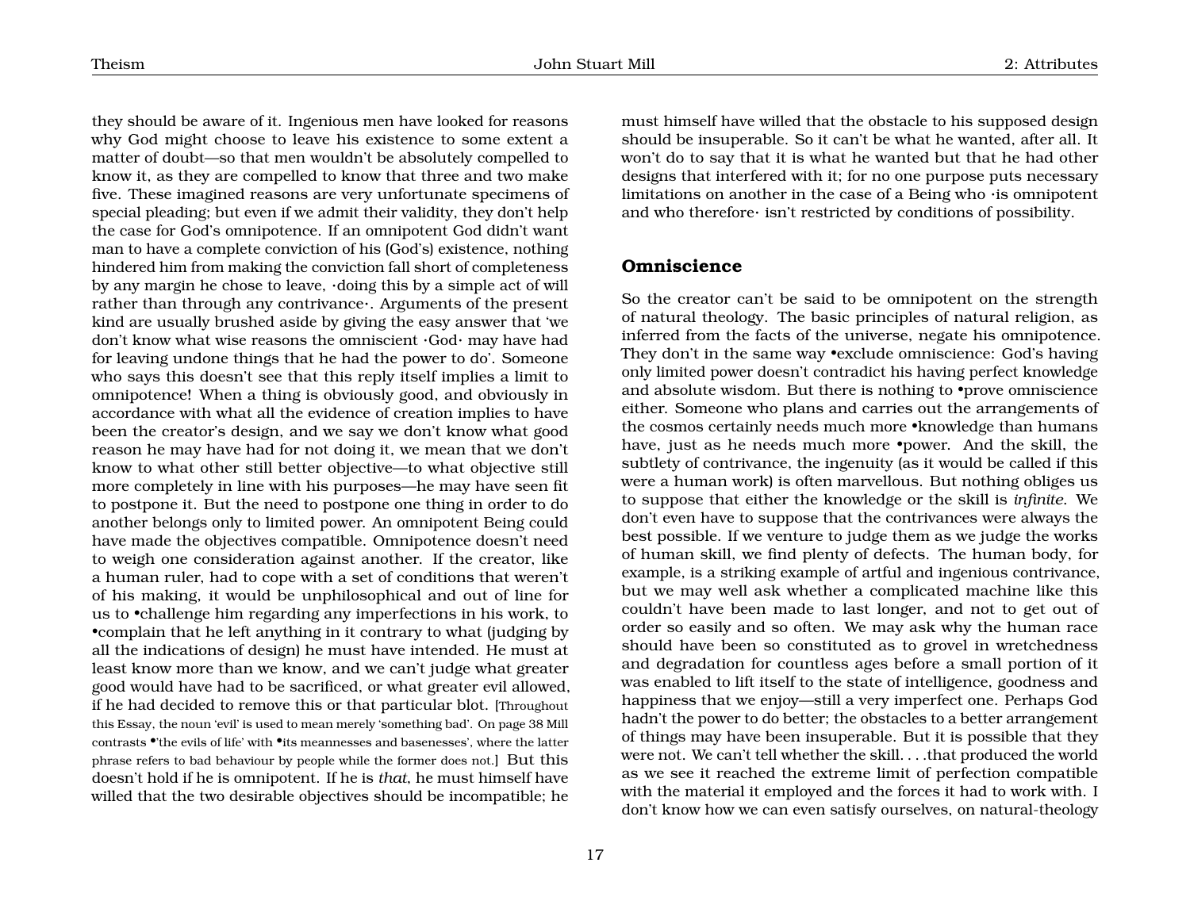they should be aware of it. Ingenious men have looked for reasons why God might choose to leave his existence to some extent a matter of doubt—so that men wouldn't be absolutely compelled to know it, as they are compelled to know that three and two make five. These imagined reasons are very unfortunate specimens of special pleading; but even if we admit their validity, they don't help the case for God's omnipotence. If an omnipotent God didn't want man to have a complete conviction of his (God's) existence, nothing hindered him from making the conviction fall short of completeness by any margin he chose to leave, ·doing this by a simple act of will rather than through any contrivance·. Arguments of the present kind are usually brushed aside by giving the easy answer that 'we don't know what wise reasons the omniscient ·God· may have had for leaving undone things that he had the power to do'. Someone who says this doesn't see that this reply itself implies a limit to omnipotence! When a thing is obviously good, and obviously in accordance with what all the evidence of creation implies to have been the creator's design, and we say we don't know what good reason he may have had for not doing it, we mean that we don't know to what other still better objective—to what objective still more completely in line with his purposes—he may have seen fit to postpone it. But the need to postpone one thing in order to do another belongs only to limited power. An omnipotent Being could have made the objectives compatible. Omnipotence doesn't need to weigh one consideration against another. If the creator, like a human ruler, had to cope with a set of conditions that weren't of his making, it would be unphilosophical and out of line for us to •challenge him regarding any imperfections in his work, to •complain that he left anything in it contrary to what (judging by all the indications of design) he must have intended. He must at least know more than we know, and we can't judge what greater good would have had to be sacrificed, or what greater evil allowed, if he had decided to remove this or that particular blot. [Throughout this Essay, the noun 'evil' is used to mean merely 'something bad'. On page 38 Mill contrasts •'the evils of life' with •its meannesses and basenesses', where the latter phrase refers to bad behaviour by people while the former does not.] But this doesn't hold if he is omnipotent. If he is *that*, he must himself have willed that the two desirable objectives should be incompatible; he must himself have willed that the obstacle to his supposed design should be insuperable. So it can't be what he wanted, after all. It won't do to say that it is what he wanted but that he had other designs that interfered with it; for no one purpose puts necessary limitations on another in the case of a Being who ·is omnipotent and who therefore· isn't restricted by conditions of possibility.

## Omniscience

So the creator can't be said to be omnipotent on the strength of natural theology. The basic principles of natural religion, as inferred from the facts of the universe, negate his omnipotence. They don't in the same way •exclude omniscience: God's having only limited power doesn't contradict his having perfect knowledge and absolute wisdom. But there is nothing to •prove omniscience either. Someone who plans and carries out the arrangements of the cosmos certainly needs much more •knowledge than humans have, just as he needs much more •power. And the skill, the subtlety of contrivance, the ingenuity (as it would be called if this were a human work) is often marvellous. But nothing obliges us to suppose that either the knowledge or the skill is *infinite*. We don't even have to suppose that the contrivances were always the best possible. If we venture to judge them as we judge the works of human skill, we find plenty of defects. The human body, for example, is a striking example of artful and ingenious contrivance, but we may well ask whether a complicated machine like this couldn't have been made to last longer, and not to get out of order so easily and so often. We may ask why the human race should have been so constituted as to grovel in wretchedness and degradation for countless ages before a small portion of it was enabled to lift itself to the state of intelligence, goodness and happiness that we enjoy—still a very imperfect one. Perhaps God hadn't the power to do better; the obstacles to a better arrangement of things may have been insuperable. But it is possible that they were not. We can't tell whether the skill. . . .that produced the world as we see it reached the extreme limit of perfection compatible with the material it employed and the forces it had to work with. I don't know how we can even satisfy ourselves, on natural-theology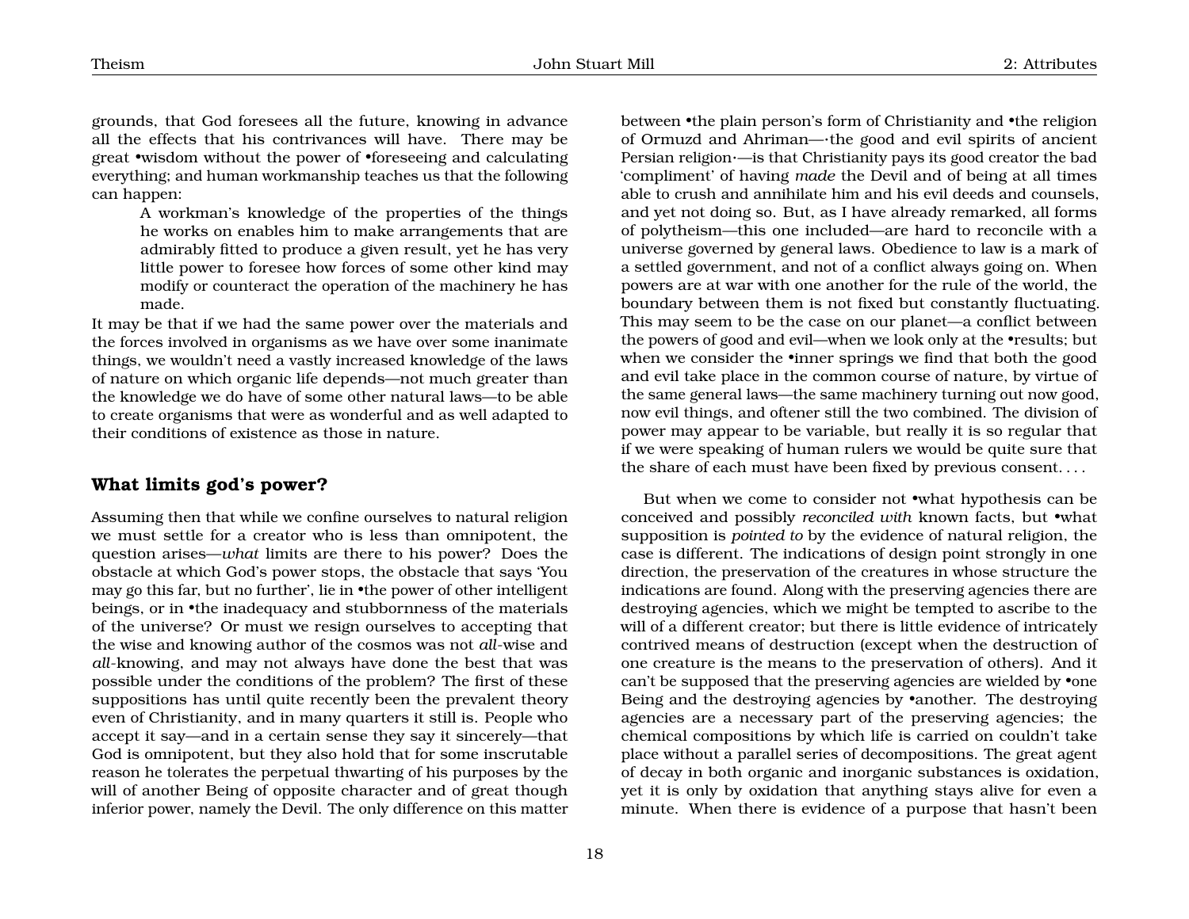grounds, that God foresees all the future, knowing in advance all the effects that his contrivances will have. There may be great •wisdom without the power of •foreseeing and calculating everything; and human workmanship teaches us that the following can happen:

> A workman's knowledge of the properties of the things he works on enables him to make arrangements that are admirably fitted to produce a given result, yet he has very little power to foresee how forces of some other kind may modify or counteract the operation of the machinery he has made.

It may be that if we had the same power over the materials and the forces involved in organisms as we have over some inanimate things, we wouldn't need a vastly increased knowledge of the laws of nature on which organic life depends—not much greater than the knowledge we do have of some other natural laws—to be able to create organisms that were as wonderful and as well adapted to their conditions of existence as those in nature.

## What limits god's power?

Assuming then that while we confine ourselves to natural religion we must settle for a creator who is less than omnipotent, the question arises—*what* limits are there to his power? Does the obstacle at which God's power stops, the obstacle that says 'You may go this far, but no further', lie in •the power of other intelligent beings, or in •the inadequacy and stubbornness of the materials of the universe? Or must we resign ourselves to accepting that the wise and knowing author of the cosmos was not *all*-wise and *all*-knowing, and may not always have done the best that was possible under the conditions of the problem? The first of these suppositions has until quite recently been the prevalent theory even of Christianity, and in many quarters it still is. People who accept it say—and in a certain sense they say it sincerely—that God is omnipotent, but they also hold that for some inscrutable reason he tolerates the perpetual thwarting of his purposes by the will of another Being of opposite character and of great though inferior power, namely the Devil. The only difference on this matter between •the plain person's form of Christianity and •the religion of Ormuzd and Ahriman—·the good and evil spirits of ancient Persian religion·—is that Christianity pays its good creator the bad 'compliment' of having *made* the Devil and of being at all times able to crush and annihilate him and his evil deeds and counsels, and yet not doing so. But, as I have already remarked, all forms of polytheism—this one included—are hard to reconcile with a universe governed by general laws. Obedience to law is a mark of a settled government, and not of a conflict always going on. When powers are at war with one another for the rule of the world, the boundary between them is not fixed but constantly fluctuating. This may seem to be the case on our planet—a conflict between the powers of good and evil—when we look only at the •results; but when we consider the •inner springs we find that both the good and evil take place in the common course of nature, by virtue of the same general laws—the same machinery turning out now good, now evil things, and oftener still the two combined. The division of power may appear to be variable, but really it is so regular that if we were speaking of human rulers we would be quite sure that the share of each must have been fixed by previous consent. . . .

But when we come to consider not •what hypothesis can be conceived and possibly *reconciled with* known facts, but •what supposition is *pointed to* by the evidence of natural religion, the case is different. The indications of design point strongly in one direction, the preservation of the creatures in whose structure the indications are found. Along with the preserving agencies there are destroying agencies, which we might be tempted to ascribe to the will of a different creator; but there is little evidence of intricately contrived means of destruction (except when the destruction of one creature is the means to the preservation of others). And it can't be supposed that the preserving agencies are wielded by •one Being and the destroying agencies by •another. The destroying agencies are a necessary part of the preserving agencies; the chemical compositions by which life is carried on couldn't take place without a parallel series of decompositions. The great agent of decay in both organic and inorganic substances is oxidation, yet it is only by oxidation that anything stays alive for even a minute. When there is evidence of a purpose that hasn't been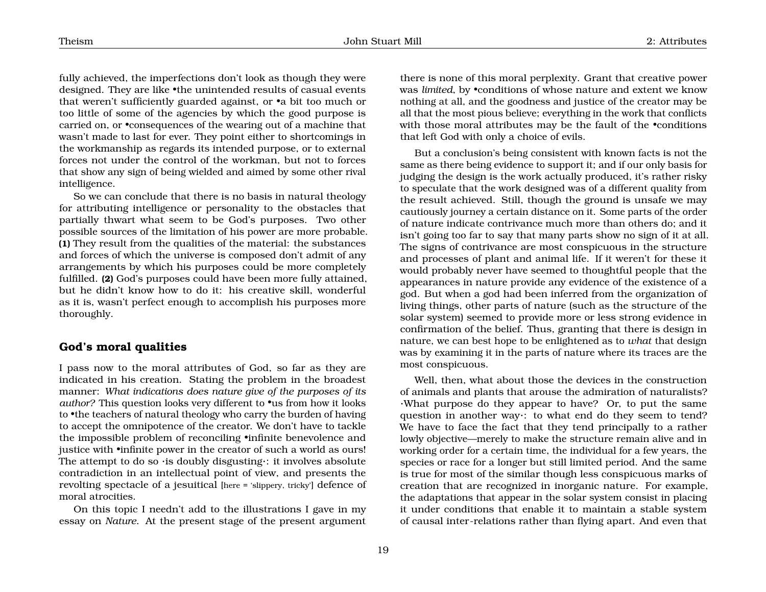fully achieved, the imperfections don't look as though they were designed. They are like •the unintended results of casual events that weren't sufficiently guarded against, or •a bit too much or too little of some of the agencies by which the good purpose is carried on, or •consequences of the wearing out of a machine that wasn't made to last for ever. They point either to shortcomings in the workmanship as regards its intended purpose, or to external forces not under the control of the workman, but not to forces that show any sign of being wielded and aimed by some other rival intelligence.

So we can conclude that there is no basis in natural theology for attributing intelligence or personality to the obstacles that partially thwart what seem to be God's purposes. Two other possible sources of the limitation of his power are more probable. **(1)** They result from the qualities of the material: the substances and forces of which the universe is composed don't admit of any arrangements by which his purposes could be more completely fulfilled. **(2)** God's purposes could have been more fully attained, but he didn't know how to do it: his creative skill, wonderful as it is, wasn't perfect enough to accomplish his purposes more thoroughly.

## God's moral qualities

I pass now to the moral attributes of God, so far as they are indicated in his creation. Stating the problem in the broadest manner: *What indications does nature give of the purposes of its author?* This question looks very different to •us from how it looks to •the teachers of natural theology who carry the burden of having to accept the omnipotence of the creator. We don't have to tackle the impossible problem of reconciling •infinite benevolence and justice with •infinite power in the creator of such a world as ours! The attempt to do so ·is doubly disgusting·: it involves absolute contradiction in an intellectual point of view, and presents the revolting spectacle of a jesuitical [here = 'slippery, tricky'] defence of moral atrocities.

On this topic I needn't add to the illustrations I gave in my essay on *Nature*. At the present stage of the present argument there is none of this moral perplexity. Grant that creative power was *limited*, by •conditions of whose nature and extent we know nothing at all, and the goodness and justice of the creator may be all that the most pious believe; everything in the work that conflicts with those moral attributes may be the fault of the •conditions that left God with only a choice of evils.

But a conclusion's being consistent with known facts is not the same as there being evidence to support it; and if our only basis for judging the design is the work actually produced, it's rather risky to speculate that the work designed was of a different quality from the result achieved. Still, though the ground is unsafe we may cautiously journey a certain distance on it. Some parts of the order of nature indicate contrivance much more than others do; and it isn't going too far to say that many parts show no sign of it at all. The signs of contrivance are most conspicuous in the structure and processes of plant and animal life. If it weren't for these it would probably never have seemed to thoughtful people that the appearances in nature provide any evidence of the existence of a god. But when a god had been inferred from the organization of living things, other parts of nature (such as the structure of the solar system) seemed to provide more or less strong evidence in confirmation of the belief. Thus, granting that there is design in nature, we can best hope to be enlightened as to *what* that design was by examining it in the parts of nature where its traces are the most conspicuous.

Well, then, what about those the devices in the construction of animals and plants that arouse the admiration of naturalists? ·What purpose do they appear to have? Or, to put the same question in another way·: to what end do they seem to tend? We have to face the fact that they tend principally to a rather lowly objective—merely to make the structure remain alive and in working order for a certain time, the individual for a few years, the species or race for a longer but still limited period. And the same is true for most of the similar though less conspicuous marks of creation that are recognized in inorganic nature. For example, the adaptations that appear in the solar system consist in placing it under conditions that enable it to maintain a stable system of causal inter-relations rather than flying apart. And even that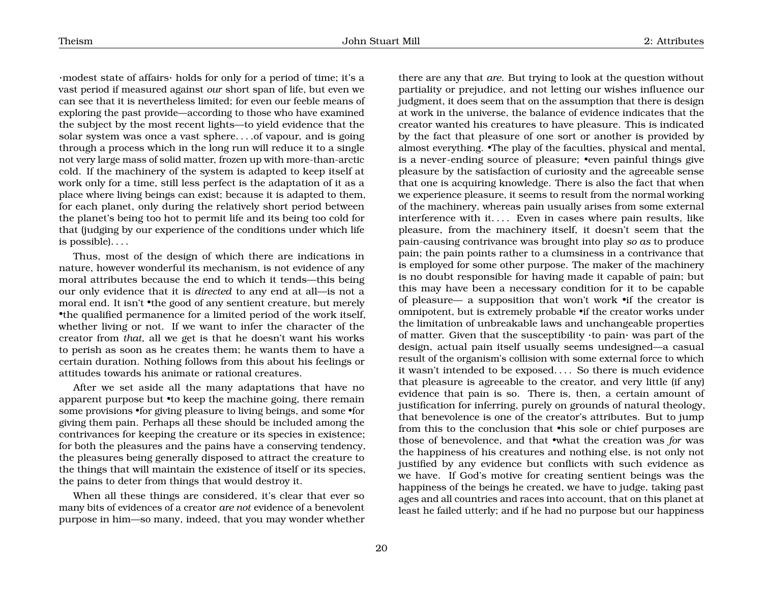·modest state of affairs· holds for only for a period of time; it's a vast period if measured against *our* short span of life, but even we can see that it is nevertheless limited; for even our feeble means of exploring the past provide—according to those who have examined the subject by the most recent lights—to yield evidence that the solar system was once a vast sphere. . . .of vapour, and is going through a process which in the long run will reduce it to a single not very large mass of solid matter, frozen up with more-than-arctic cold. If the machinery of the system is adapted to keep itself at work only for a time, still less perfect is the adaptation of it as a place where living beings can exist; because it is adapted to them, for each planet, only during the relatively short period between the planet's being too hot to permit life and its being too cold for that (judging by our experience of the conditions under which life is possible). . . .

Thus, most of the design of which there are indications in nature, however wonderful its mechanism, is not evidence of any moral attributes because the end to which it tends—this being our only evidence that it is *directed* to any end at all—is not a moral end. It isn't •the good of any sentient creature, but merely •the qualified permanence for a limited period of the work itself, whether living or not. If we want to infer the character of the creator from *that*, all we get is that he doesn't want his works to perish as soon as he creates them; he wants them to have a certain duration. Nothing follows from this about his feelings or attitudes towards his animate or rational creatures.

After we set aside all the many adaptations that have no apparent purpose but •to keep the machine going, there remain some provisions •for giving pleasure to living beings, and some •for giving them pain. Perhaps all these should be included among the contrivances for keeping the creature or its species in existence; for both the pleasures and the pains have a conserving tendency, the pleasures being generally disposed to attract the creature to the things that will maintain the existence of itself or its species, the pains to deter from things that would destroy it.

When all these things are considered, it's clear that ever so many bits of evidences of a creator *are not* evidence of a benevolent purpose in him—so many, indeed, that you may wonder whether there are any that *are*. But trying to look at the question without partiality or prejudice, and not letting our wishes influence our judgment, it does seem that on the assumption that there is design at work in the universe, the balance of evidence indicates that the creator wanted his creatures to have pleasure. This is indicated by the fact that pleasure of one sort or another is provided by almost everything. •The play of the faculties, physical and mental, is a never-ending source of pleasure; •even painful things give pleasure by the satisfaction of curiosity and the agreeable sense that one is acquiring knowledge. There is also the fact that when we experience pleasure, it seems to result from the normal working of the machinery, whereas pain usually arises from some external interference with it. . . . Even in cases where pain results, like pleasure, from the machinery itself, it doesn't seem that the pain-causing contrivance was brought into play *so as* to produce pain; the pain points rather to a clumsiness in a contrivance that is employed for some other purpose. The maker of the machinery is no doubt responsible for having made it capable of pain; but this may have been a necessary condition for it to be capable of pleasure— a supposition that won't work •if the creator is omnipotent, but is extremely probable •if the creator works under the limitation of unbreakable laws and unchangeable properties of matter. Given that the susceptibility ·to pain· was part of the design, actual pain itself usually seems undesigned—a casual result of the organism's collision with some external force to which it wasn't intended to be exposed. . . . So there is much evidence that pleasure is agreeable to the creator, and very little (if any) evidence that pain is so. There is, then, a certain amount of justification for inferring, purely on grounds of natural theology, that benevolence is one of the creator's attributes. But to jump from this to the conclusion that •his sole or chief purposes are those of benevolence, and that •what the creation was *for* was the happiness of his creatures and nothing else, is not only not justified by any evidence but conflicts with such evidence as we have. If God's motive for creating sentient beings was the happiness of the beings he created, we have to judge, taking past ages and all countries and races into account, that on this planet at least he failed utterly; and if he had no purpose but our happiness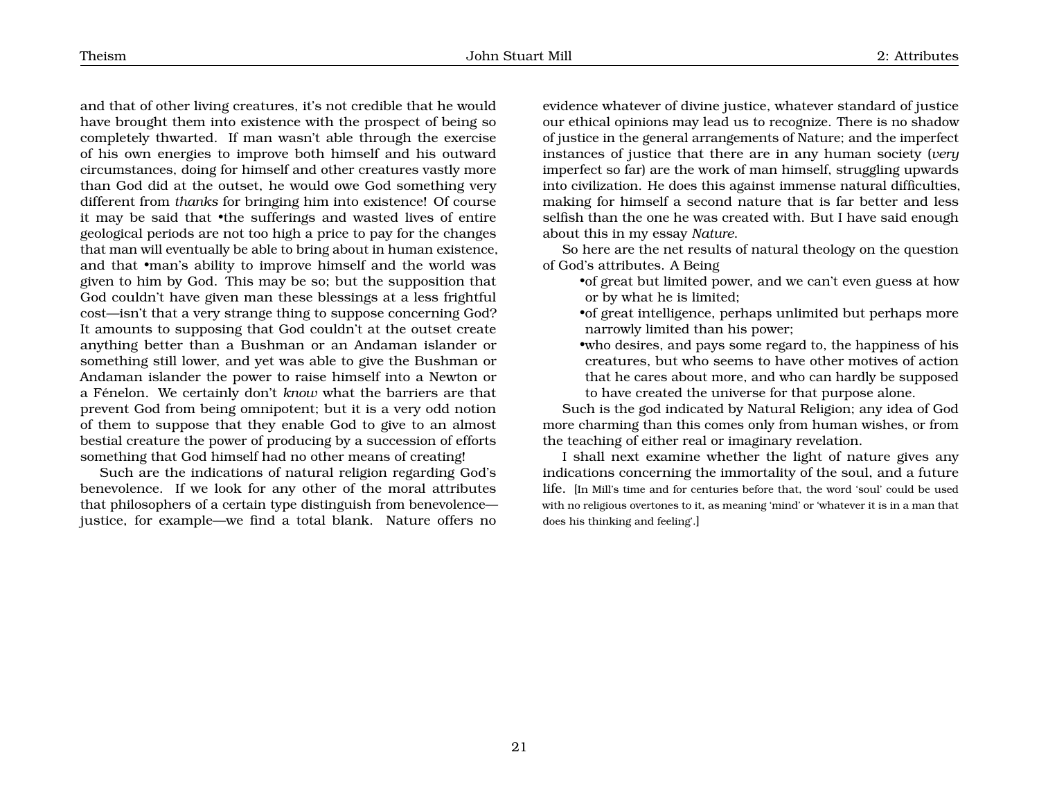and that of other living creatures, it's not credible that he would have brought them into existence with the prospect of being so completely thwarted. If man wasn't able through the exercise of his own energies to improve both himself and his outward circumstances, doing for himself and other creatures vastly more than God did at the outset, he would owe God something very different from *thanks* for bringing him into existence! Of course it may be said that •the sufferings and wasted lives of entire geological periods are not too high a price to pay for the changes that man will eventually be able to bring about in human existence, and that •man's ability to improve himself and the world was given to him by God. This may be so; but the supposition that God couldn't have given man these blessings at a less frightful cost—isn't that a very strange thing to suppose concerning God? It amounts to supposing that God couldn't at the outset create anything better than a Bushman or an Andaman islander or something still lower, and yet was able to give the Bushman or Andaman islander the power to raise himself into a Newton or a Fénelon. We certainly don't *know* what the barriers are that prevent God from being omnipotent; but it is a very odd notion of them to suppose that they enable God to give to an almost bestial creature the power of producing by a succession of efforts something that God himself had no other means of creating!

Such are the indications of natural religion regarding God's benevolence. If we look for any other of the moral attributes that philosophers of a certain type distinguish from benevolence—justice, for example—we find a total blank. Nature offers no evidence whatever of divine justice, whatever standard of justice our ethical opinions may lead us to recognize. There is no shadow of justice in the general arrangements of Nature; and the imperfect instances of justice that there are in any human society (*very* imperfect so far) are the work of man himself, struggling upwards into civilization. He does this against immense natural difficulties, making for himself a second nature that is far better and less selfish than the one he was created with. But I have said enough about this in my essay *Nature*.

So here are the net results of natural theology on the question of God's attributes. A Being

- •of great but limited power, and we can't even guess at how or by what he is limited;
- •of great intelligence, perhaps unlimited but perhaps more narrowly limited than his power;
- •who desires, and pays some regard to, the happiness of his creatures, but who seems to have other motives of action that he cares about more, and who can hardly be supposed to have created the universe for that purpose alone.

Such is the god indicated by Natural Religion; any idea of God more charming than this comes only from human wishes, or from the teaching of either real or imaginary revelation.

I shall next examine whether the light of nature gives any indications concerning the immortality of the soul, and a future life. [In Mill's time and for centuries before that, the word 'soul' could be used with no religious overtones to it, as meaning 'mind' or 'whatever it is in a man that does his thinking and feeling'.]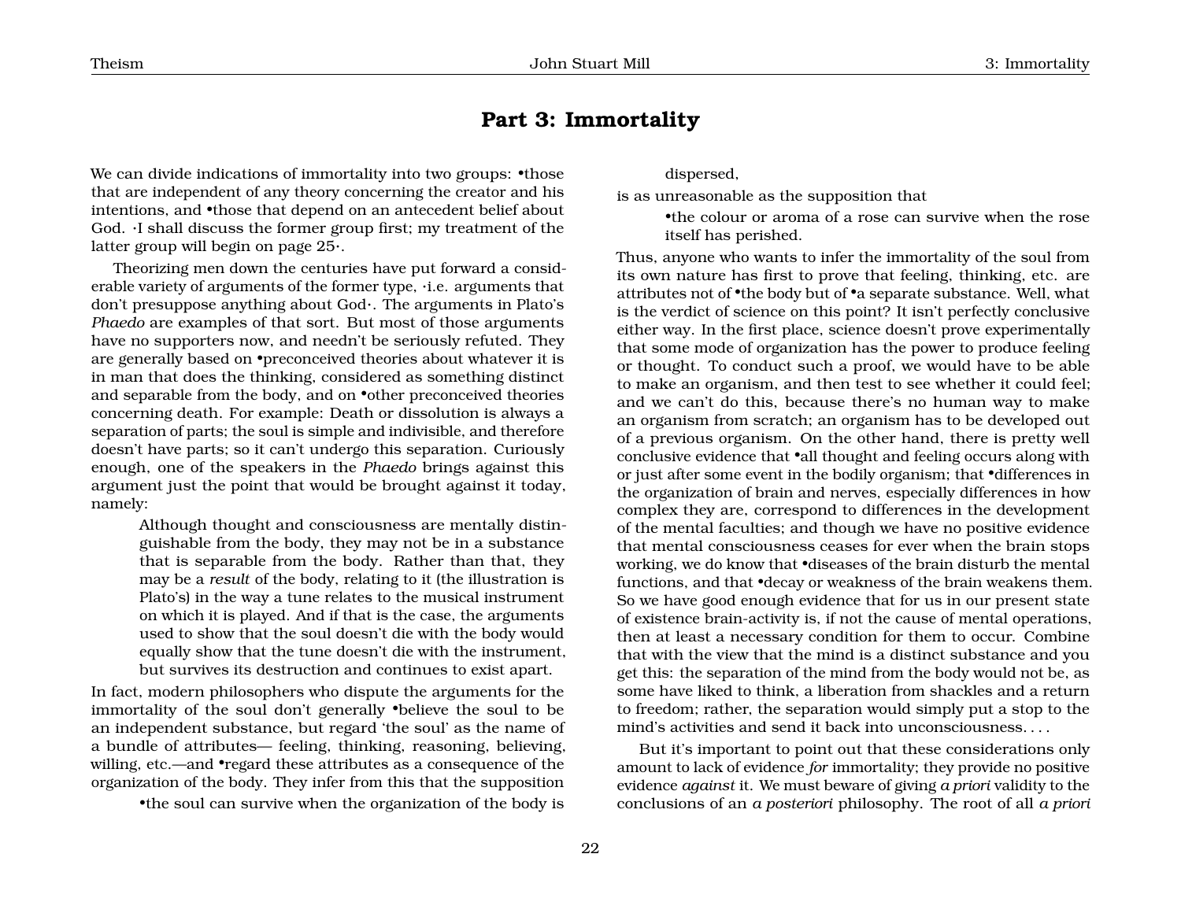## Part 3: Immortality

We can divide indications of immortality into two groups: •those that are independent of any theory concerning the creator and his intentions, and •those that depend on an antecedent belief about God. ·I shall discuss the former group first; my treatment of the latter group will begin on page 25·.

Theorizing men down the centuries have put forward a considerable variety of arguments of the former type, ·i.e. arguments that don't presuppose anything about God·. The arguments in Plato's *Phaedo* are examples of that sort. But most of those arguments have no supporters now, and needn't be seriously refuted. They are generally based on •preconceived theories about whatever it is in man that does the thinking, considered as something distinct and separable from the body, and on •other preconceived theories concerning death. For example: Death or dissolution is always a separation of parts; the soul is simple and indivisible, and therefore doesn't have parts; so it can't undergo this separation. Curiously enough, one of the speakers in the *Phaedo* brings against this argument just the point that would be brought against it today, namely:

> Although thought and consciousness are mentally distinguishable from the body, they may not be in a substance that is separable from the body. Rather than that, they may be a *result* of the body, relating to it (the illustration is Plato's) in the way a tune relates to the musical instrument on which it is played. And if that is the case, the arguments used to show that the soul doesn't die with the body would equally show that the tune doesn't die with the instrument, but survives its destruction and continues to exist apart.

In fact, modern philosophers who dispute the arguments for the immortality of the soul don't generally •believe the soul to be an independent substance, but regard 'the soul' as the name of a bundle of attributes— feeling, thinking, reasoning, believing, willing, etc.—and •regard these attributes as a consequence of the organization of the body. They infer from this that the supposition

> •the soul can survive when the organization of the body is dispersed,

is as unreasonable as the supposition that

> •the colour or aroma of a rose can survive when the rose itself has perished.

Thus, anyone who wants to infer the immortality of the soul from its own nature has first to prove that feeling, thinking, etc. are attributes not of •the body but of •a separate substance. Well, what is the verdict of science on this point? It isn't perfectly conclusive either way. In the first place, science doesn't prove experimentally that some mode of organization has the power to produce feeling or thought. To conduct such a proof, we would have to be able to make an organism, and then test to see whether it could feel; and we can't do this, because there's no human way to make an organism from scratch; an organism has to be developed out of a previous organism. On the other hand, there is pretty well conclusive evidence that •all thought and feeling occurs along with or just after some event in the bodily organism; that •differences in the organization of brain and nerves, especially differences in how complex they are, correspond to differences in the development of the mental faculties; and though we have no positive evidence that mental consciousness ceases for ever when the brain stops working, we do know that •diseases of the brain disturb the mental functions, and that •decay or weakness of the brain weakens them. So we have good enough evidence that for us in our present state of existence brain-activity is, if not the cause of mental operations, then at least a necessary condition for them to occur. Combine that with the view that the mind is a distinct substance and you get this: the separation of the mind from the body would not be, as some have liked to think, a liberation from shackles and a return to freedom; rather, the separation would simply put a stop to the mind's activities and send it back into unconsciousness. . . .

But it's important to point out that these considerations only amount to lack of evidence *for* immortality; they provide no positive evidence *against* it. We must beware of giving *a priori* validity to the conclusions of an *a posteriori* philosophy. The root of all *a priori*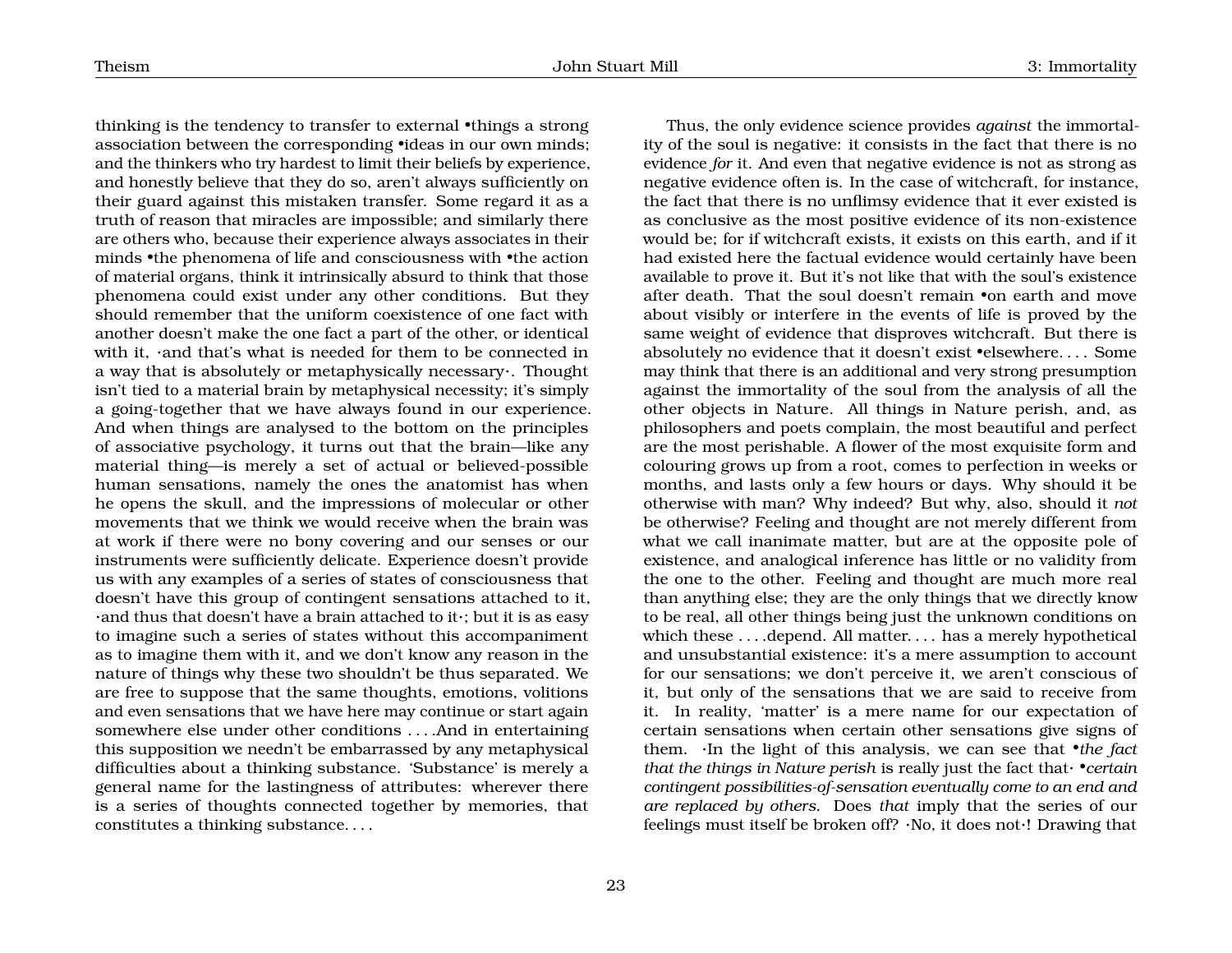thinking is the tendency to transfer to external •things a strong association between the corresponding •ideas in our own minds; and the thinkers who try hardest to limit their beliefs by experience, and honestly believe that they do so, aren't always sufficiently on their guard against this mistaken transfer. Some regard it as a truth of reason that miracles are impossible; and similarly there are others who, because their experience always associates in their minds •the phenomena of life and consciousness with •the action of material organs, think it intrinsically absurd to think that those phenomena could exist under any other conditions. But they should remember that the uniform coexistence of one fact with another doesn't make the one fact a part of the other, or identical with it, ·and that's what is needed for them to be connected in a way that is absolutely or metaphysically necessary·. Thought isn't tied to a material brain by metaphysical necessity; it's simply a going-together that we have always found in our experience. And when things are analysed to the bottom on the principles of associative psychology, it turns out that the brain—like any material thing—is merely a set of actual or believed-possible human sensations, namely the ones the anatomist has when he opens the skull, and the impressions of molecular or other movements that we think we would receive when the brain was at work if there were no bony covering and our senses or our instruments were sufficiently delicate. Experience doesn't provide us with any examples of a series of states of consciousness that doesn't have this group of contingent sensations attached to it, ·and thus that doesn't have a brain attached to it·; but it is as easy to imagine such a series of states without this accompaniment as to imagine them with it, and we don't know any reason in the nature of things why these two shouldn't be thus separated. We are free to suppose that the same thoughts, emotions, volitions and even sensations that we have here may continue or start again somewhere else under other conditions . . . .And in entertaining this supposition we needn't be embarrassed by any metaphysical difficulties about a thinking substance. 'Substance' is merely a general name for the lastingness of attributes: wherever there is a series of thoughts connected together by memories, that constitutes a thinking substance. . . .

Thus, the only evidence science provides *against* the immortality of the soul is negative: it consists in the fact that there is no evidence *for* it. And even that negative evidence is not as strong as negative evidence often is. In the case of witchcraft, for instance, the fact that there is no unflimsy evidence that it ever existed is as conclusive as the most positive evidence of its non-existence would be; for if witchcraft exists, it exists on this earth, and if it had existed here the factual evidence would certainly have been available to prove it. But it's not like that with the soul's existence after death. That the soul doesn't remain •on earth and move about visibly or interfere in the events of life is proved by the same weight of evidence that disproves witchcraft. But there is absolutely no evidence that it doesn't exist •elsewhere. . . . Some may think that there is an additional and very strong presumption against the immortality of the soul from the analysis of all the other objects in Nature. All things in Nature perish, and, as philosophers and poets complain, the most beautiful and perfect are the most perishable. A flower of the most exquisite form and colouring grows up from a root, comes to perfection in weeks or months, and lasts only a few hours or days. Why should it be otherwise with man? Why indeed? But why, also, should it *not* be otherwise? Feeling and thought are not merely different from what we call inanimate matter, but are at the opposite pole of existence, and analogical inference has little or no validity from the one to the other. Feeling and thought are much more real than anything else; they are the only things that we directly know to be real, all other things being just the unknown conditions on which these . . . .depend. All matter. . . . has a merely hypothetical and unsubstantial existence: it's a mere assumption to account for our sensations; we don't perceive it, we aren't conscious of it, but only of the sensations that we are said to receive from it. In reality, 'matter' is a mere name for our expectation of certain sensations when certain other sensations give signs of them. ·In the light of this analysis, we can see that •*the fact that the things in Nature perish* is really just the fact that· •*certain contingent possibilities-of-sensation eventually come to an end and are replaced by others.* Does *that* imply that the series of our feelings must itself be broken off? ·No, it does not·! Drawing that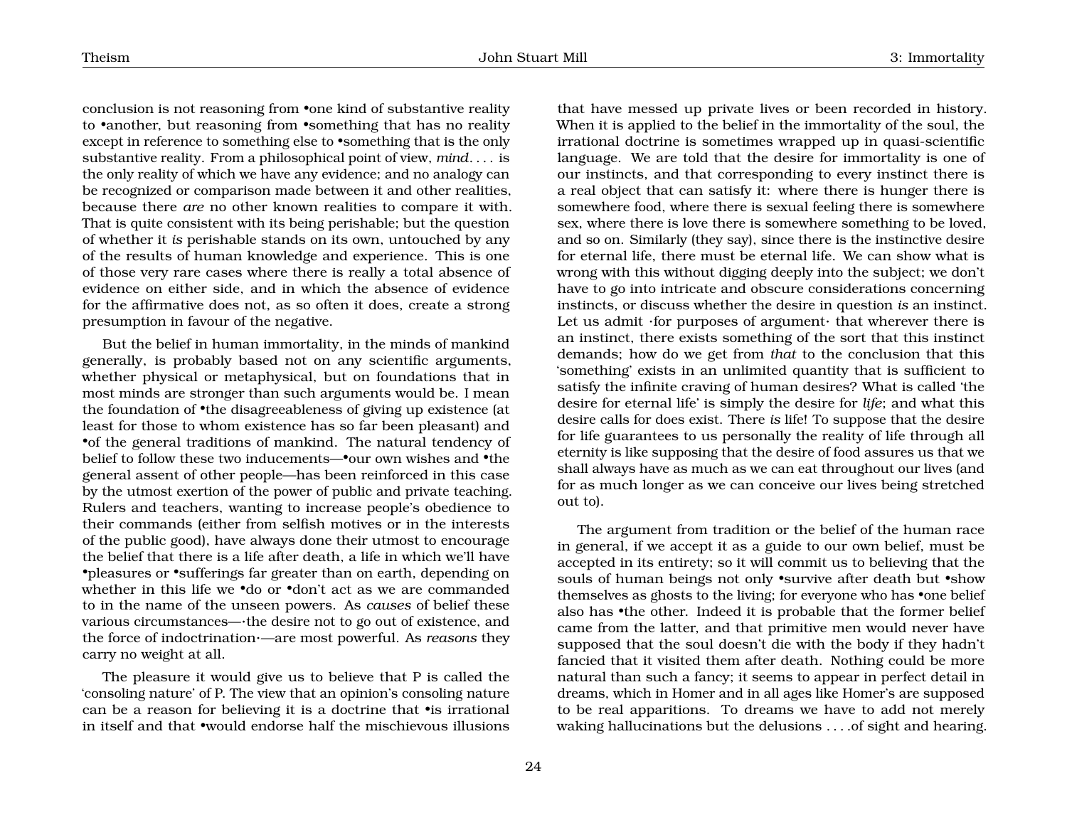conclusion is not reasoning from •one kind of substantive reality to •another, but reasoning from •something that has no reality except in reference to something else to •something that is the only substantive reality. From a philosophical point of view, *mind*. . . . is the only reality of which we have any evidence; and no analogy can be recognized or comparison made between it and other realities, because there *are* no other known realities to compare it with. That is quite consistent with its being perishable; but the question of whether it *is* perishable stands on its own, untouched by any of the results of human knowledge and experience. This is one of those very rare cases where there is really a total absence of evidence on either side, and in which the absence of evidence for the affirmative does not, as so often it does, create a strong presumption in favour of the negative.

But the belief in human immortality, in the minds of mankind generally, is probably based not on any scientific arguments, whether physical or metaphysical, but on foundations that in most minds are stronger than such arguments would be. I mean the foundation of •the disagreeableness of giving up existence (at least for those to whom existence has so far been pleasant) and •of the general traditions of mankind. The natural tendency of belief to follow these two inducements—•our own wishes and •the general assent of other people—has been reinforced in this case by the utmost exertion of the power of public and private teaching. Rulers and teachers, wanting to increase people's obedience to their commands (either from selfish motives or in the interests of the public good), have always done their utmost to encourage the belief that there is a life after death, a life in which we'll have •pleasures or •sufferings far greater than on earth, depending on whether in this life we •do or •don't act as we are commanded to in the name of the unseen powers. As *causes* of belief these various circumstances—·the desire not to go out of existence, and the force of indoctrination·—are most powerful. As *reasons* they carry no weight at all.

The pleasure it would give us to believe that P is called the 'consoling nature' of P. The view that an opinion's consoling nature can be a reason for believing it is a doctrine that •is irrational in itself and that •would endorse half the mischievous illusions that have messed up private lives or been recorded in history. When it is applied to the belief in the immortality of the soul, the irrational doctrine is sometimes wrapped up in quasi-scientific language. We are told that the desire for immortality is one of our instincts, and that corresponding to every instinct there is a real object that can satisfy it: where there is hunger there is somewhere food, where there is sexual feeling there is somewhere sex, where there is love there is somewhere something to be loved, and so on. Similarly (they say), since there is the instinctive desire for eternal life, there must be eternal life. We can show what is wrong with this without digging deeply into the subject; we don't have to go into intricate and obscure considerations concerning instincts, or discuss whether the desire in question *is* an instinct. Let us admit ·for purposes of argument· that wherever there is an instinct, there exists something of the sort that this instinct demands; how do we get from *that* to the conclusion that this 'something' exists in an unlimited quantity that is sufficient to satisfy the infinite craving of human desires? What is called 'the desire for eternal life' is simply the desire for *life*; and what this desire calls for does exist. There *is* life! To suppose that the desire for life guarantees to us personally the reality of life through all eternity is like supposing that the desire of food assures us that we shall always have as much as we can eat throughout our lives (and for as much longer as we can conceive our lives being stretched out to).

The argument from tradition or the belief of the human race in general, if we accept it as a guide to our own belief, must be accepted in its entirety; so it will commit us to believing that the souls of human beings not only •survive after death but •show themselves as ghosts to the living; for everyone who has •one belief also has •the other. Indeed it is probable that the former belief came from the latter, and that primitive men would never have supposed that the soul doesn't die with the body if they hadn't fancied that it visited them after death. Nothing could be more natural than such a fancy; it seems to appear in perfect detail in dreams, which in Homer and in all ages like Homer's are supposed to be real apparitions. To dreams we have to add not merely waking hallucinations but the delusions . . . .of sight and hearing.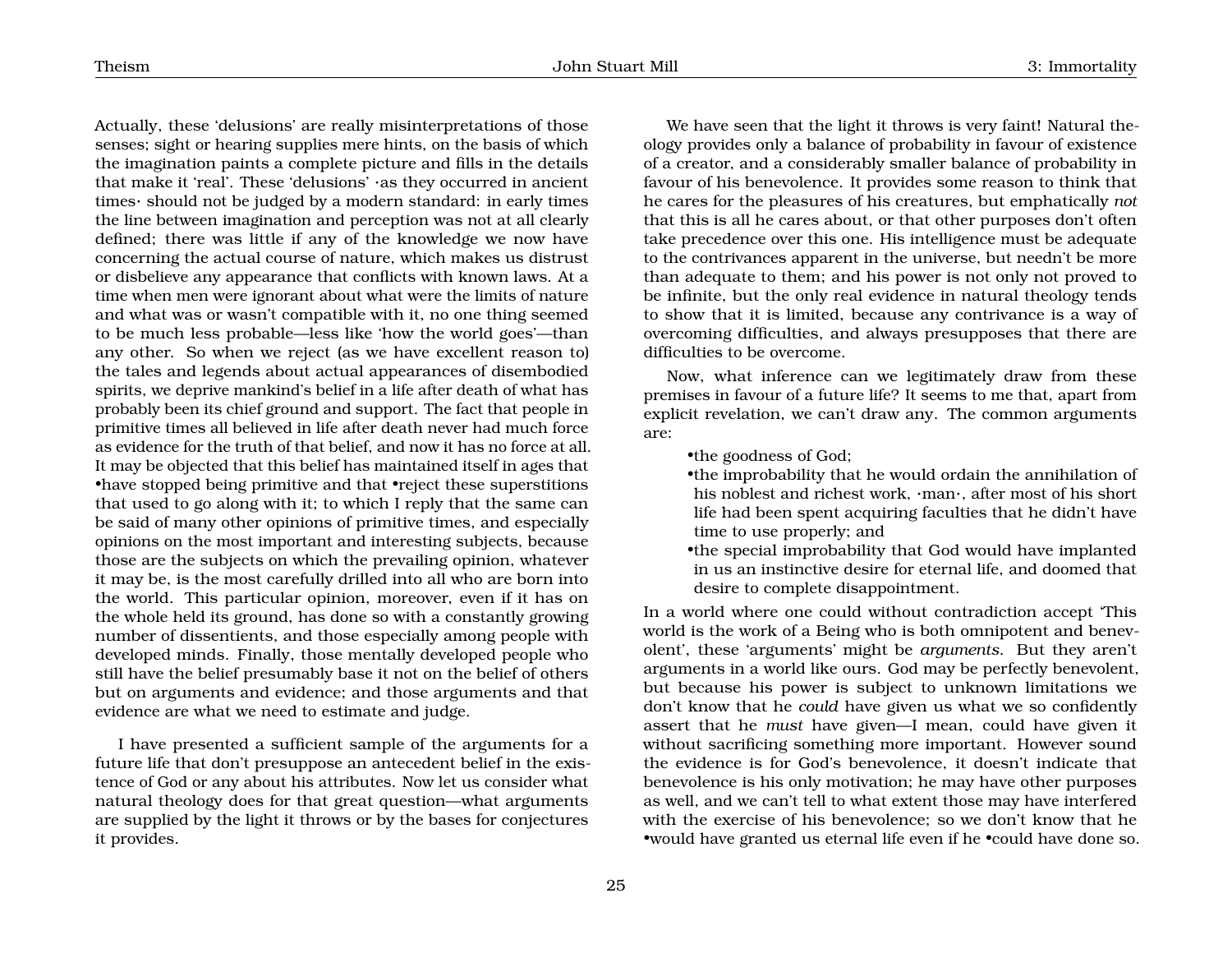Actually, these 'delusions' are really misinterpretations of those senses; sight or hearing supplies mere hints, on the basis of which the imagination paints a complete picture and fills in the details that make it 'real'. These 'delusions' ·as they occurred in ancient times· should not be judged by a modern standard: in early times the line between imagination and perception was not at all clearly defined; there was little if any of the knowledge we now have concerning the actual course of nature, which makes us distrust or disbelieve any appearance that conflicts with known laws. At a time when men were ignorant about what were the limits of nature and what was or wasn't compatible with it, no one thing seemed to be much less probable—less like 'how the world goes'—than any other. So when we reject (as we have excellent reason to) the tales and legends about actual appearances of disembodied spirits, we deprive mankind's belief in a life after death of what has probably been its chief ground and support. The fact that people in primitive times all believed in life after death never had much force as evidence for the truth of that belief, and now it has no force at all. It may be objected that this belief has maintained itself in ages that •have stopped being primitive and that •reject these superstitions that used to go along with it; to which I reply that the same can be said of many other opinions of primitive times, and especially opinions on the most important and interesting subjects, because those are the subjects on which the prevailing opinion, whatever it may be, is the most carefully drilled into all who are born into the world. This particular opinion, moreover, even if it has on the whole held its ground, has done so with a constantly growing number of dissentients, and those especially among people with developed minds. Finally, those mentally developed people who still have the belief presumably base it not on the belief of others but on arguments and evidence; and those arguments and that evidence are what we need to estimate and judge.

I have presented a sufficient sample of the arguments for a future life that don't presuppose an antecedent belief in the existence of God or any about his attributes. Now let us consider what natural theology does for that great question—what arguments are supplied by the light it throws or by the bases for conjectures it provides.

We have seen that the light it throws is very faint! Natural theology provides only a balance of probability in favour of existence of a creator, and a considerably smaller balance of probability in favour of his benevolence. It provides some reason to think that he cares for the pleasures of his creatures, but emphatically *not* that this is all he cares about, or that other purposes don't often take precedence over this one. His intelligence must be adequate to the contrivances apparent in the universe, but needn't be more than adequate to them; and his power is not only not proved to be infinite, but the only real evidence in natural theology tends to show that it is limited, because any contrivance is a way of overcoming difficulties, and always presupposes that there are difficulties to be overcome.

Now, what inference can we legitimately draw from these premises in favour of a future life? It seems to me that, apart from explicit revelation, we can't draw any. The common arguments are:

- •the goodness of God;
- •the improbability that he would ordain the annihilation of his noblest and richest work, ·man·, after most of his short life had been spent acquiring faculties that he didn't have time to use properly; and
- •the special improbability that God would have implanted in us an instinctive desire for eternal life, and doomed that desire to complete disappointment.

In a world where one could without contradiction accept 'This world is the work of a Being who is both omnipotent and benevolent', these 'arguments' might be *arguments*. But they aren't arguments in a world like ours. God may be perfectly benevolent, but because his power is subject to unknown limitations we don't know that he *could* have given us what we so confidently assert that he *must* have given—I mean, could have given it without sacrificing something more important. However sound the evidence is for God's benevolence, it doesn't indicate that benevolence is his only motivation; he may have other purposes as well, and we can't tell to what extent those may have interfered with the exercise of his benevolence; so we don't know that he •would have granted us eternal life even if he •could have done so.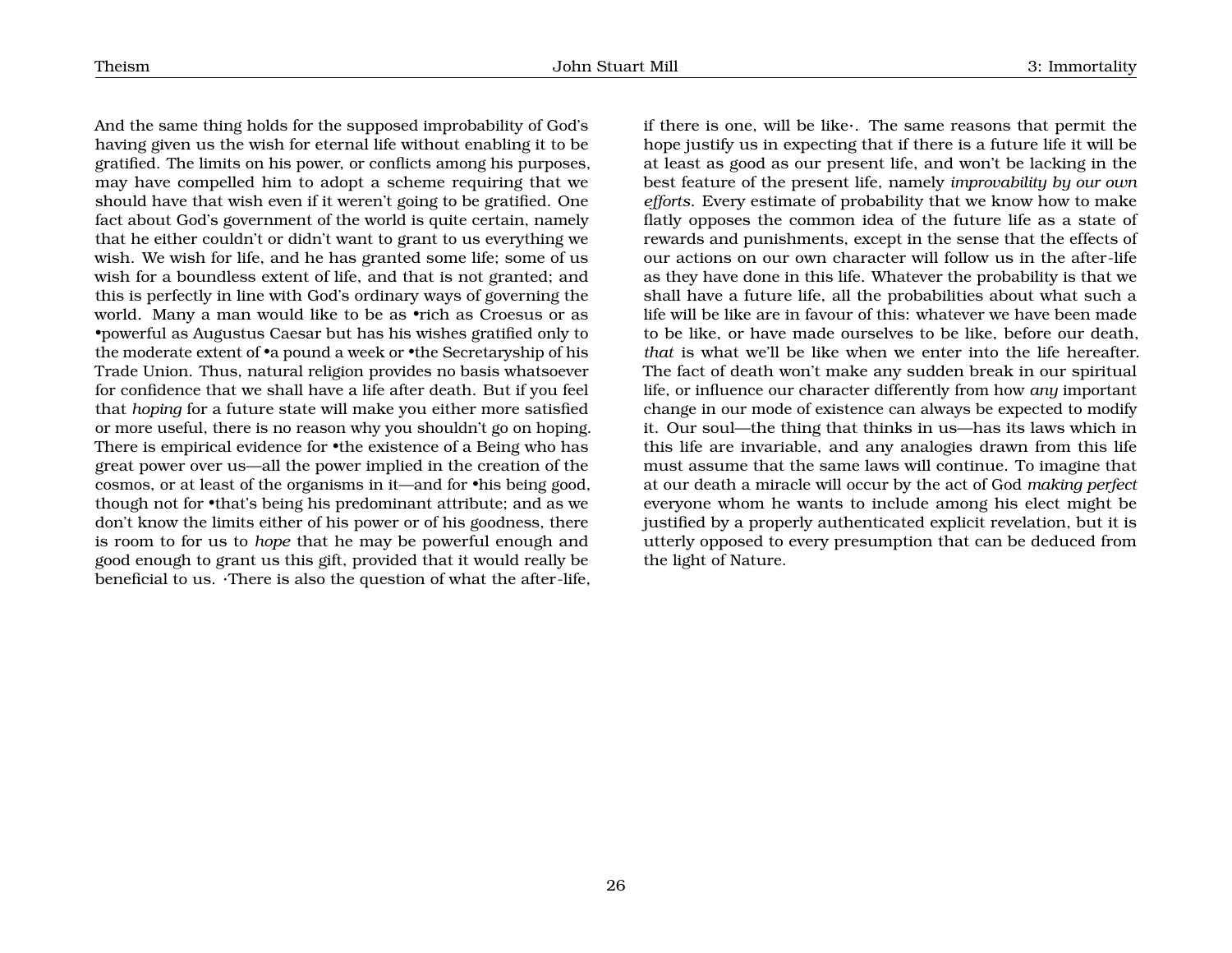And the same thing holds for the supposed improbability of God's having given us the wish for eternal life without enabling it to be gratified. The limits on his power, or conflicts among his purposes, may have compelled him to adopt a scheme requiring that we should have that wish even if it weren't going to be gratified. One fact about God's government of the world is quite certain, namely that he either couldn't or didn't want to grant to us everything we wish. We wish for life, and he has granted some life; some of us wish for a boundless extent of life, and that is not granted; and this is perfectly in line with God's ordinary ways of governing the world. Many a man would like to be as •rich as Croesus or as •powerful as Augustus Caesar but has his wishes gratified only to the moderate extent of •a pound a week or •the Secretaryship of his Trade Union. Thus, natural religion provides no basis whatsoever for confidence that we shall have a life after death. But if you feel that *hoping* for a future state will make you either more satisfied or more useful, there is no reason why you shouldn't go on hoping. There is empirical evidence for •the existence of a Being who has great power over us—all the power implied in the creation of the cosmos, or at least of the organisms in it—and for •his being good, though not for •that's being his predominant attribute; and as we don't know the limits either of his power or of his goodness, there is room to for us to *hope* that he may be powerful enough and good enough to grant us this gift, provided that it would really be beneficial to us. ·There is also the question of what the after-life, if there is one, will be like·. The same reasons that permit the hope justify us in expecting that if there is a future life it will be at least as good as our present life, and won't be lacking in the best feature of the present life, namely *improvability by our own efforts*. Every estimate of probability that we know how to make flatly opposes the common idea of the future life as a state of rewards and punishments, except in the sense that the effects of our actions on our own character will follow us in the after-life as they have done in this life. Whatever the probability is that we shall have a future life, all the probabilities about what such a life will be like are in favour of this: whatever we have been made to be like, or have made ourselves to be like, before our death, *that* is what we'll be like when we enter into the life hereafter. The fact of death won't make any sudden break in our spiritual life, or influence our character differently from how *any* important change in our mode of existence can always be expected to modify it. Our soul—the thing that thinks in us—has its laws which in this life are invariable, and any analogies drawn from this life must assume that the same laws will continue. To imagine that at our death a miracle will occur by the act of God *making perfect* everyone whom he wants to include among his elect might be justified by a properly authenticated explicit revelation, but it is utterly opposed to every presumption that can be deduced from the light of Nature.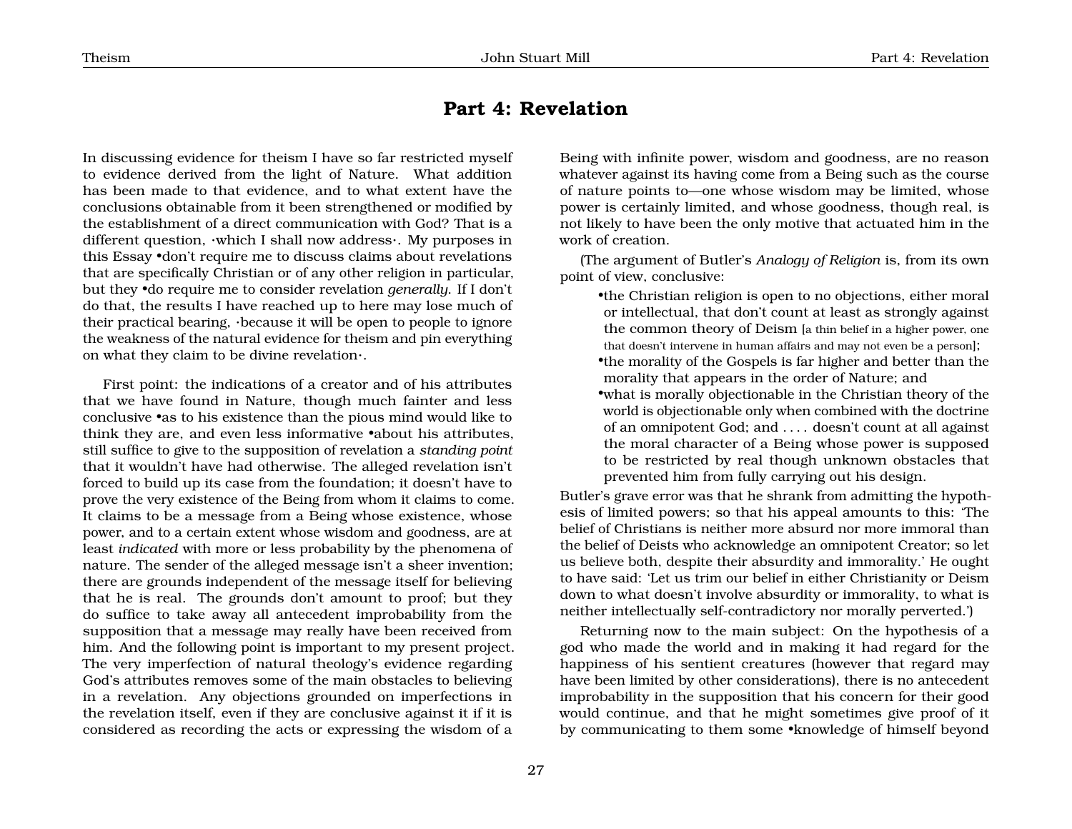# Part 4: Revelation

In discussing evidence for theism I have so far restricted myself to evidence derived from the light of Nature. What addition has been made to that evidence, and to what extent have the conclusions obtainable from it been strengthened or modified by the establishment of a direct communication with God? That is a different question, ·which I shall now address·. My purposes in this Essay •don't require me to discuss claims about revelations that are specifically Christian or of any other religion in particular, but they •do require me to consider revelation *generally*. If I don't do that, the results I have reached up to here may lose much of their practical bearing, ·because it will be open to people to ignore the weakness of the natural evidence for theism and pin everything on what they claim to be divine revelation·.

First point: the indications of a creator and of his attributes that we have found in Nature, though much fainter and less conclusive •as to his existence than the pious mind would like to think they are, and even less informative •about his attributes, still suffice to give to the supposition of revelation a *standing point* that it wouldn't have had otherwise. The alleged revelation isn't forced to build up its case from the foundation; it doesn't have to prove the very existence of the Being from whom it claims to come. It claims to be a message from a Being whose existence, whose power, and to a certain extent whose wisdom and goodness, are at least *indicated* with more or less probability by the phenomena of nature. The sender of the alleged message isn't a sheer invention; there are grounds independent of the message itself for believing that he is real. The grounds don't amount to proof; but they do suffice to take away all antecedent improbability from the supposition that a message may really have been received from him. And the following point is important to my present project. The very imperfection of natural theology's evidence regarding God's attributes removes some of the main obstacles to believing in a revelation. Any objections grounded on imperfections in the revelation itself, even if they are conclusive against it if it is considered as recording the acts or expressing the wisdom of a Being with infinite power, wisdom and goodness, are no reason whatever against its having come from a Being such as the course of nature points to—one whose wisdom may be limited, whose power is certainly limited, and whose goodness, though real, is not likely to have been the only motive that actuated him in the work of creation.

(The argument of Butler's *Analogy of Religion* is, from its own point of view, conclusive:

- •the Christian religion is open to no objections, either moral or intellectual, that don't count at least as strongly against the common theory of Deism [a thin belief in a higher power, one that doesn't intervene in human affairs and may not even be a person];
- •the morality of the Gospels is far higher and better than the morality that appears in the order of Nature; and
- •what is morally objectionable in the Christian theory of the world is objectionable only when combined with the doctrine of an omnipotent God; and . . . . doesn't count at all against the moral character of a Being whose power is supposed to be restricted by real though unknown obstacles that prevented him from fully carrying out his design.

Butler's grave error was that he shrank from admitting the hypothesis of limited powers; so that his appeal amounts to this: 'The belief of Christians is neither more absurd nor more immoral than the belief of Deists who acknowledge an omnipotent Creator; so let us believe both, despite their absurdity and immorality.' He ought to have said: 'Let us trim our belief in either Christianity or Deism down to what doesn't involve absurdity or immorality, to what is neither intellectually self-contradictory nor morally perverted.')

Returning now to the main subject: On the hypothesis of a god who made the world and in making it had regard for the happiness of his sentient creatures (however that regard may have been limited by other considerations), there is no antecedent improbability in the supposition that his concern for their good would continue, and that he might sometimes give proof of it by communicating to them some •knowledge of himself beyond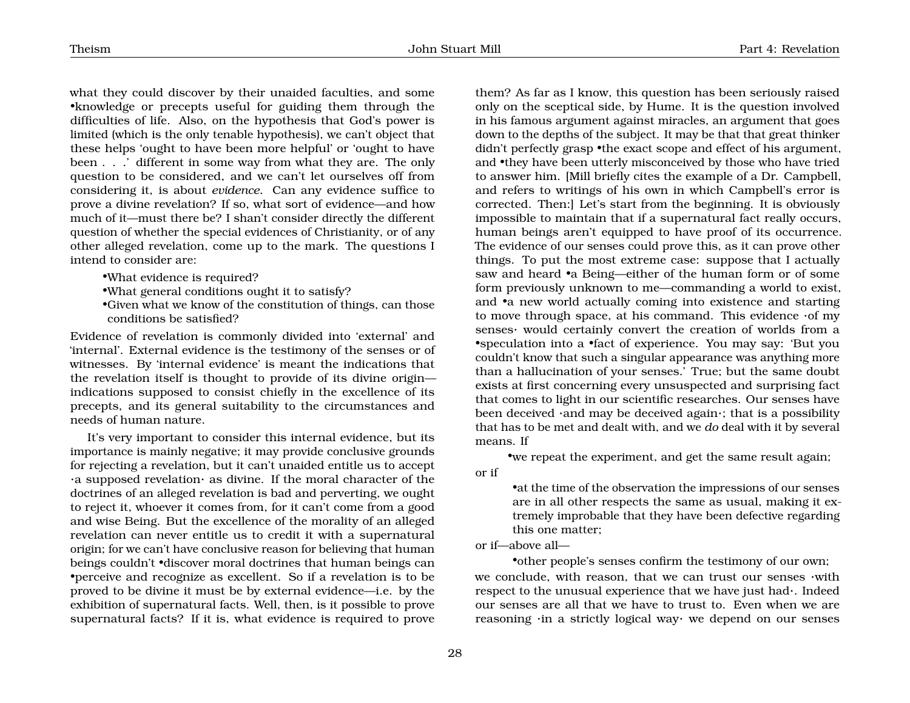what they could discover by their unaided faculties, and some •knowledge or precepts useful for guiding them through the difficulties of life. Also, on the hypothesis that God's power is limited (which is the only tenable hypothesis), we can't object that these helps 'ought to have been more helpful' or 'ought to have been . . .' different in some way from what they are. The only question to be considered, and we can't let ourselves off from considering it, is about *evidence*. Can any evidence suffice to prove a divine revelation? If so, what sort of evidence—and how much of it—must there be? I shan't consider directly the different question of whether the special evidences of Christianity, or of any other alleged revelation, come up to the mark. The questions I intend to consider are:

- •What evidence is required?
- •What general conditions ought it to satisfy?
- •Given what we know of the constitution of things, can those conditions be satisfied?

Evidence of revelation is commonly divided into 'external' and 'internal'. External evidence is the testimony of the senses or of witnesses. By 'internal evidence' is meant the indications that the revelation itself is thought to provide of its divine origin—indications supposed to consist chiefly in the excellence of its precepts, and its general suitability to the circumstances and needs of human nature.

It's very important to consider this internal evidence, but its importance is mainly negative; it may provide conclusive grounds for rejecting a revelation, but it can't unaided entitle us to accept ·a supposed revelation· as divine. If the moral character of the doctrines of an alleged revelation is bad and perverting, we ought to reject it, whoever it comes from, for it can't come from a good and wise Being. But the excellence of the morality of an alleged revelation can never entitle us to credit it with a supernatural origin; for we can't have conclusive reason for believing that human beings couldn't •discover moral doctrines that human beings can •perceive and recognize as excellent. So if a revelation is to be proved to be divine it must be by external evidence—i.e. by the exhibition of supernatural facts. Well, then, is it possible to prove supernatural facts? If it is, what evidence is required to prove them? As far as I know, this question has been seriously raised only on the sceptical side, by Hume. It is the question involved in his famous argument against miracles, an argument that goes down to the depths of the subject. It may be that that great thinker didn't perfectly grasp •the exact scope and effect of his argument, and •they have been utterly misconceived by those who have tried to answer him. [Mill briefly cites the example of a Dr. Campbell, and refers to writings of his own in which Campbell's error is corrected. Then:] Let's start from the beginning. It is obviously impossible to maintain that if a supernatural fact really occurs, human beings aren't equipped to have proof of its occurrence. The evidence of our senses could prove this, as it can prove other things. To put the most extreme case: suppose that I actually saw and heard •a Being—either of the human form or of some form previously unknown to me—commanding a world to exist, and •a new world actually coming into existence and starting to move through space, at his command. This evidence ·of my senses· would certainly convert the creation of worlds from a •speculation into a •fact of experience. You may say: 'But you couldn't know that such a singular appearance was anything more than a hallucination of your senses.' True; but the same doubt exists at first concerning every unsuspected and surprising fact that comes to light in our scientific researches. Our senses have been deceived ·and may be deceived again·; that is a possibility that has to be met and dealt with, and we *do* deal with it by several means. If

•we repeat the experiment, and get the same result again;

or if

•at the time of the observation the impressions of our senses are in all other respects the same as usual, making it extremely improbable that they have been defective regarding this one matter;

or if—above all—

•other people's senses confirm the testimony of our own;

we conclude, with reason, that we can trust our senses ·with respect to the unusual experience that we have just had·. Indeed our senses are all that we have to trust to. Even when we are reasoning ·in a strictly logical way· we depend on our senses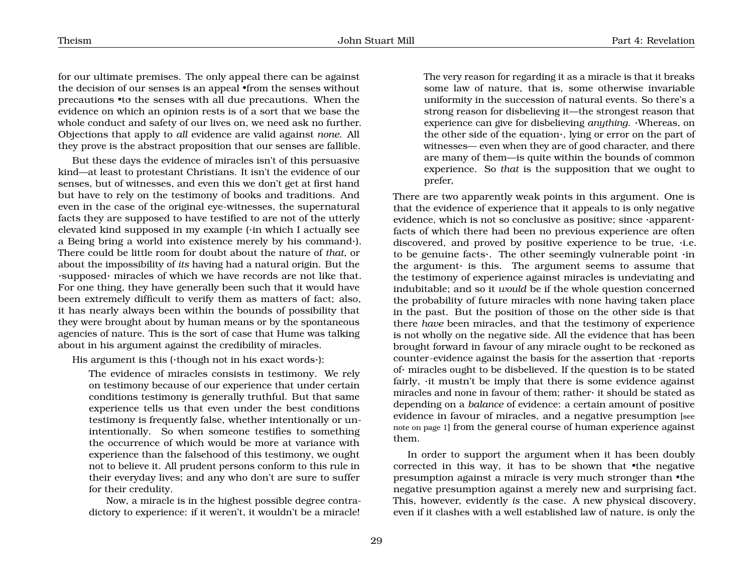for our ultimate premises. The only appeal there can be against the decision of our senses is an appeal •from the senses without precautions •to the senses with all due precautions. When the evidence on which an opinion rests is of a sort that we base the whole conduct and safety of our lives on, we need ask no further. Objections that apply to *all* evidence are valid against *none*. All they prove is the abstract proposition that our senses are fallible.

But these days the evidence of miracles isn't of this persuasive kind—at least to protestant Christians. It isn't the evidence of our senses, but of witnesses, and even this we don't get at first hand but have to rely on the testimony of books and traditions. And even in the case of the original eye-witnesses, the supernatural facts they are supposed to have testified to are not of the utterly elevated kind supposed in my example (·in which I actually see a Being bring a world into existence merely by his command·). There could be little room for doubt about the nature of *that*, or about the impossibility of *its* having had a natural origin. But the ·supposed· miracles of which we have records are not like that. For one thing, they have generally been such that it would have been extremely difficult to verify them as matters of fact; also, it has nearly always been within the bounds of possibility that they were brought about by human means or by the spontaneous agencies of nature. This is the sort of case that Hume was talking about in his argument against the credibility of miracles.

His argument is this (·though not in his exact words·):

> The evidence of miracles consists in testimony. We rely on testimony because of our experience that under certain conditions testimony is generally truthful. But that same experience tells us that even under the best conditions testimony is frequently false, whether intentionally or unintentionally. So when someone testifies to something the occurrence of which would be more at variance with experience than the falsehood of this testimony, we ought not to believe it. All prudent persons conform to this rule in their everyday lives; and any who don't are sure to suffer for their credulity.
>
> Now, a miracle is in the highest possible degree contradictory to experience: if it weren't, it wouldn't be a miracle! The very reason for regarding it as a miracle is that it breaks some law of nature, that is, some otherwise invariable uniformity in the succession of natural events. So there's a strong reason for disbelieving it—the strongest reason that experience can give for disbelieving *anything*. ·Whereas, on the other side of the equation·, lying or error on the part of witnesses— even when they are of good character, and there are many of them—is quite within the bounds of common experience. So *that* is the supposition that we ought to prefer,

There are two apparently weak points in this argument. One is that the evidence of experience that it appeals to is only negative evidence, which is not so conclusive as positive; since ·apparent· facts of which there had been no previous experience are often discovered, and proved by positive experience to be true, ·i.e. to be genuine facts·. The other seemingly vulnerable point ·in the argument· is this. The argument seems to assume that the testimony of experience against miracles is undeviating and indubitable; and so it *would* be if the whole question concerned the probability of future miracles with none having taken place in the past. But the position of those on the other side is that there *have* been miracles, and that the testimony of experience is not wholly on the negative side. All the evidence that has been brought forward in favour of any miracle ought to be reckoned as counter-evidence against the basis for the assertion that ·reports of· miracles ought to be disbelieved. If the question is to be stated fairly, ·it mustn't be imply that there is some evidence against miracles and none in favour of them; rather· it should be stated as depending on a *balance* of evidence: a certain amount of positive evidence in favour of miracles, and a negative presumption [see note on page 1] from the general course of human experience against them.

In order to support the argument when it has been doubly corrected in this way, it has to be shown that •the negative presumption against a miracle is very much stronger than •the negative presumption against a merely new and surprising fact. This, however, evidently *is* the case. A new physical discovery, even if it clashes with a well established law of nature, is only the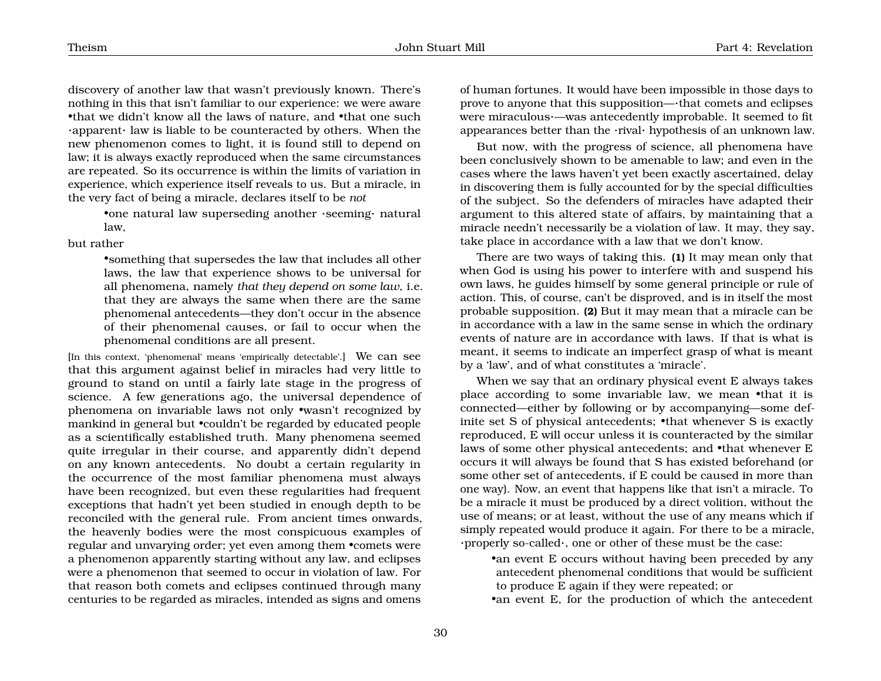discovery of another law that wasn't previously known. There's nothing in this that isn't familiar to our experience: we were aware •that we didn't know all the laws of nature, and •that one such ·apparent· law is liable to be counteracted by others. When the new phenomenon comes to light, it is found still to depend on law; it is always exactly reproduced when the same circumstances are repeated. So its occurrence is within the limits of variation in experience, which experience itself reveals to us. But a miracle, in the very fact of being a miracle, declares itself to be *not*

> •one natural law superseding another ·seeming· natural law,

but rather

> •something that supersedes the law that includes all other laws, the law that experience shows to be universal for all phenomena, namely *that they depend on some law*, i.e. that they are always the same when there are the same phenomenal antecedents—they don't occur in the absence of their phenomenal causes, or fail to occur when the phenomenal conditions are all present.

[In this context, 'phenomenal' means 'empirically detectable'.] We can see that this argument against belief in miracles had very little to ground to stand on until a fairly late stage in the progress of science. A few generations ago, the universal dependence of phenomena on invariable laws not only •wasn't recognized by mankind in general but •couldn't be regarded by educated people as a scientifically established truth. Many phenomena seemed quite irregular in their course, and apparently didn't depend on any known antecedents. No doubt a certain regularity in the occurrence of the most familiar phenomena must always have been recognized, but even these regularities had frequent exceptions that hadn't yet been studied in enough depth to be reconciled with the general rule. From ancient times onwards, the heavenly bodies were the most conspicuous examples of regular and unvarying order; yet even among them •comets were a phenomenon apparently starting without any law, and eclipses were a phenomenon that seemed to occur in violation of law. For that reason both comets and eclipses continued through many centuries to be regarded as miracles, intended as signs and omens of human fortunes. It would have been impossible in those days to prove to anyone that this supposition—·that comets and eclipses were miraculous·—was antecedently improbable. It seemed to fit appearances better than the ·rival· hypothesis of an unknown law.

But now, with the progress of science, all phenomena have been conclusively shown to be amenable to law; and even in the cases where the laws haven't yet been exactly ascertained, delay in discovering them is fully accounted for by the special difficulties of the subject. So the defenders of miracles have adapted their argument to this altered state of affairs, by maintaining that a miracle needn't necessarily be a violation of law. It may, they say, take place in accordance with a law that we don't know.

There are two ways of taking this. **(1)** It may mean only that when God is using his power to interfere with and suspend his own laws, he guides himself by some general principle or rule of action. This, of course, can't be disproved, and is in itself the most probable supposition. **(2)** But it may mean that a miracle can be in accordance with a law in the same sense in which the ordinary events of nature are in accordance with laws. If that is what is meant, it seems to indicate an imperfect grasp of what is meant by a 'law', and of what constitutes a 'miracle'.

When we say that an ordinary physical event E always takes place according to some invariable law, we mean •that it is connected—either by following or by accompanying—some definite set S of physical antecedents; •that whenever S is exactly reproduced, E will occur unless it is counteracted by the similar laws of some other physical antecedents; and •that whenever E occurs it will always be found that S has existed beforehand (or some other set of antecedents, if E could be caused in more than one way). Now, an event that happens like that isn't a miracle. To be a miracle it must be produced by a direct volition, without the use of means; or at least, without the use of any means which if simply repeated would produce it again. For there to be a miracle, ·properly so-called·, one or other of these must be the case:

> •an event E occurs without having been preceded by any antecedent phenomenal conditions that would be sufficient to produce E again if they were repeated; or
>
> •an event E, for the production of which the antecedent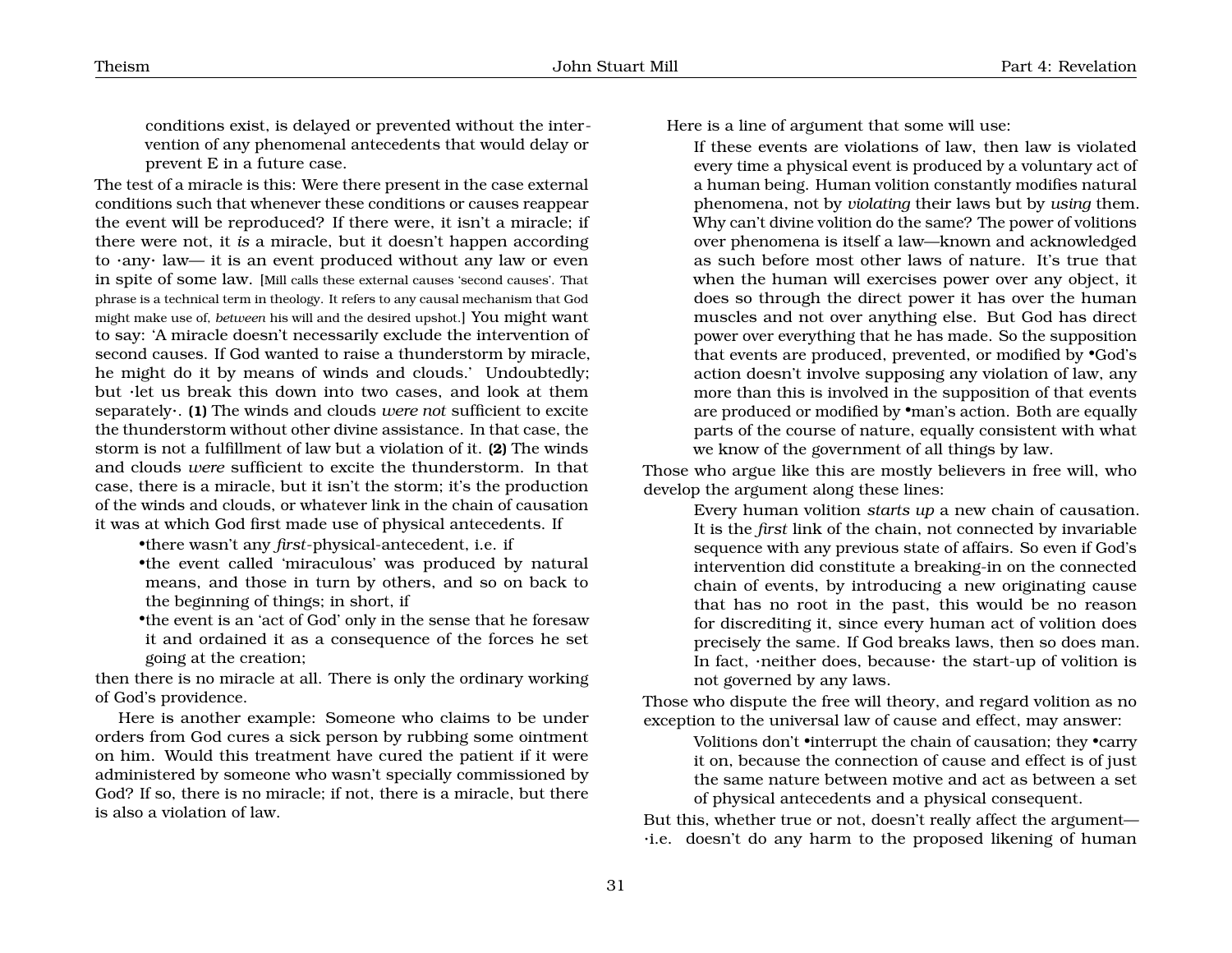conditions exist, is delayed or prevented without the intervention of any phenomenal antecedents that would delay or prevent E in a future case.

The test of a miracle is this: Were there present in the case external conditions such that whenever these conditions or causes reappear the event will be reproduced? If there were, it isn't a miracle; if there were not, it *is* a miracle, but it doesn't happen according to ·any· law— it is an event produced without any law or even in spite of some law. [Mill calls these external causes 'second causes'. That phrase is a technical term in theology. It refers to any causal mechanism that God might make use of, *between* his will and the desired upshot.] You might want to say: 'A miracle doesn't necessarily exclude the intervention of second causes. If God wanted to raise a thunderstorm by miracle, he might do it by means of winds and clouds.' Undoubtedly; but ·let us break this down into two cases, and look at them separately·. **(1)** The winds and clouds *were not* sufficient to excite the thunderstorm without other divine assistance. In that case, the storm is not a fulfillment of law but a violation of it. **(2)** The winds and clouds *were* sufficient to excite the thunderstorm. In that case, there is a miracle, but it isn't the storm; it's the production of the winds and clouds, or whatever link in the chain of causation it was at which God first made use of physical antecedents. If

- there wasn't any *first*-physical-antecedent, i.e. if
- the event called 'miraculous' was produced by natural means, and those in turn by others, and so on back to the beginning of things; in short, if
- the event is an 'act of God' only in the sense that he foresaw it and ordained it as a consequence of the forces he set going at the creation;

then there is no miracle at all. There is only the ordinary working of God's providence.

Here is another example: Someone who claims to be under orders from God cures a sick person by rubbing some ointment on him. Would this treatment have cured the patient if it were administered by someone who wasn't specially commissioned by God? If so, there is no miracle; if not, there is a miracle, but there is also a violation of law.

Here is a line of argument that some will use:

> If these events are violations of law, then law is violated every time a physical event is produced by a voluntary act of a human being. Human volition constantly modifies natural phenomena, not by *violating* their laws but by *using* them. Why can't divine volition do the same? The power of volitions over phenomena is itself a law—known and acknowledged as such before most other laws of nature. It's true that when the human will exercises power over any object, it does so through the direct power it has over the human muscles and not over anything else. But God has direct power over everything that he has made. So the supposition that events are produced, prevented, or modified by •God's action doesn't involve supposing any violation of law, any more than this is involved in the supposition of that events are produced or modified by •man's action. Both are equally parts of the course of nature, equally consistent with what we know of the government of all things by law.

Those who argue like this are mostly believers in free will, who develop the argument along these lines:

> Every human volition *starts up* a new chain of causation. It is the *first* link of the chain, not connected by invariable sequence with any previous state of affairs. So even if God's intervention did constitute a breaking-in on the connected chain of events, by introducing a new originating cause that has no root in the past, this would be no reason for discrediting it, since every human act of volition does precisely the same. If God breaks laws, then so does man. In fact, ·neither does, because· the start-up of volition is not governed by any laws.

Those who dispute the free will theory, and regard volition as no exception to the universal law of cause and effect, may answer:

> Volitions don't •interrupt the chain of causation; they •carry it on, because the connection of cause and effect is of just the same nature between motive and act as between a set of physical antecedents and a physical consequent.

But this, whether true or not, doesn't really affect the argument— ·i.e. doesn't do any harm to the proposed likening of human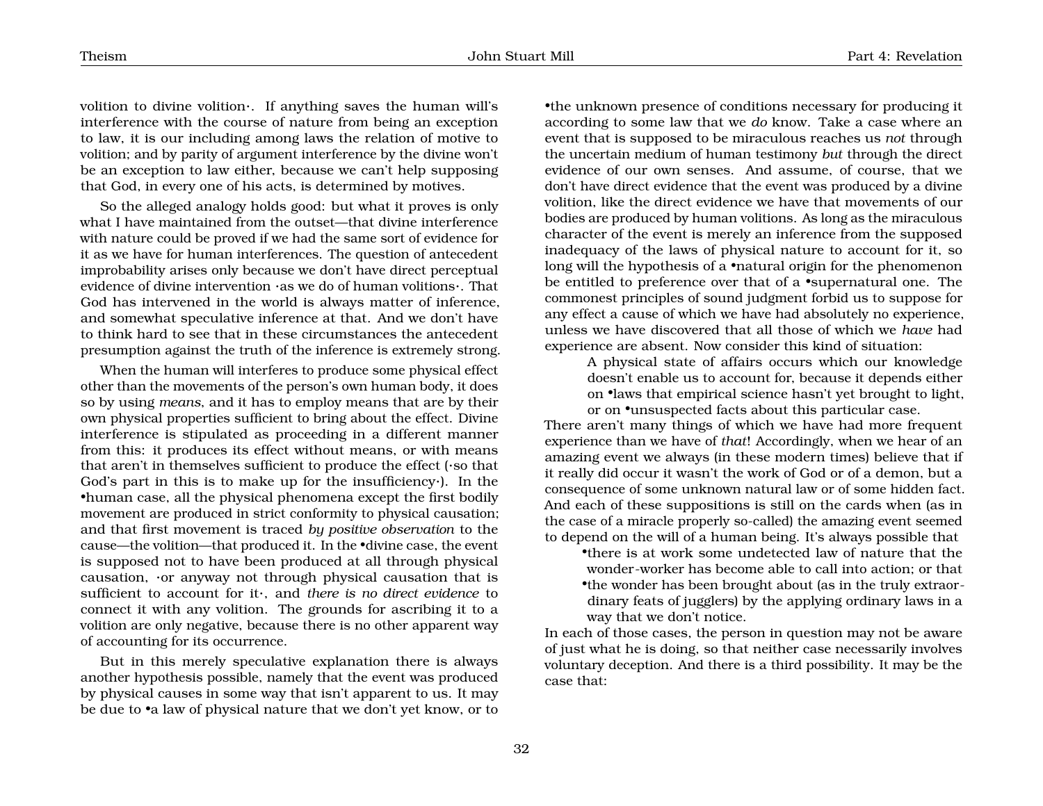volition to divine volition·. If anything saves the human will's interference with the course of nature from being an exception to law, it is our including among laws the relation of motive to volition; and by parity of argument interference by the divine won't be an exception to law either, because we can't help supposing that God, in every one of his acts, is determined by motives.

So the alleged analogy holds good: but what it proves is only what I have maintained from the outset—that divine interference with nature could be proved if we had the same sort of evidence for it as we have for human interferences. The question of antecedent improbability arises only because we don't have direct perceptual evidence of divine intervention ·as we do of human volitions·. That God has intervened in the world is always matter of inference, and somewhat speculative inference at that. And we don't have to think hard to see that in these circumstances the antecedent presumption against the truth of the inference is extremely strong.

When the human will interferes to produce some physical effect other than the movements of the person's own human body, it does so by using *means*, and it has to employ means that are by their own physical properties sufficient to bring about the effect. Divine interference is stipulated as proceeding in a different manner from this: it produces its effect without means, or with means that aren't in themselves sufficient to produce the effect (·so that God's part in this is to make up for the insufficiency·). In the •human case, all the physical phenomena except the first bodily movement are produced in strict conformity to physical causation; and that first movement is traced *by positive observation* to the cause—the volition—that produced it. In the •divine case, the event is supposed not to have been produced at all through physical causation, ·or anyway not through physical causation that is sufficient to account for it·, and *there is no direct evidence* to connect it with any volition. The grounds for ascribing it to a volition are only negative, because there is no other apparent way of accounting for its occurrence.

But in this merely speculative explanation there is always another hypothesis possible, namely that the event was produced by physical causes in some way that isn't apparent to us. It may be due to •a law of physical nature that we don't yet know, or to •the unknown presence of conditions necessary for producing it according to some law that we *do* know. Take a case where an event that is supposed to be miraculous reaches us *not* through the uncertain medium of human testimony *but* through the direct evidence of our own senses. And assume, of course, that we don't have direct evidence that the event was produced by a divine volition, like the direct evidence we have that movements of our bodies are produced by human volitions. As long as the miraculous character of the event is merely an inference from the supposed inadequacy of the laws of physical nature to account for it, so long will the hypothesis of a •natural origin for the phenomenon be entitled to preference over that of a •supernatural one. The commonest principles of sound judgment forbid us to suppose for any effect a cause of which we have had absolutely no experience, unless we have discovered that all those of which we *have* had experience are absent. Now consider this kind of situation:

> A physical state of affairs occurs which our knowledge doesn't enable us to account for, because it depends either on •laws that empirical science hasn't yet brought to light, or on •unsuspected facts about this particular case.

There aren't many things of which we have had more frequent experience than we have of *that*! Accordingly, when we hear of an amazing event we always (in these modern times) believe that if it really did occur it wasn't the work of God or of a demon, but a consequence of some unknown natural law or of some hidden fact. And each of these suppositions is still on the cards when (as in the case of a miracle properly so-called) the amazing event seemed to depend on the will of a human being. It's always possible that

- •there is at work some undetected law of nature that the wonder-worker has become able to call into action; or that
- •the wonder has been brought about (as in the truly extraordinary feats of jugglers) by the applying ordinary laws in a way that we don't notice.

In each of those cases, the person in question may not be aware of just what he is doing, so that neither case necessarily involves voluntary deception. And there is a third possibility. It may be the case that: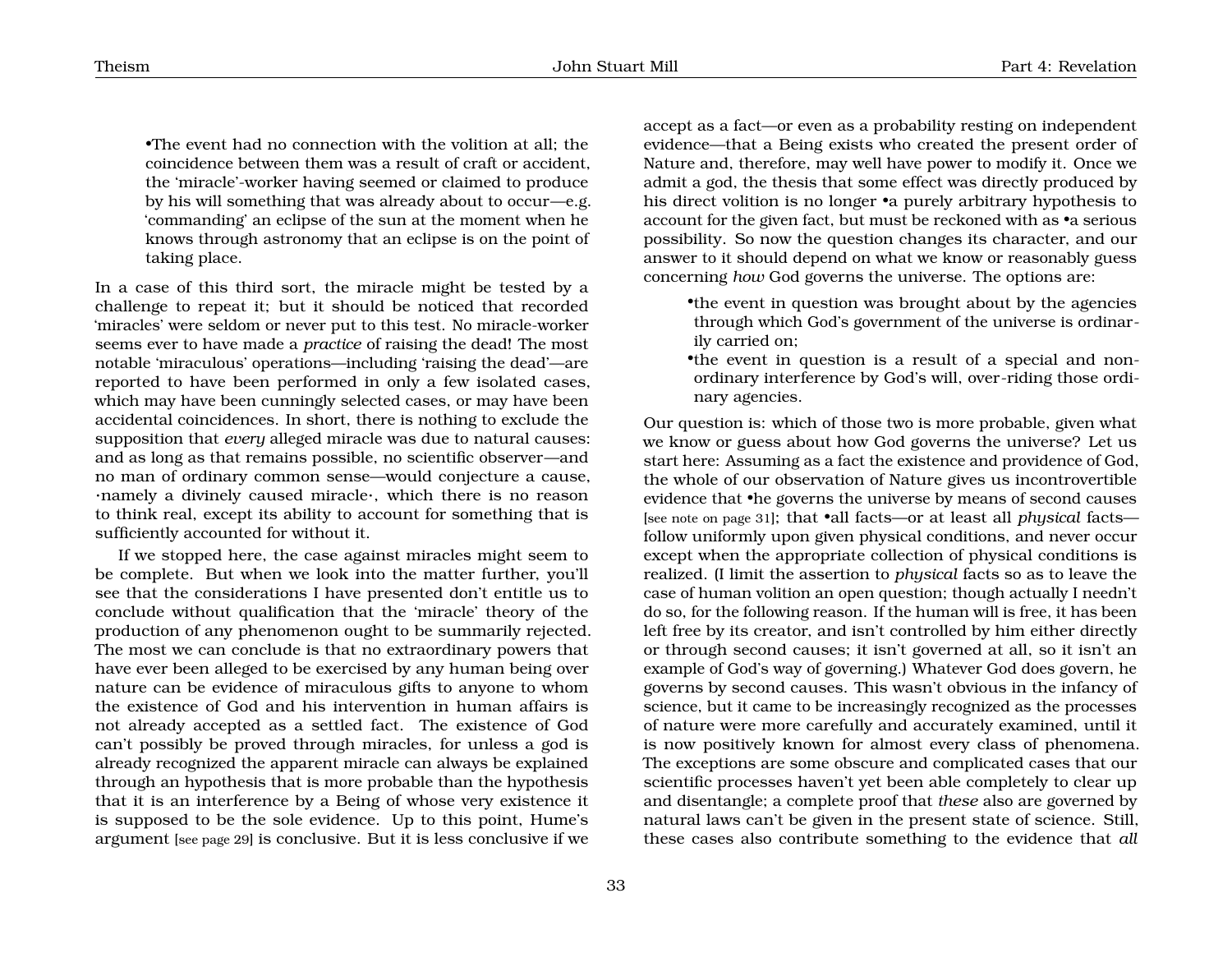- The event had no connection with the volition at all; the coincidence between them was a result of craft or accident, the 'miracle'-worker having seemed or claimed to produce by his will something that was already about to occur—e.g. 'commanding' an eclipse of the sun at the moment when he knows through astronomy that an eclipse is on the point of taking place.

In a case of this third sort, the miracle might be tested by a challenge to repeat it; but it should be noticed that recorded 'miracles' were seldom or never put to this test. No miracle-worker seems ever to have made a *practice* of raising the dead! The most notable 'miraculous' operations—including 'raising the dead'—are reported to have been performed in only a few isolated cases, which may have been cunningly selected cases, or may have been accidental coincidences. In short, there is nothing to exclude the supposition that *every* alleged miracle was due to natural causes: and as long as that remains possible, no scientific observer—and no man of ordinary common sense—would conjecture a cause, ·namely a divinely caused miracle·, which there is no reason to think real, except its ability to account for something that is sufficiently accounted for without it.

If we stopped here, the case against miracles might seem to be complete. But when we look into the matter further, you'll see that the considerations I have presented don't entitle us to conclude without qualification that the 'miracle' theory of the production of any phenomenon ought to be summarily rejected. The most we can conclude is that no extraordinary powers that have ever been alleged to be exercised by any human being over nature can be evidence of miraculous gifts to anyone to whom the existence of God and his intervention in human affairs is not already accepted as a settled fact. The existence of God can't possibly be proved through miracles, for unless a god is already recognized the apparent miracle can always be explained through an hypothesis that is more probable than the hypothesis that it is an interference by a Being of whose very existence it is supposed to be the sole evidence. Up to this point, Hume's argument [see page 29] is conclusive. But it is less conclusive if we accept as a fact—or even as a probability resting on independent evidence—that a Being exists who created the present order of Nature and, therefore, may well have power to modify it. Once we admit a god, the thesis that some effect was directly produced by his direct volition is no longer •a purely arbitrary hypothesis to account for the given fact, but must be reckoned with as •a serious possibility. So now the question changes its character, and our answer to it should depend on what we know or reasonably guess concerning *how* God governs the universe. The options are:

- the event in question was brought about by the agencies through which God's government of the universe is ordinarily carried on;
- the event in question is a result of a special and non-ordinary interference by God's will, over-riding those ordinary agencies.

Our question is: which of those two is more probable, given what we know or guess about how God governs the universe? Let us start here: Assuming as a fact the existence and providence of God, the whole of our observation of Nature gives us incontrovertible evidence that •he governs the universe by means of second causes [see note on page 31]; that •all facts—or at least all *physical* facts—follow uniformly upon given physical conditions, and never occur except when the appropriate collection of physical conditions is realized. (I limit the assertion to *physical* facts so as to leave the case of human volition an open question; though actually I needn't do so, for the following reason. If the human will is free, it has been left free by its creator, and isn't controlled by him either directly or through second causes; it isn't governed at all, so it isn't an example of God's way of governing.) Whatever God does govern, he governs by second causes. This wasn't obvious in the infancy of science, but it came to be increasingly recognized as the processes of nature were more carefully and accurately examined, until it is now positively known for almost every class of phenomena. The exceptions are some obscure and complicated cases that our scientific processes haven't yet been able completely to clear up and disentangle; a complete proof that *these* also are governed by natural laws can't be given in the present state of science. Still, these cases also contribute something to the evidence that *all*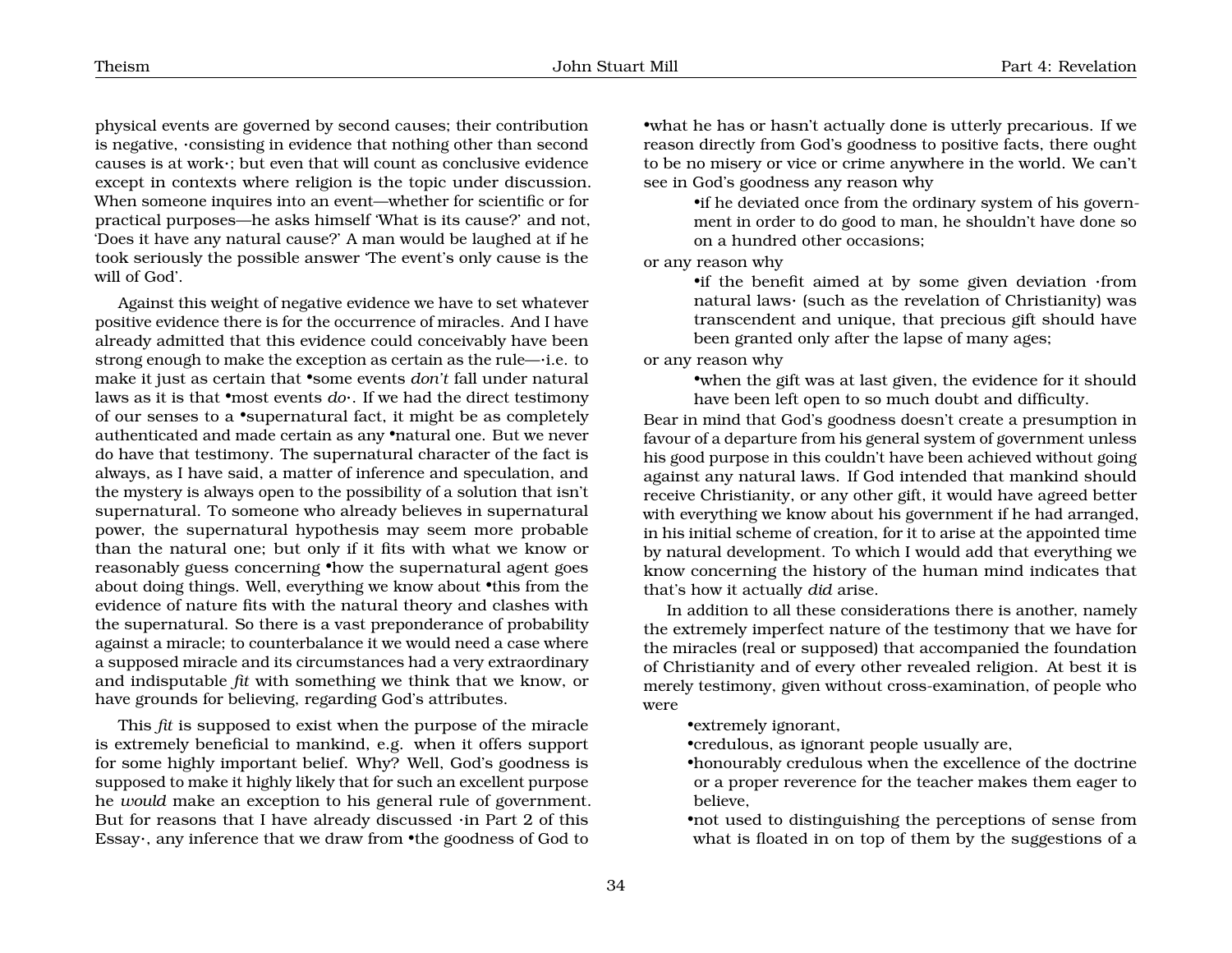physical events are governed by second causes; their contribution is negative, ·consisting in evidence that nothing other than second causes is at work·; but even that will count as conclusive evidence except in contexts where religion is the topic under discussion. When someone inquires into an event—whether for scientific or for practical purposes—he asks himself 'What is its cause?' and not, 'Does it have any natural cause?' A man would be laughed at if he took seriously the possible answer 'The event's only cause is the will of God'.

Against this weight of negative evidence we have to set whatever positive evidence there is for the occurrence of miracles. And I have already admitted that this evidence could conceivably have been strong enough to make the exception as certain as the rule—·i.e. to make it just as certain that •some events *don't* fall under natural laws as it is that •most events *do*·. If we had the direct testimony of our senses to a •supernatural fact, it might be as completely authenticated and made certain as any •natural one. But we never do have that testimony. The supernatural character of the fact is always, as I have said, a matter of inference and speculation, and the mystery is always open to the possibility of a solution that isn't supernatural. To someone who already believes in supernatural power, the supernatural hypothesis may seem more probable than the natural one; but only if it fits with what we know or reasonably guess concerning •how the supernatural agent goes about doing things. Well, everything we know about •this from the evidence of nature fits with the natural theory and clashes with the supernatural. So there is a vast preponderance of probability against a miracle; to counterbalance it we would need a case where a supposed miracle and its circumstances had a very extraordinary and indisputable *fit* with something we think that we know, or have grounds for believing, regarding God's attributes.

This *fit* is supposed to exist when the purpose of the miracle is extremely beneficial to mankind, e.g. when it offers support for some highly important belief. Why? Well, God's goodness is supposed to make it highly likely that for such an excellent purpose he *would* make an exception to his general rule of government. But for reasons that I have already discussed ·in Part 2 of this Essay·, any inference that we draw from •the goodness of God to •what he has or hasn't actually done is utterly precarious. If we reason directly from God's goodness to positive facts, there ought to be no misery or vice or crime anywhere in the world. We can't see in God's goodness any reason why

> •if he deviated once from the ordinary system of his government in order to do good to man, he shouldn't have done so on a hundred other occasions;

or any reason why

> •if the benefit aimed at by some given deviation ·from natural laws· (such as the revelation of Christianity) was transcendent and unique, that precious gift should have been granted only after the lapse of many ages;

or any reason why

> •when the gift was at last given, the evidence for it should have been left open to so much doubt and difficulty.

Bear in mind that God's goodness doesn't create a presumption in favour of a departure from his general system of government unless his good purpose in this couldn't have been achieved without going against any natural laws. If God intended that mankind should receive Christianity, or any other gift, it would have agreed better with everything we know about his government if he had arranged, in his initial scheme of creation, for it to arise at the appointed time by natural development. To which I would add that everything we know concerning the history of the human mind indicates that that's how it actually *did* arise.

In addition to all these considerations there is another, namely the extremely imperfect nature of the testimony that we have for the miracles (real or supposed) that accompanied the foundation of Christianity and of every other revealed religion. At best it is merely testimony, given without cross-examination, of people who were

> •extremely ignorant,
> •credulous, as ignorant people usually are,
> •honourably credulous when the excellence of the doctrine or a proper reverence for the teacher makes them eager to believe,
> •not used to distinguishing the perceptions of sense from what is floated in on top of them by the suggestions of a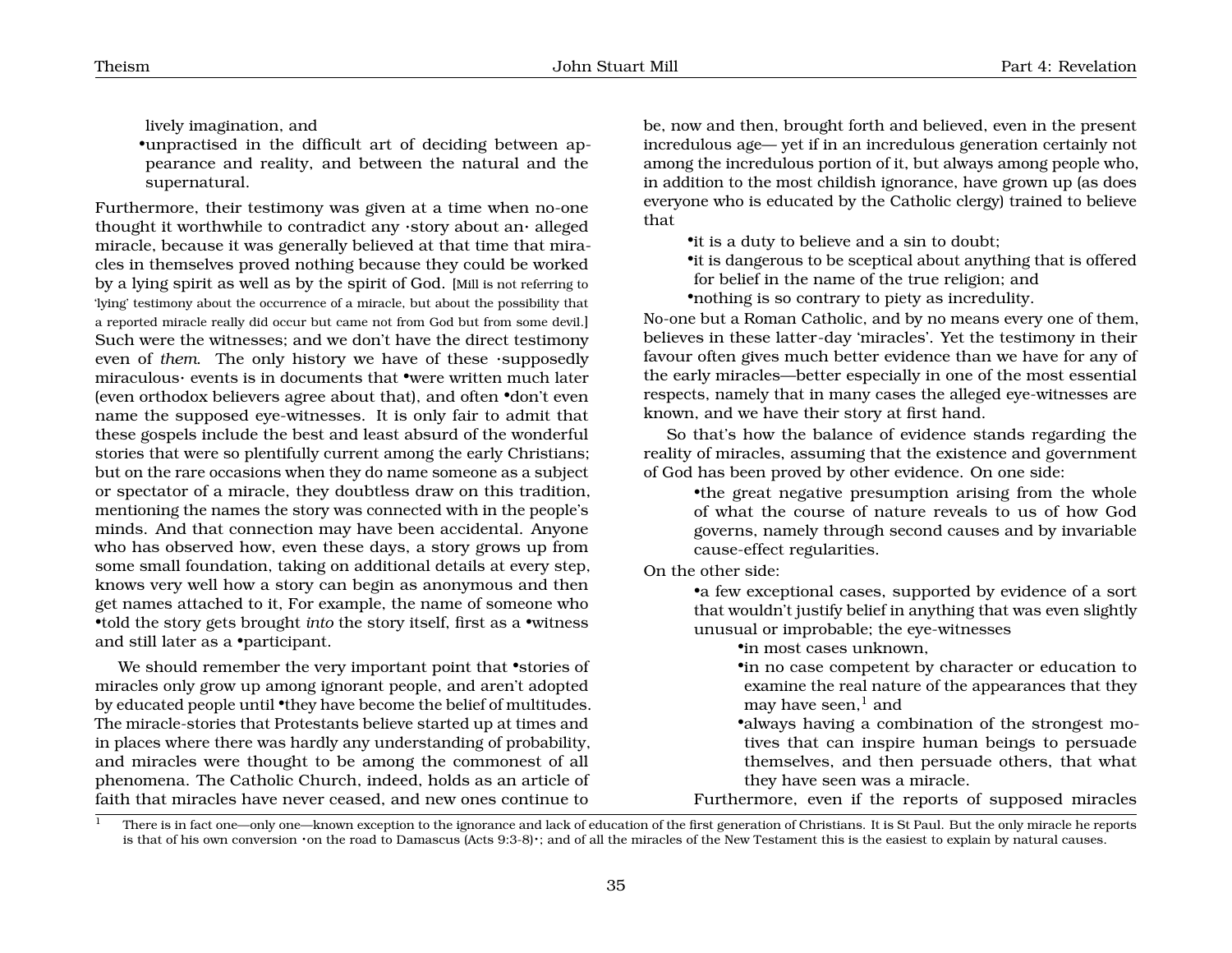lively imagination, and

•unpractised in the difficult art of deciding between appearance and reality, and between the natural and the supernatural.

Furthermore, their testimony was given at a time when no-one thought it worthwhile to contradict any ·story about an· alleged miracle, because it was generally believed at that time that miracles in themselves proved nothing because they could be worked by a lying spirit as well as by the spirit of God. [Mill is not referring to 'lying' testimony about the occurrence of a miracle, but about the possibility that a reported miracle really did occur but came not from God but from some devil.] Such were the witnesses; and we don't have the direct testimony even of *them*. The only history we have of these ·supposedly miraculous· events is in documents that •were written much later (even orthodox believers agree about that), and often •don't even name the supposed eye-witnesses. It is only fair to admit that these gospels include the best and least absurd of the wonderful stories that were so plentifully current among the early Christians; but on the rare occasions when they do name someone as a subject or spectator of a miracle, they doubtless draw on this tradition, mentioning the names the story was connected with in the people's minds. And that connection may have been accidental. Anyone who has observed how, even these days, a story grows up from some small foundation, taking on additional details at every step, knows very well how a story can begin as anonymous and then get names attached to it, For example, the name of someone who •told the story gets brought *into* the story itself, first as a •witness and still later as a •participant.

We should remember the very important point that •stories of miracles only grow up among ignorant people, and aren't adopted by educated people until •they have become the belief of multitudes. The miracle-stories that Protestants believe started up at times and in places where there was hardly any understanding of probability, and miracles were thought to be among the commonest of all phenomena. The Catholic Church, indeed, holds as an article of faith that miracles have never ceased, and new ones continue to be, now and then, brought forth and believed, even in the present incredulous age— yet if in an incredulous generation certainly not among the incredulous portion of it, but always among people who, in addition to the most childish ignorance, have grown up (as does everyone who is educated by the Catholic clergy) trained to believe that

•it is a duty to believe and a sin to doubt;

•it is dangerous to be sceptical about anything that is offered for belief in the name of the true religion; and

•nothing is so contrary to piety as incredulity.

No-one but a Roman Catholic, and by no means every one of them, believes in these latter-day 'miracles'. Yet the testimony in their favour often gives much better evidence than we have for any of the early miracles—better especially in one of the most essential respects, namely that in many cases the alleged eye-witnesses are known, and we have their story at first hand.

So that's how the balance of evidence stands regarding the reality of miracles, assuming that the existence and government of God has been proved by other evidence. On one side:

•the great negative presumption arising from the whole of what the course of nature reveals to us of how God governs, namely through second causes and by invariable cause-effect regularities.

On the other side:

•a few exceptional cases, supported by evidence of a sort that wouldn't justify belief in anything that was even slightly unusual or improbable; the eye-witnesses

•in most cases unknown,

•in no case competent by character or education to examine the real nature of the appearances that they may have seen,[1] and

•always having a combination of the strongest motives that can inspire human beings to persuade themselves, and then persuade others, that what they have seen was a miracle.

Furthermore, even if the reports of supposed miracles

[1] There is in fact one—only one—known exception to the ignorance and lack of education of the first generation of Christians. It is St Paul. But the only miracle he reports is that of his own conversion ·on the road to Damascus (Acts 9:3-8)·; and of all the miracles of the New Testament this is the easiest to explain by natural causes.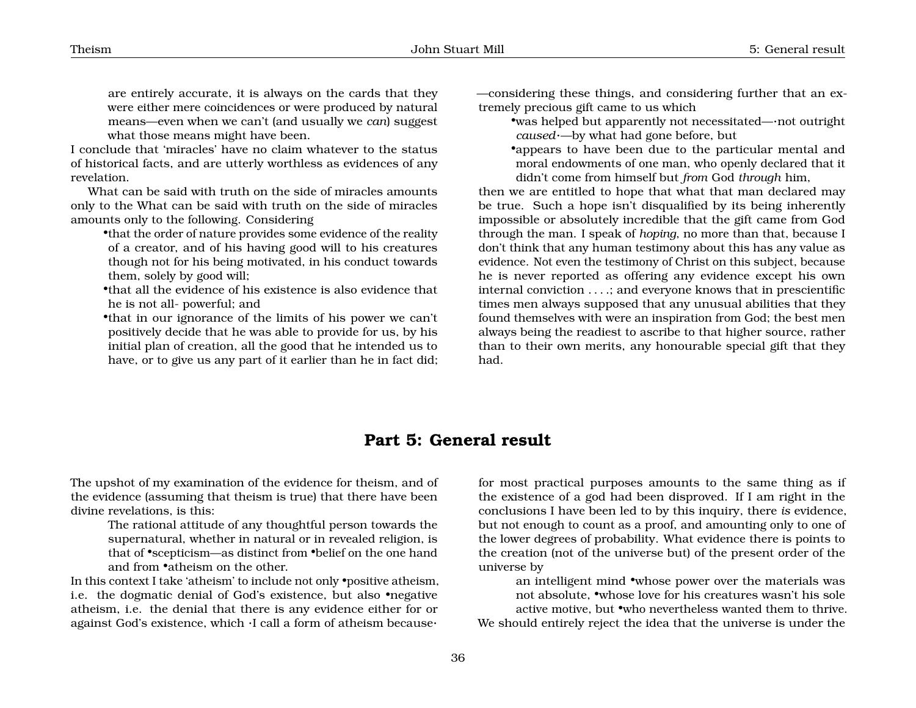are entirely accurate, it is always on the cards that they were either mere coincidences or were produced by natural means—even when we can't (and usually we *can*) suggest what those means might have been.

I conclude that 'miracles' have no claim whatever to the status of historical facts, and are utterly worthless as evidences of any revelation.

What can be said with truth on the side of miracles amounts only to the What can be said with truth on the side of miracles amounts only to the following. Considering

- that the order of nature provides some evidence of the reality of a creator, and of his having good will to his creatures though not for his being motivated, in his conduct towards them, solely by good will;
- that all the evidence of his existence is also evidence that he is not all- powerful; and
- that in our ignorance of the limits of his power we can't positively decide that he was able to provide for us, by his initial plan of creation, all the good that he intended us to have, or to give us any part of it earlier than he in fact did;

—considering these things, and considering further that an extremely precious gift came to us which

- was helped but apparently not necessitated—·not outright *caused*·—by what had gone before, but
- appears to have been due to the particular mental and moral endowments of one man, who openly declared that it didn't come from himself but *from* God *through* him,

then we are entitled to hope that what that man declared may be true. Such a hope isn't disqualified by its being inherently impossible or absolutely incredible that the gift came from God through the man. I speak of *hoping*, no more than that, because I don't think that any human testimony about this has any value as evidence. Not even the testimony of Christ on this subject, because he is never reported as offering any evidence except his own internal conviction . . . .; and everyone knows that in prescientific times men always supposed that any unusual abilities that they found themselves with were an inspiration from God; the best men always being the readiest to ascribe to that higher source, rather than to their own merits, any honourable special gift that they had.

# Part 5: General result

The upshot of my examination of the evidence for theism, and of the evidence (assuming that theism is true) that there have been divine revelations, is this:

> The rational attitude of any thoughtful person towards the supernatural, whether in natural or in revealed religion, is that of •scepticism—as distinct from •belief on the one hand and from •atheism on the other.

In this context I take 'atheism' to include not only •positive atheism, i.e. the dogmatic denial of God's existence, but also •negative atheism, i.e. the denial that there is any evidence either for or against God's existence, which ·I call a form of atheism because· for most practical purposes amounts to the same thing as if the existence of a god had been disproved. If I am right in the conclusions I have been led to by this inquiry, there *is* evidence, but not enough to count as a proof, and amounting only to one of the lower degrees of probability. What evidence there is points to the creation (not of the universe but) of the present order of the universe by

> an intelligent mind •whose power over the materials was not absolute, •whose love for his creatures wasn't his sole active motive, but •who nevertheless wanted them to thrive.

We should entirely reject the idea that the universe is under the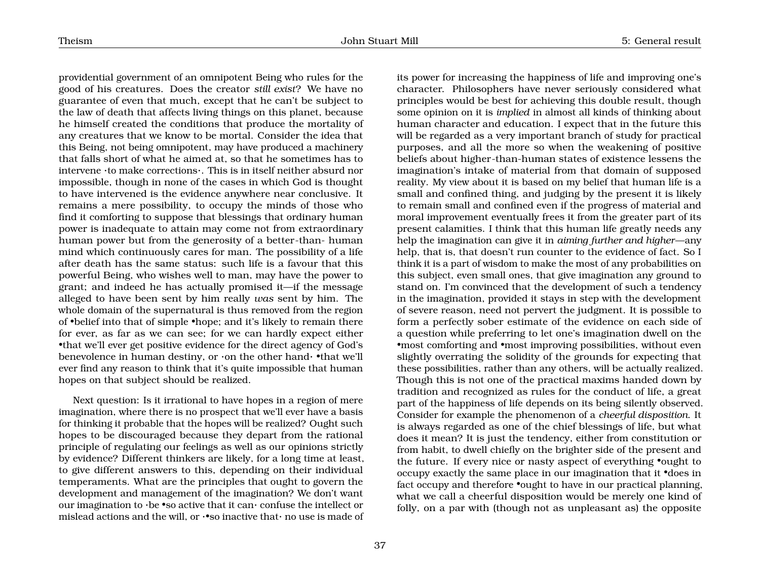providential government of an omnipotent Being who rules for the good of his creatures. Does the creator *still exist*? We have no guarantee of even that much, except that he can't be subject to the law of death that affects living things on this planet, because he himself created the conditions that produce the mortality of any creatures that we know to be mortal. Consider the idea that this Being, not being omnipotent, may have produced a machinery that falls short of what he aimed at, so that he sometimes has to intervene ·to make corrections·. This is in itself neither absurd nor impossible, though in none of the cases in which God is thought to have intervened is the evidence anywhere near conclusive. It remains a mere possibility, to occupy the minds of those who find it comforting to suppose that blessings that ordinary human power is inadequate to attain may come not from extraordinary human power but from the generosity of a better-than- human mind which continuously cares for man. The possibility of a life after death has the same status: such life is a favour that this powerful Being, who wishes well to man, may have the power to grant; and indeed he has actually promised it—if the message alleged to have been sent by him really *was* sent by him. The whole domain of the supernatural is thus removed from the region of •belief into that of simple •hope; and it's likely to remain there for ever, as far as we can see; for we can hardly expect either •that we'll ever get positive evidence for the direct agency of God's benevolence in human destiny, or ·on the other hand· •that we'll ever find any reason to think that it's quite impossible that human hopes on that subject should be realized.

Next question: Is it irrational to have hopes in a region of mere imagination, where there is no prospect that we'll ever have a basis for thinking it probable that the hopes will be realized? Ought such hopes to be discouraged because they depart from the rational principle of regulating our feelings as well as our opinions strictly by evidence? Different thinkers are likely, for a long time at least, to give different answers to this, depending on their individual temperaments. What are the principles that ought to govern the development and management of the imagination? We don't want our imagination to ·be •so active that it can· confuse the intellect or mislead actions and the will, or ·•so inactive that· no use is made of its power for increasing the happiness of life and improving one's character. Philosophers have never seriously considered what principles would be best for achieving this double result, though some opinion on it is *implied* in almost all kinds of thinking about human character and education. I expect that in the future this will be regarded as a very important branch of study for practical purposes, and all the more so when the weakening of positive beliefs about higher-than-human states of existence lessens the imagination's intake of material from that domain of supposed reality. My view about it is based on my belief that human life is a small and confined thing, and judging by the present it is likely to remain small and confined even if the progress of material and moral improvement eventually frees it from the greater part of its present calamities. I think that this human life greatly needs any help the imagination can give it in *aiming further and higher*—any help, that is, that doesn't run counter to the evidence of fact. So I think it is a part of wisdom to make the most of any probabilities on this subject, even small ones, that give imagination any ground to stand on. I'm convinced that the development of such a tendency in the imagination, provided it stays in step with the development of severe reason, need not pervert the judgment. It is possible to form a perfectly sober estimate of the evidence on each side of a question while preferring to let one's imagination dwell on the •most comforting and •most improving possibilities, without even slightly overrating the solidity of the grounds for expecting that these possibilities, rather than any others, will be actually realized. Though this is not one of the practical maxims handed down by tradition and recognized as rules for the conduct of life, a great part of the happiness of life depends on its being silently observed. Consider for example the phenomenon of a *cheerful disposition*. It is always regarded as one of the chief blessings of life, but what does it mean? It is just the tendency, either from constitution or from habit, to dwell chiefly on the brighter side of the present and the future. If every nice or nasty aspect of everything •ought to occupy exactly the same place in our imagination that it •does in fact occupy and therefore •ought to have in our practical planning, what we call a cheerful disposition would be merely one kind of folly, on a par with (though not as unpleasant as) the opposite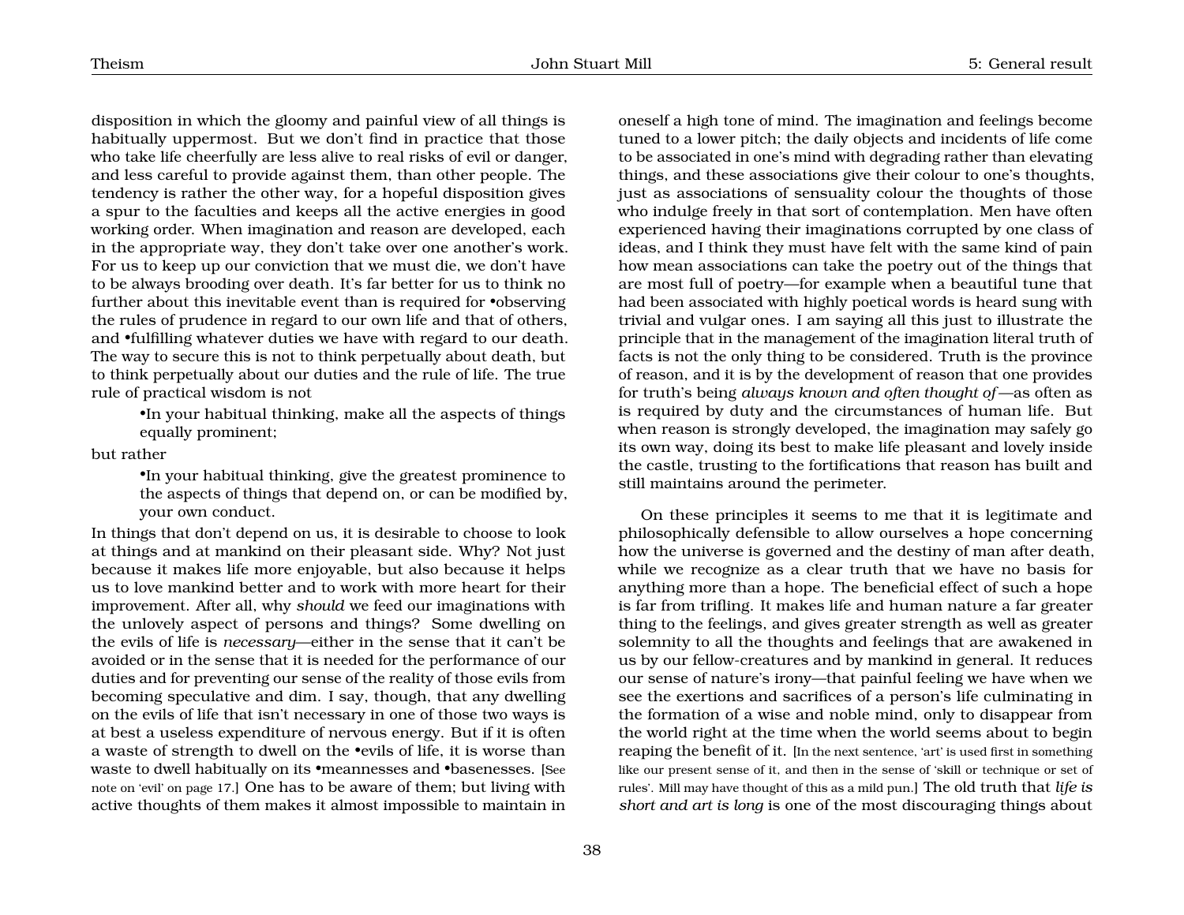disposition in which the gloomy and painful view of all things is habitually uppermost. But we don't find in practice that those who take life cheerfully are less alive to real risks of evil or danger, and less careful to provide against them, than other people. The tendency is rather the other way, for a hopeful disposition gives a spur to the faculties and keeps all the active energies in good working order. When imagination and reason are developed, each in the appropriate way, they don't take over one another's work. For us to keep up our conviction that we must die, we don't have to be always brooding over death. It's far better for us to think no further about this inevitable event than is required for •observing the rules of prudence in regard to our own life and that of others, and •fulfilling whatever duties we have with regard to our death. The way to secure this is not to think perpetually about death, but to think perpetually about our duties and the rule of life. The true rule of practical wisdom is not

> •In your habitual thinking, make all the aspects of things equally prominent;

but rather

> •In your habitual thinking, give the greatest prominence to the aspects of things that depend on, or can be modified by, your own conduct.

In things that don't depend on us, it is desirable to choose to look at things and at mankind on their pleasant side. Why? Not just because it makes life more enjoyable, but also because it helps us to love mankind better and to work with more heart for their improvement. After all, why *should* we feed our imaginations with the unlovely aspect of persons and things? Some dwelling on the evils of life is *necessary*—either in the sense that it can't be avoided or in the sense that it is needed for the performance of our duties and for preventing our sense of the reality of those evils from becoming speculative and dim. I say, though, that any dwelling on the evils of life that isn't necessary in one of those two ways is at best a useless expenditure of nervous energy. But if it is often a waste of strength to dwell on the •evils of life, it is worse than waste to dwell habitually on its •meannesses and •basenesses. [See note on 'evil' on page 17.] One has to be aware of them; but living with active thoughts of them makes it almost impossible to maintain in oneself a high tone of mind. The imagination and feelings become tuned to a lower pitch; the daily objects and incidents of life come to be associated in one's mind with degrading rather than elevating things, and these associations give their colour to one's thoughts, just as associations of sensuality colour the thoughts of those who indulge freely in that sort of contemplation. Men have often experienced having their imaginations corrupted by one class of ideas, and I think they must have felt with the same kind of pain how mean associations can take the poetry out of the things that are most full of poetry—for example when a beautiful tune that had been associated with highly poetical words is heard sung with trivial and vulgar ones. I am saying all this just to illustrate the principle that in the management of the imagination literal truth of facts is not the only thing to be considered. Truth is the province of reason, and it is by the development of reason that one provides for truth's being *always known and often thought of*—as often as is required by duty and the circumstances of human life. But when reason is strongly developed, the imagination may safely go its own way, doing its best to make life pleasant and lovely inside the castle, trusting to the fortifications that reason has built and still maintains around the perimeter.

On these principles it seems to me that it is legitimate and philosophically defensible to allow ourselves a hope concerning how the universe is governed and the destiny of man after death, while we recognize as a clear truth that we have no basis for anything more than a hope. The beneficial effect of such a hope is far from trifling. It makes life and human nature a far greater thing to the feelings, and gives greater strength as well as greater solemnity to all the thoughts and feelings that are awakened in us by our fellow-creatures and by mankind in general. It reduces our sense of nature's irony—that painful feeling we have when we see the exertions and sacrifices of a person's life culminating in the formation of a wise and noble mind, only to disappear from the world right at the time when the world seems about to begin reaping the benefit of it. [In the next sentence, 'art' is used first in something like our present sense of it, and then in the sense of 'skill or technique or set of rules'. Mill may have thought of this as a mild pun.] The old truth that *life is short and art is long* is one of the most discouraging things about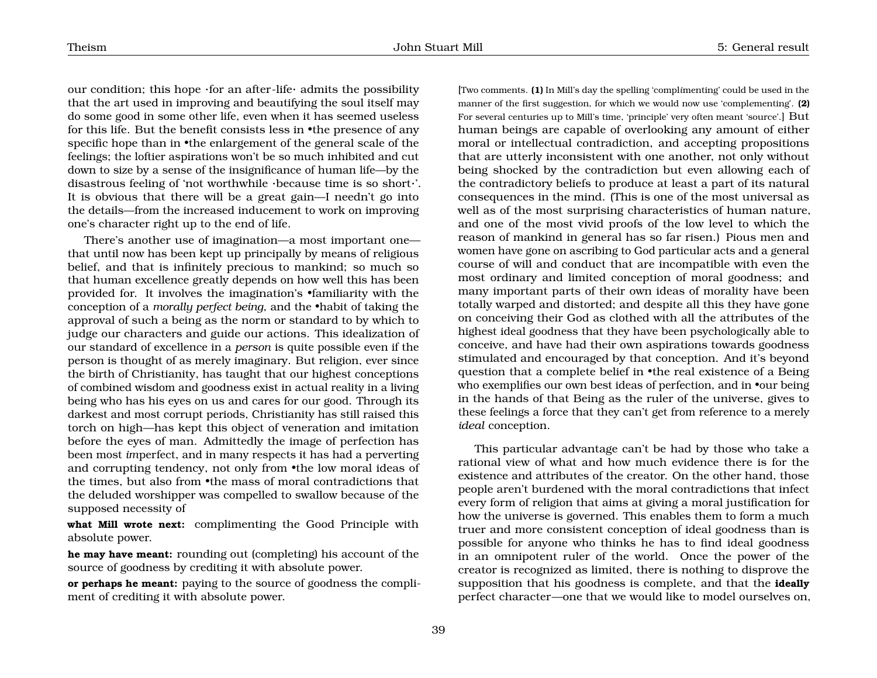our condition; this hope ·for an after-life· admits the possibility that the art used in improving and beautifying the soul itself may do some good in some other life, even when it has seemed useless for this life. But the benefit consists less in •the presence of any specific hope than in •the enlargement of the general scale of the feelings; the loftier aspirations won't be so much inhibited and cut down to size by a sense of the insignificance of human life—by the disastrous feeling of 'not worthwhile ·because time is so short·'. It is obvious that there will be a great gain—I needn't go into the details—from the increased inducement to work on improving one's character right up to the end of life.

There's another use of imagination—a most important one—that until now has been kept up principally by means of religious belief, and that is infinitely precious to mankind; so much so that human excellence greatly depends on how well this has been provided for. It involves the imagination's •familiarity with the conception of a *morally perfect being*, and the •habit of taking the approval of such a being as the norm or standard to by which to judge our characters and guide our actions. This idealization of our standard of excellence in a *person* is quite possible even if the person is thought of as merely imaginary. But religion, ever since the birth of Christianity, has taught that our highest conceptions of combined wisdom and goodness exist in actual reality in a living being who has his eyes on us and cares for our good. Through its darkest and most corrupt periods, Christianity has still raised this torch on high—has kept this object of veneration and imitation before the eyes of man. Admittedly the image of perfection has been most *im*perfect, and in many respects it has had a perverting and corrupting tendency, not only from •the low moral ideas of the times, but also from •the mass of moral contradictions that the deluded worshipper was compelled to swallow because of the supposed necessity of

**what Mill wrote next:** complimenting the Good Principle with absolute power.

**he may have meant:** rounding out (completing) his account of the source of goodness by crediting it with absolute power.

**or perhaps he meant:** paying to the source of goodness the compliment of crediting it with absolute power.

[Two comments. **(1)** In Mill's day the spelling 'compl*i*menting' could be used in the manner of the first suggestion, for which we would now use 'complementing'. **(2)** For several centuries up to Mill's time, 'principle' very often meant 'source'.] But human beings are capable of overlooking any amount of either moral or intellectual contradiction, and accepting propositions that are utterly inconsistent with one another, not only without being shocked by the contradiction but even allowing each of the contradictory beliefs to produce at least a part of its natural consequences in the mind. (This is one of the most universal as well as of the most surprising characteristics of human nature, and one of the most vivid proofs of the low level to which the reason of mankind in general has so far risen.) Pious men and women have gone on ascribing to God particular acts and a general course of will and conduct that are incompatible with even the most ordinary and limited conception of moral goodness; and many important parts of their own ideas of morality have been totally warped and distorted; and despite all this they have gone on conceiving their God as clothed with all the attributes of the highest ideal goodness that they have been psychologically able to conceive, and have had their own aspirations towards goodness stimulated and encouraged by that conception. And it's beyond question that a complete belief in •the real existence of a Being who exemplifies our own best ideas of perfection, and in •our being in the hands of that Being as the ruler of the universe, gives to these feelings a force that they can't get from reference to a merely *ideal* conception.

This particular advantage can't be had by those who take a rational view of what and how much evidence there is for the existence and attributes of the creator. On the other hand, those people aren't burdened with the moral contradictions that infect every form of religion that aims at giving a moral justification for how the universe is governed. This enables them to form a much truer and more consistent conception of ideal goodness than is possible for anyone who thinks he has to find ideal goodness in an omnipotent ruler of the world. Once the power of the creator is recognized as limited, there is nothing to disprove the supposition that his goodness is complete, and that the **ideally** perfect character—one that we would like to model ourselves on,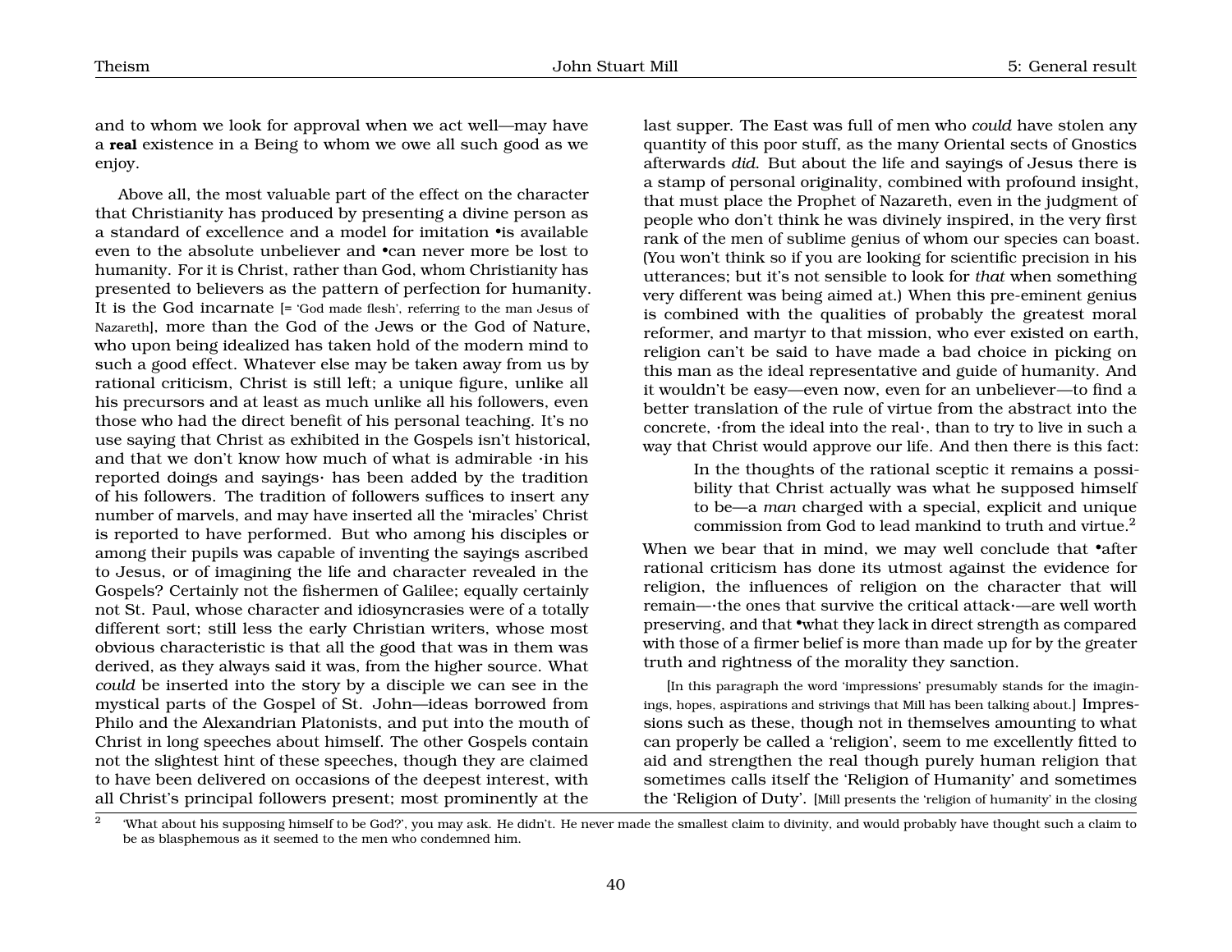and to whom we look for approval when we act well—may have a **real** existence in a Being to whom we owe all such good as we enjoy.

Above all, the most valuable part of the effect on the character that Christianity has produced by presenting a divine person as a standard of excellence and a model for imitation •is available even to the absolute unbeliever and •can never more be lost to humanity. For it is Christ, rather than God, whom Christianity has presented to believers as the pattern of perfection for humanity. It is the God incarnate [= 'God made flesh', referring to the man Jesus of Nazareth], more than the God of the Jews or the God of Nature, who upon being idealized has taken hold of the modern mind to such a good effect. Whatever else may be taken away from us by rational criticism, Christ is still left; a unique figure, unlike all his precursors and at least as much unlike all his followers, even those who had the direct benefit of his personal teaching. It's no use saying that Christ as exhibited in the Gospels isn't historical, and that we don't know how much of what is admirable ·in his reported doings and sayings· has been added by the tradition of his followers. The tradition of followers suffices to insert any number of marvels, and may have inserted all the 'miracles' Christ is reported to have performed. But who among his disciples or among their pupils was capable of inventing the sayings ascribed to Jesus, or of imagining the life and character revealed in the Gospels? Certainly not the fishermen of Galilee; equally certainly not St. Paul, whose character and idiosyncrasies were of a totally different sort; still less the early Christian writers, whose most obvious characteristic is that all the good that was in them was derived, as they always said it was, from the higher source. What *could* be inserted into the story by a disciple we can see in the mystical parts of the Gospel of St. John—ideas borrowed from Philo and the Alexandrian Platonists, and put into the mouth of Christ in long speeches about himself. The other Gospels contain not the slightest hint of these speeches, though they are claimed to have been delivered on occasions of the deepest interest, with all Christ's principal followers present; most prominently at the last supper. The East was full of men who *could* have stolen any quantity of this poor stuff, as the many Oriental sects of Gnostics afterwards *did*. But about the life and sayings of Jesus there is a stamp of personal originality, combined with profound insight, that must place the Prophet of Nazareth, even in the judgment of people who don't think he was divinely inspired, in the very first rank of the men of sublime genius of whom our species can boast. (You won't think so if you are looking for scientific precision in his utterances; but it's not sensible to look for *that* when something very different was being aimed at.) When this pre-eminent genius is combined with the qualities of probably the greatest moral reformer, and martyr to that mission, who ever existed on earth, religion can't be said to have made a bad choice in picking on this man as the ideal representative and guide of humanity. And it wouldn't be easy—even now, even for an unbeliever—to find a better translation of the rule of virtue from the abstract into the concrete, ·from the ideal into the real·, than to try to live in such a way that Christ would approve our life. And then there is this fact:

> In the thoughts of the rational sceptic it remains a possibility that Christ actually was what he supposed himself to be—a *man* charged with a special, explicit and unique commission from God to lead mankind to truth and virtue.[2]

When we bear that in mind, we may well conclude that •after rational criticism has done its utmost against the evidence for religion, the influences of religion on the character that will remain—·the ones that survive the critical attack·—are well worth preserving, and that •what they lack in direct strength as compared with those of a firmer belief is more than made up for by the greater truth and rightness of the morality they sanction.

[In this paragraph the word 'impressions' presumably stands for the imaginings, hopes, aspirations and strivings that Mill has been talking about.] Impressions such as these, though not in themselves amounting to what can properly be called a 'religion', seem to me excellently fitted to aid and strengthen the real though purely human religion that sometimes calls itself the 'Religion of Humanity' and sometimes the 'Religion of Duty'. [Mill presents the 'religion of humanity' in the closing

[2] 'What about his supposing himself to be God?', you may ask. He didn't. He never made the smallest claim to divinity, and would probably have thought such a claim to be as blasphemous as it seemed to the men who condemned him.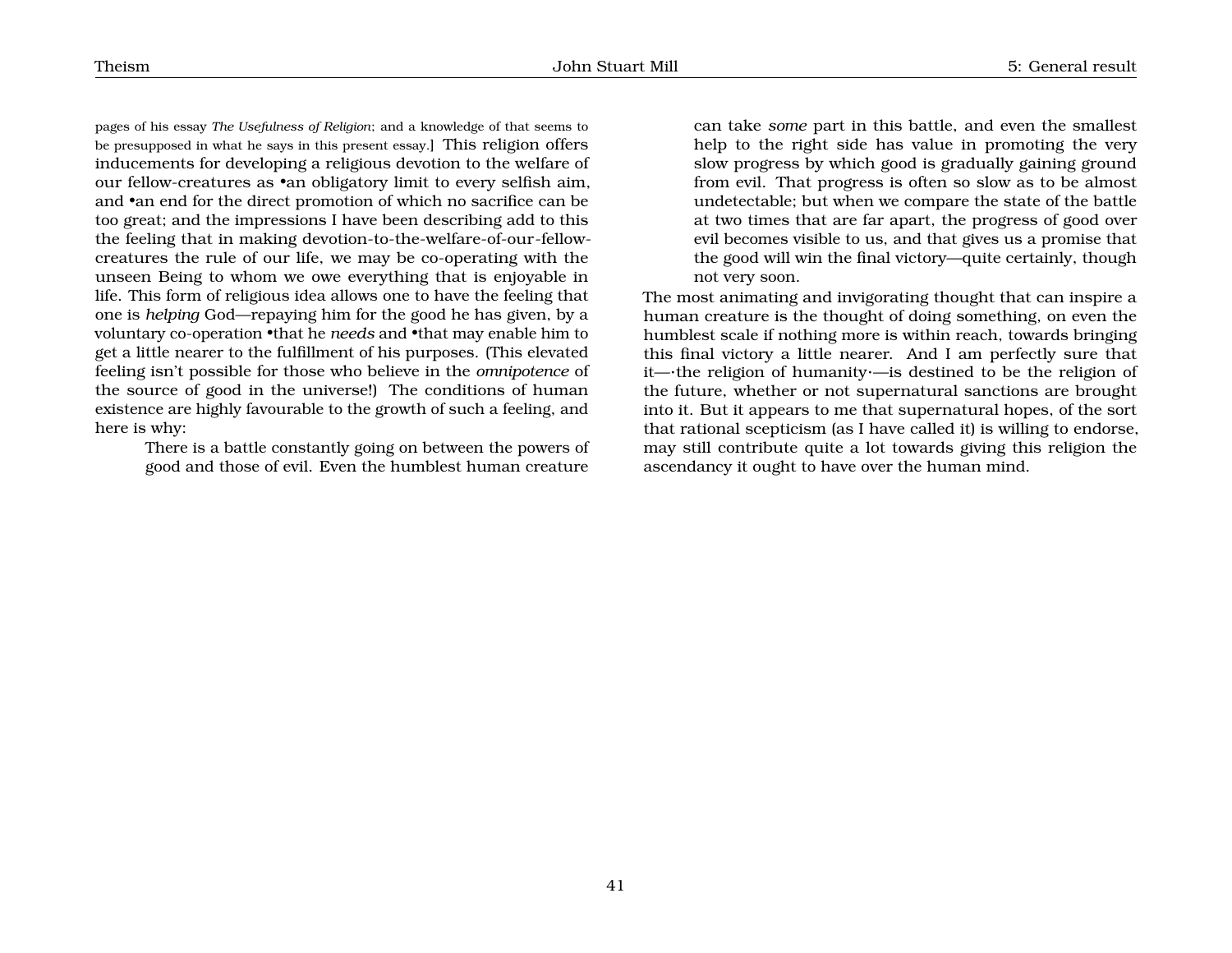pages of his essay *The Usefulness of Religion*; and a knowledge of that seems to be presupposed in what he says in this present essay.] This religion offers inducements for developing a religious devotion to the welfare of our fellow-creatures as •an obligatory limit to every selfish aim, and •an end for the direct promotion of which no sacrifice can be too great; and the impressions I have been describing add to this the feeling that in making devotion-to-the-welfare-of-our-fellow-creatures the rule of our life, we may be co-operating with the unseen Being to whom we owe everything that is enjoyable in life. This form of religious idea allows one to have the feeling that one is *helping* God—repaying him for the good he has given, by a voluntary co-operation •that he *needs* and •that may enable him to get a little nearer to the fulfillment of his purposes. (This elevated feeling isn't possible for those who believe in the *omnipotence* of the source of good in the universe!) The conditions of human existence are highly favourable to the growth of such a feeling, and here is why:

> There is a battle constantly going on between the powers of good and those of evil. Even the humblest human creature can take *some* part in this battle, and even the smallest help to the right side has value in promoting the very slow progress by which good is gradually gaining ground from evil. That progress is often so slow as to be almost undetectable; but when we compare the state of the battle at two times that are far apart, the progress of good over evil becomes visible to us, and that gives us a promise that the good will win the final victory—quite certainly, though not very soon.

The most animating and invigorating thought that can inspire a human creature is the thought of doing something, on even the humblest scale if nothing more is within reach, towards bringing this final victory a little nearer. And I am perfectly sure that it—·the religion of humanity·—is destined to be the religion of the future, whether or not supernatural sanctions are brought into it. But it appears to me that supernatural hopes, of the sort that rational scepticism (as I have called it) is willing to endorse, may still contribute quite a lot towards giving this religion the ascendancy it ought to have over the human mind.